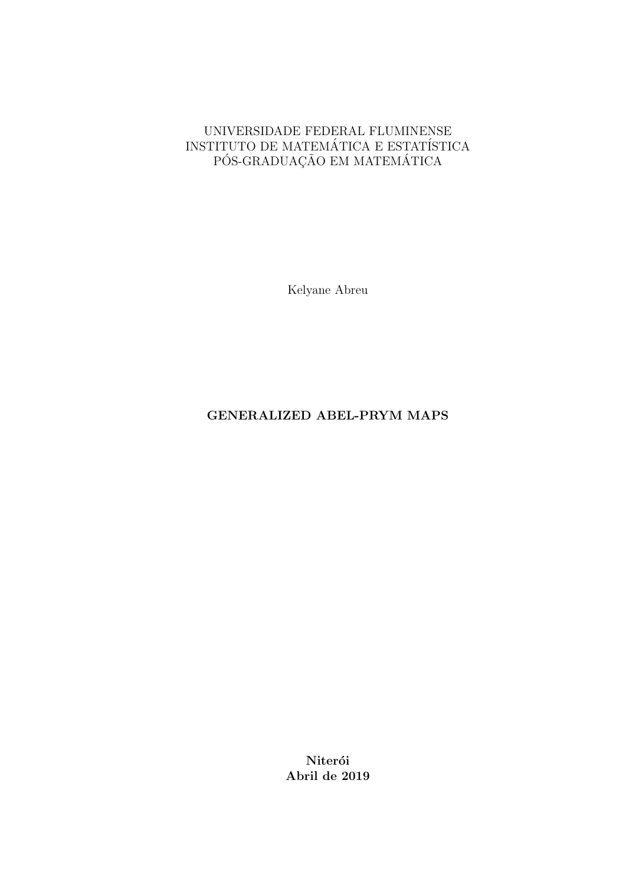UNIVERSIDADE FEDERAL FLUMINENSE
INSTITUTO DE MATEMÁTICA E ESTATÍSTICA
PÓS-GRADUAÇÃO EM MATEMÁTICA

Kelyane Abreu

# GENERALIZED ABEL-PRYM MAPS

**Niterói**
**Abril de 2019**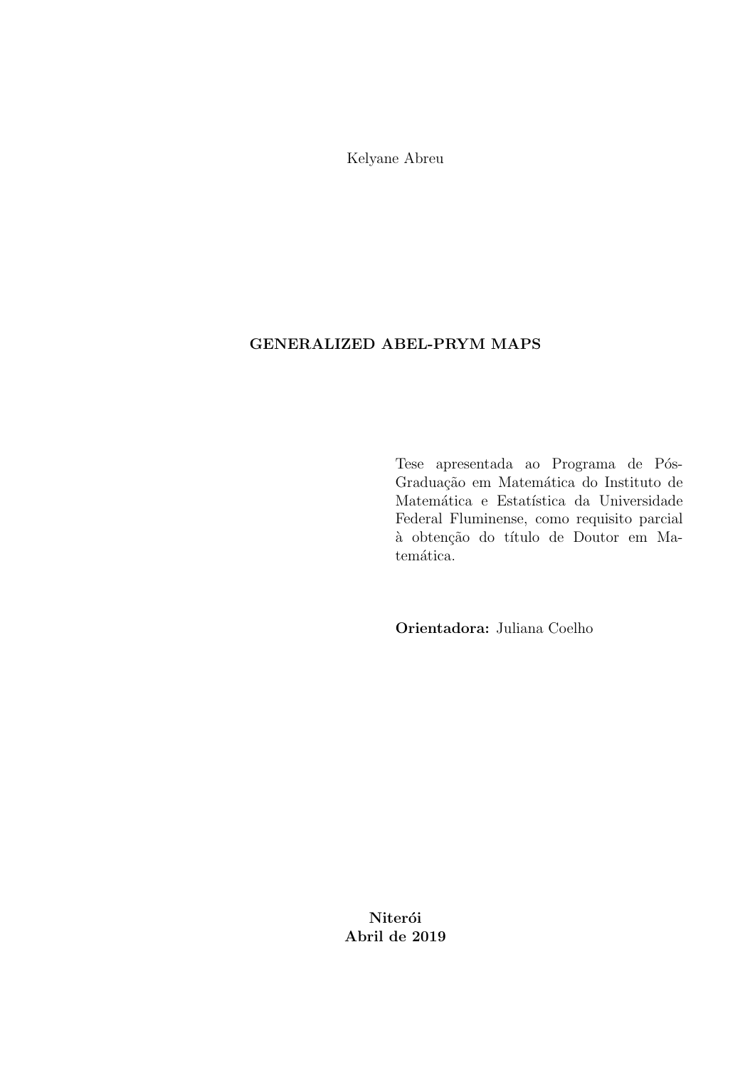Kelyane Abreu

**GENERALIZED ABEL-PRYM MAPS**

Tese apresentada ao Programa de Pós-Graduação em Matemática do Instituto de Matemática e Estatística da Universidade Federal Fluminense, como requisito parcial à obtenção do título de Doutor em Matemática.

**Orientadora:** Juliana Coelho

**Niterói**
**Abril de 2019**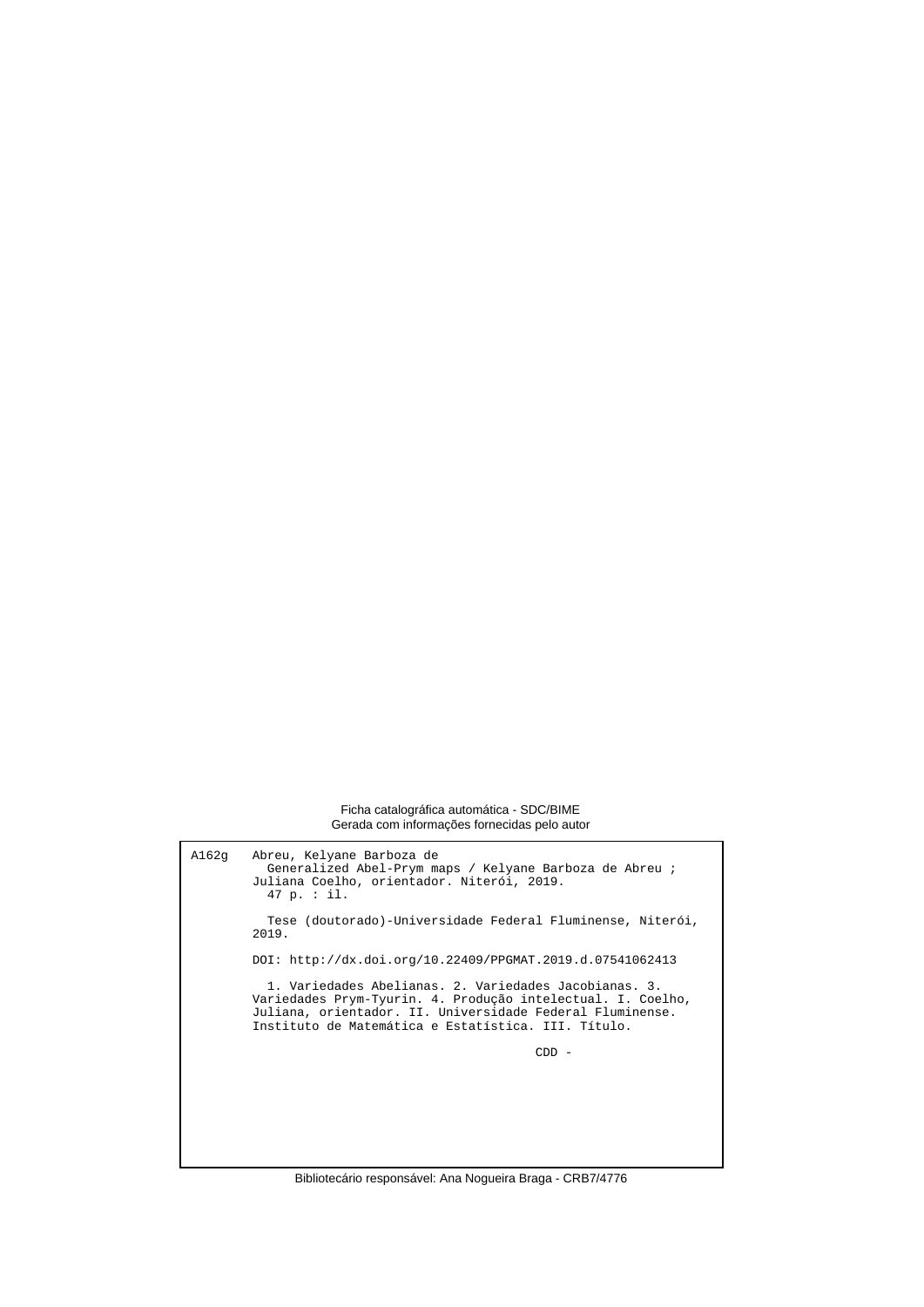Ficha catalográfica automática - SDC/BIME
Gerada com informações fornecidas pelo autor

```
A162g   Abreu, Kelyane Barboza de
          Generalized Abel-Prym maps / Kelyane Barboza de Abreu ;
        Juliana Coelho, orientador. Niterói, 2019.
          47 p. : il.

          Tese (doutorado)-Universidade Federal Fluminense, Niterói,
        2019.

        DOI: http://dx.doi.org/10.22409/PPGMAT.2019.d.07541062413

          1. Variedades Abelianas. 2. Variedades Jacobianas. 3.
        Variedades Prym-Tyurin. 4. Produção intelectual. I. Coelho,
        Juliana, orientador. II. Universidade Federal Fluminense.
        Instituto de Matemática e Estatística. III. Título.

                                                   CDD -
```

Bibliotecário responsável: Ana Nogueira Braga - CRB7/4776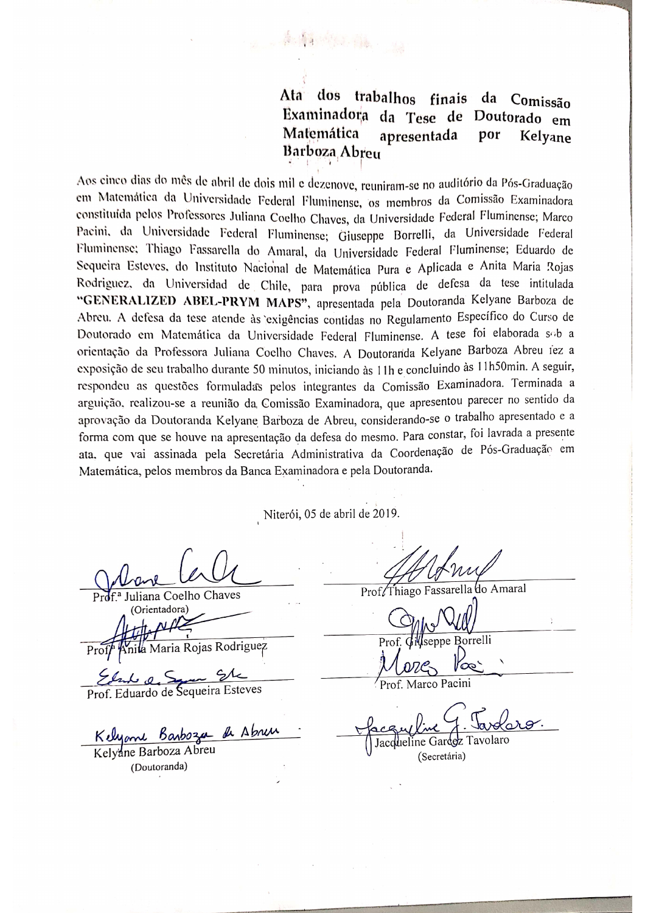**Ata dos trabalhos finais da Comissão Examinadora da Tese de Doutorado em Matemática apresentada por Kelyane Barboza Abreu**

Aos cinco dias do mês de abril de dois mil e dezenove, reuniram-se no auditório da Pós-Graduação em Matemática da Universidade Federal Fluminense, os membros da Comissão Examinadora constituída pelos Professores Juliana Coelho Chaves, da Universidade Federal Fluminense; Marco Pacini, da Universidade Federal Fluminense; Giuseppe Borrelli, da Universidade Federal Fluminense; Thiago Fassarella do Amaral, da Universidade Federal Fluminense; Eduardo de Sequeira Esteves, do Instituto Nacional de Matemática Pura e Aplicada e Anita Maria Rojas Rodriguez, da Universidad de Chile, para prova pública de defesa da tese intitulada **"GENERALIZED ABEL-PRYM MAPS"**, apresentada pela Doutoranda Kelyane Barboza de Abreu. A defesa da tese atende às exigências contidas no Regulamento Específico do Curso de Doutorado em Matemática da Universidade Federal Fluminense. A tese foi elaborada sob a orientação da Professora Juliana Coelho Chaves. A Doutoranda Kelyane Barboza Abreu fez a exposição de seu trabalho durante 50 minutos, iniciando às 11h e concluindo às 11h50min. A seguir, respondeu as questões formuladas pelos integrantes da Comissão Examinadora. Terminada a arguição, realizou-se a reunião da Comissão Examinadora, que apresentou parecer no sentido da aprovação da Doutoranda Kelyane Barboza de Abreu, considerando-se o trabalho apresentado e a forma com que se houve na apresentação da defesa do mesmo. Para constar, foi lavrada a presente ata, que vai assinada pela Secretária Administrativa da Coordenação de Pós-Graduação em Matemática, pelos membros da Banca Examinadora e pela Doutoranda.

Niterói, 05 de abril de 2019.

Prof.ª Juliana Coelho Chaves
(Orientadora)

Prof. Thiago Fassarella do Amaral

Prof.ª Anita Maria Rojas Rodriguez

Prof. Giuseppe Borrelli

Prof. Eduardo de Sequeira Esteves

Prof. Marco Pacini

Kelyane Barboza Abreu
(Doutoranda)

Jacqueline Garcez Tavolaro
(Secretária)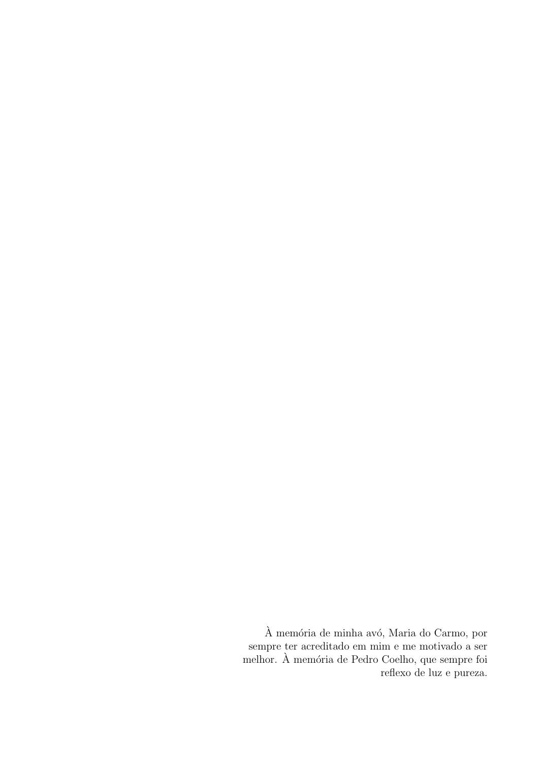À memória de minha avó, Maria do Carmo, por sempre ter acreditado em mim e me motivado a ser melhor. À memória de Pedro Coelho, que sempre foi reflexo de luz e pureza.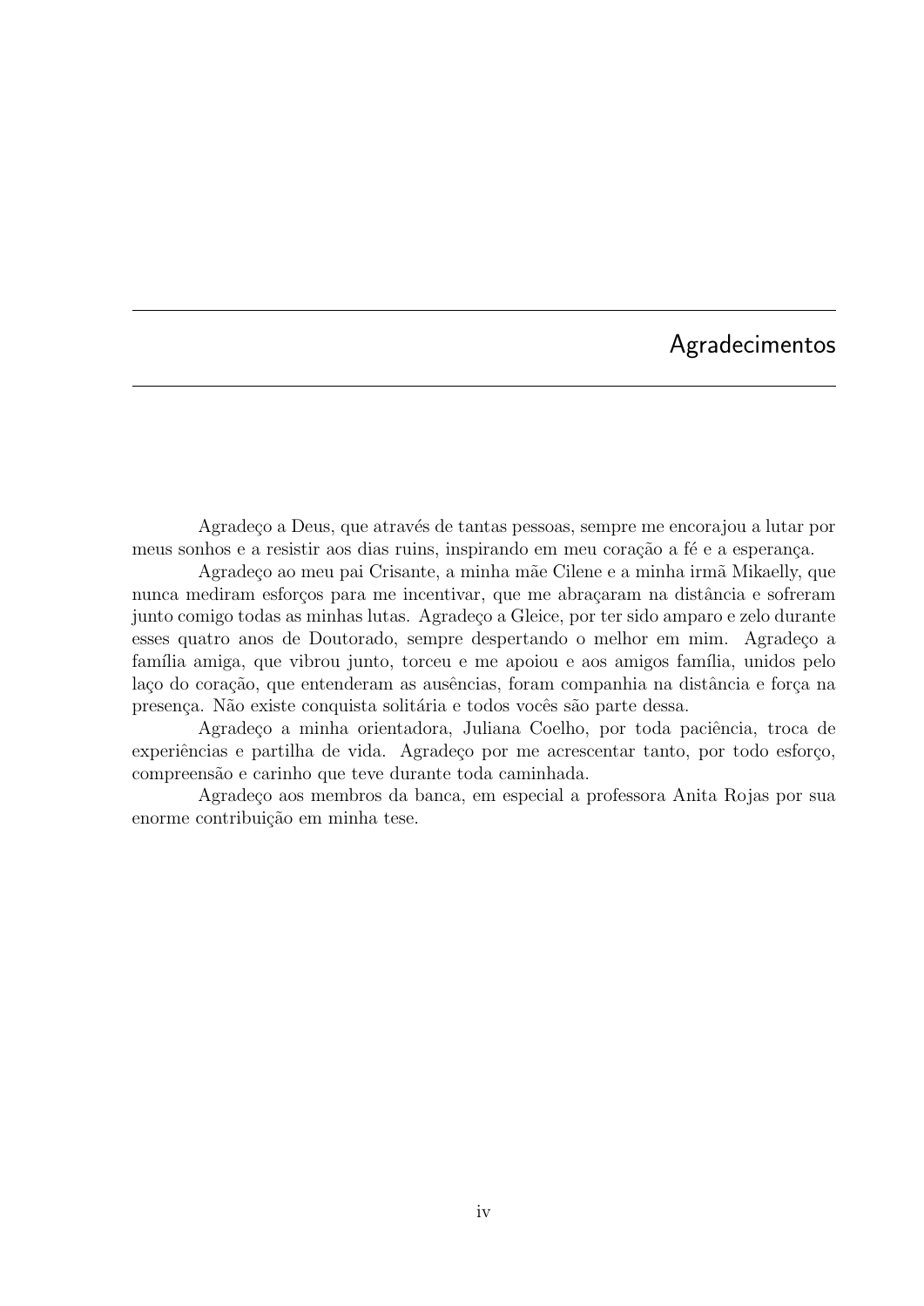# Agradecimentos

Agradeço a Deus, que através de tantas pessoas, sempre me encorajou a lutar por meus sonhos e a resistir aos dias ruins, inspirando em meu coração a fé e a esperança.

Agradeço ao meu pai Crisante, a minha mãe Cilene e a minha irmã Mikaelly, que nunca mediram esforços para me incentivar, que me abraçaram na distância e sofreram junto comigo todas as minhas lutas. Agradeço a Gleice, por ter sido amparo e zelo durante esses quatro anos de Doutorado, sempre despertando o melhor em mim. Agradeço a família amiga, que vibrou junto, torceu e me apoiou e aos amigos família, unidos pelo laço do coração, que entenderam as ausências, foram companhia na distância e força na presença. Não existe conquista solitária e todos vocês são parte dessa.

Agradeço a minha orientadora, Juliana Coelho, por toda paciência, troca de experiências e partilha de vida. Agradeço por me acrescentar tanto, por todo esforço, compreensão e carinho que teve durante toda caminhada.

Agradeço aos membros da banca, em especial a professora Anita Rojas por sua enorme contribuição em minha tese.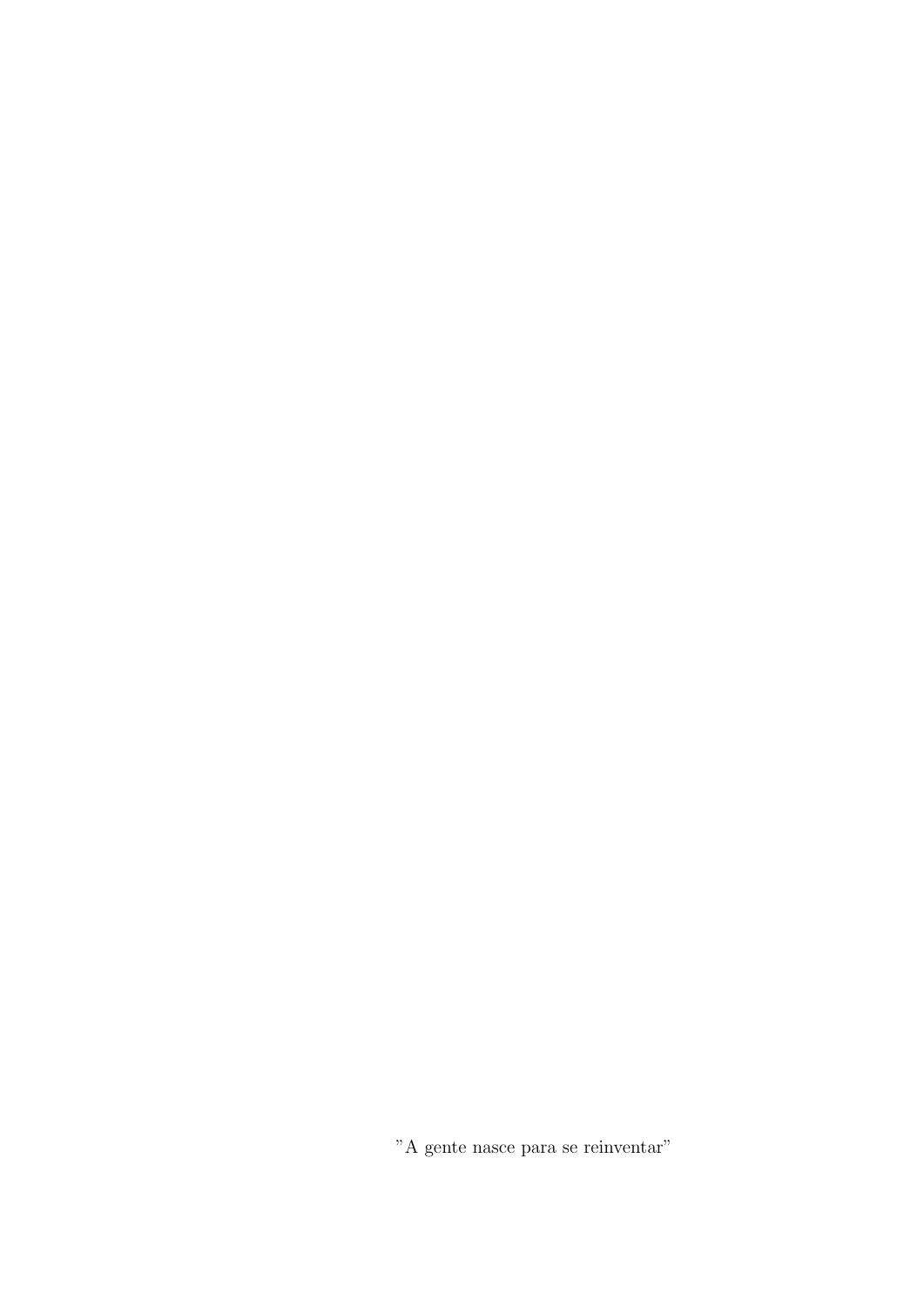"A gente nasce para se reinventar"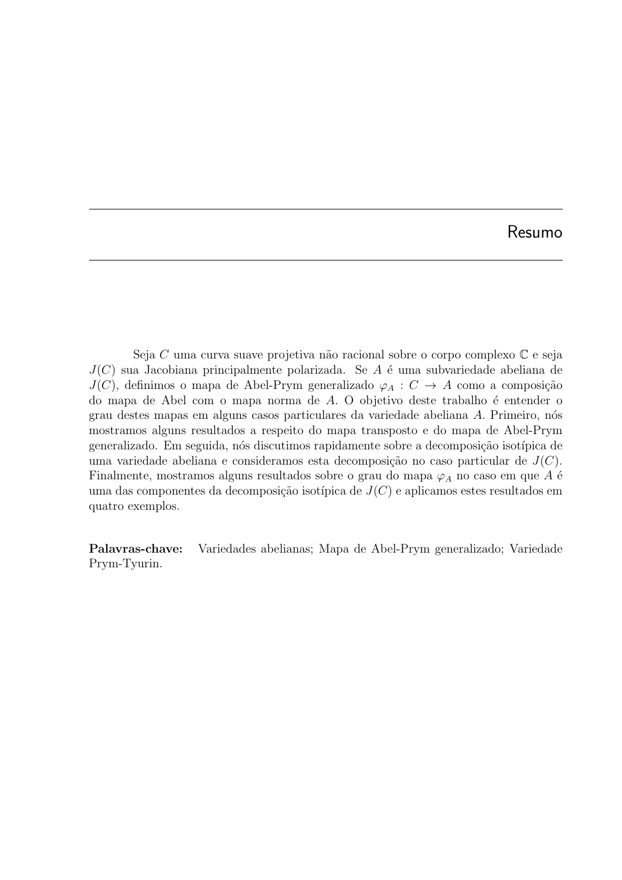# Resumo

Seja $C$ uma curva suave projetiva não racional sobre o corpo complexo $\mathbb{C}$ e seja $J(C)$ sua Jacobiana principalmente polarizada. Se $A$ é uma subvariedade abeliana de $J(C)$, definimos o mapa de Abel-Prym generalizado $\varphi_A : C \to A$ como a composição do mapa de Abel com o mapa norma de $A$. O objetivo deste trabalho é entender o grau destes mapas em alguns casos particulares da variedade abeliana $A$. Primeiro, nós mostramos alguns resultados a respeito do mapa transposto e do mapa de Abel-Prym generalizado. Em seguida, nós discutimos rapidamente sobre a decomposição isotípica de uma variedade abeliana e consideramos esta decomposição no caso particular de $J(C)$. Finalmente, mostramos alguns resultados sobre o grau do mapa $\varphi_A$ no caso em que $A$ é uma das componentes da decomposição isotípica de $J(C)$ e aplicamos estes resultados em quatro exemplos.

**Palavras-chave:** Variedades abelianas; Mapa de Abel-Prym generalizado; Variedade Prym-Tyurin.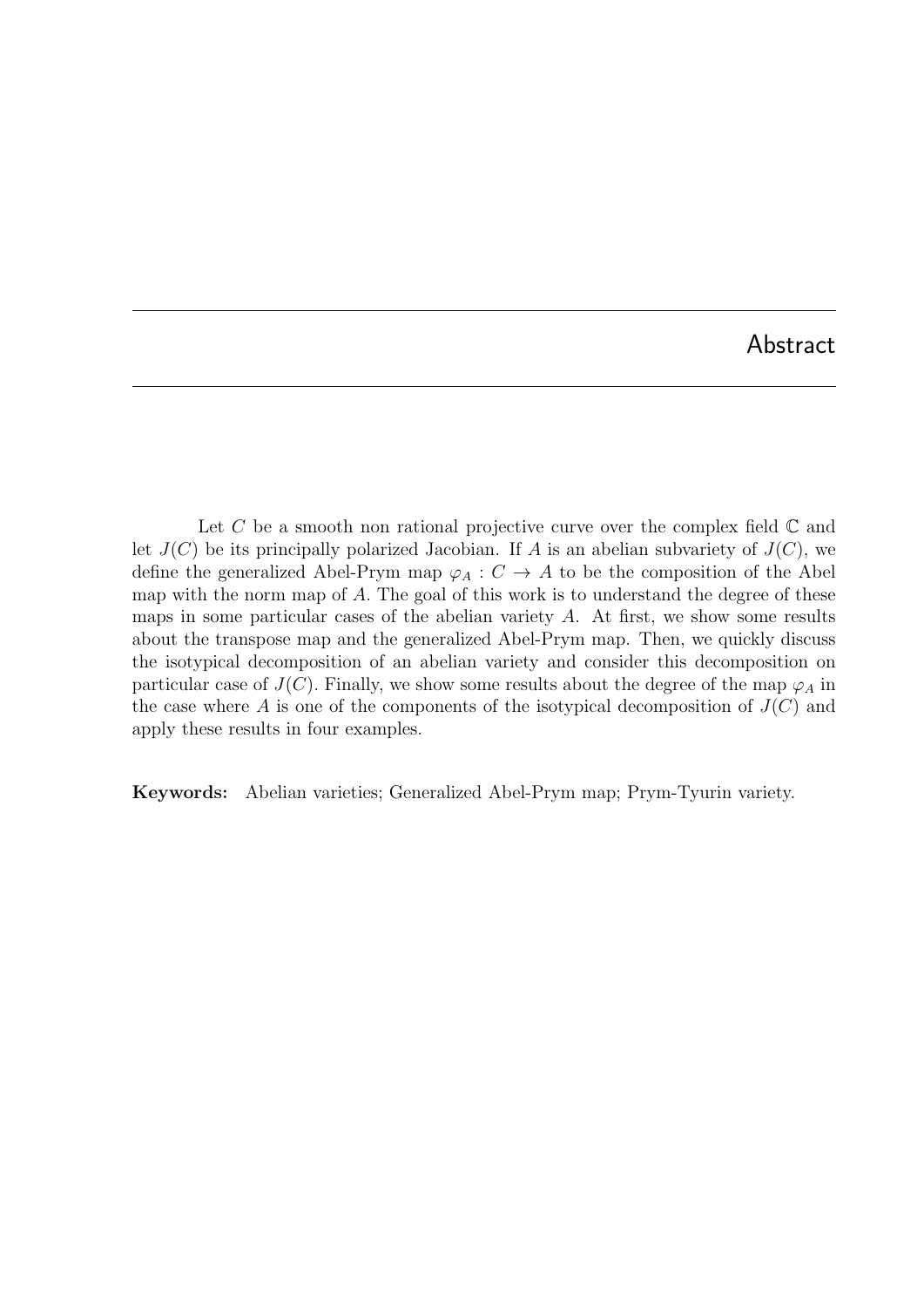# Abstract

Let $C$ be a smooth non rational projective curve over the complex field $\mathbb{C}$ and let $J(C)$ be its principally polarized Jacobian. If $A$ is an abelian subvariety of $J(C)$, we define the generalized Abel-Prym map $\varphi_A : C \to A$ to be the composition of the Abel map with the norm map of $A$. The goal of this work is to understand the degree of these maps in some particular cases of the abelian variety $A$. At first, we show some results about the transpose map and the generalized Abel-Prym map. Then, we quickly discuss the isotypical decomposition of an abelian variety and consider this decomposition on particular case of $J(C)$. Finally, we show some results about the degree of the map $\varphi_A$ in the case where $A$ is one of the components of the isotypical decomposition of $J(C)$ and apply these results in four examples.

**Keywords:** Abelian varieties; Generalized Abel-Prym map; Prym-Tyurin variety.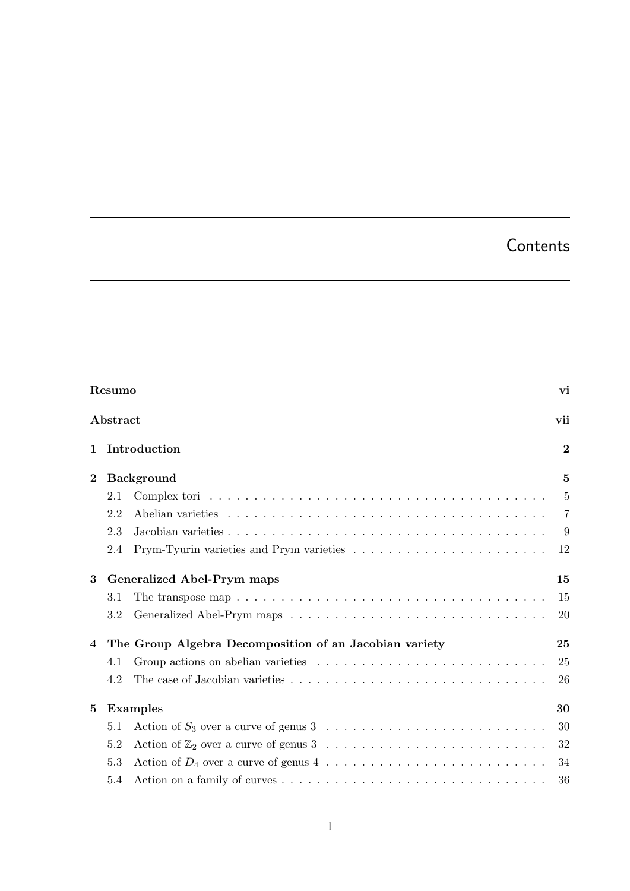# Contents

**Resumo** **vi**

**Abstract** **vii**

**1 Introduction** **2**

**2 Background** **5**

- 2.1 Complex tori . . . . . . . . . . 5
- 2.2 Abelian varieties . . . . . . . . . . 7
- 2.3 Jacobian varieties . . . . . . . . . . 9
- 2.4 Prym-Tyurin varieties and Prym varieties . . . . . . . . . . 12

**3 Generalized Abel-Prym maps** **15**

- 3.1 The transpose map . . . . . . . . . . 15
- 3.2 Generalized Abel-Prym maps . . . . . . . . . . 20

**4 The Group Algebra Decomposition of an Jacobian variety** **25**

- 4.1 Group actions on abelian varieties . . . . . . . . . . 25
- 4.2 The case of Jacobian varieties . . . . . . . . . . 26

**5 Examples** **30**

- 5.1 Action of $S_3$ over a curve of genus 3 . . . . . . . . . . 30
- 5.2 Action of $\mathbb{Z}_2$ over a curve of genus 3 . . . . . . . . . . 32
- 5.3 Action of $D_4$ over a curve of genus 4 . . . . . . . . . . 34
- 5.4 Action on a family of curves . . . . . . . . . . 36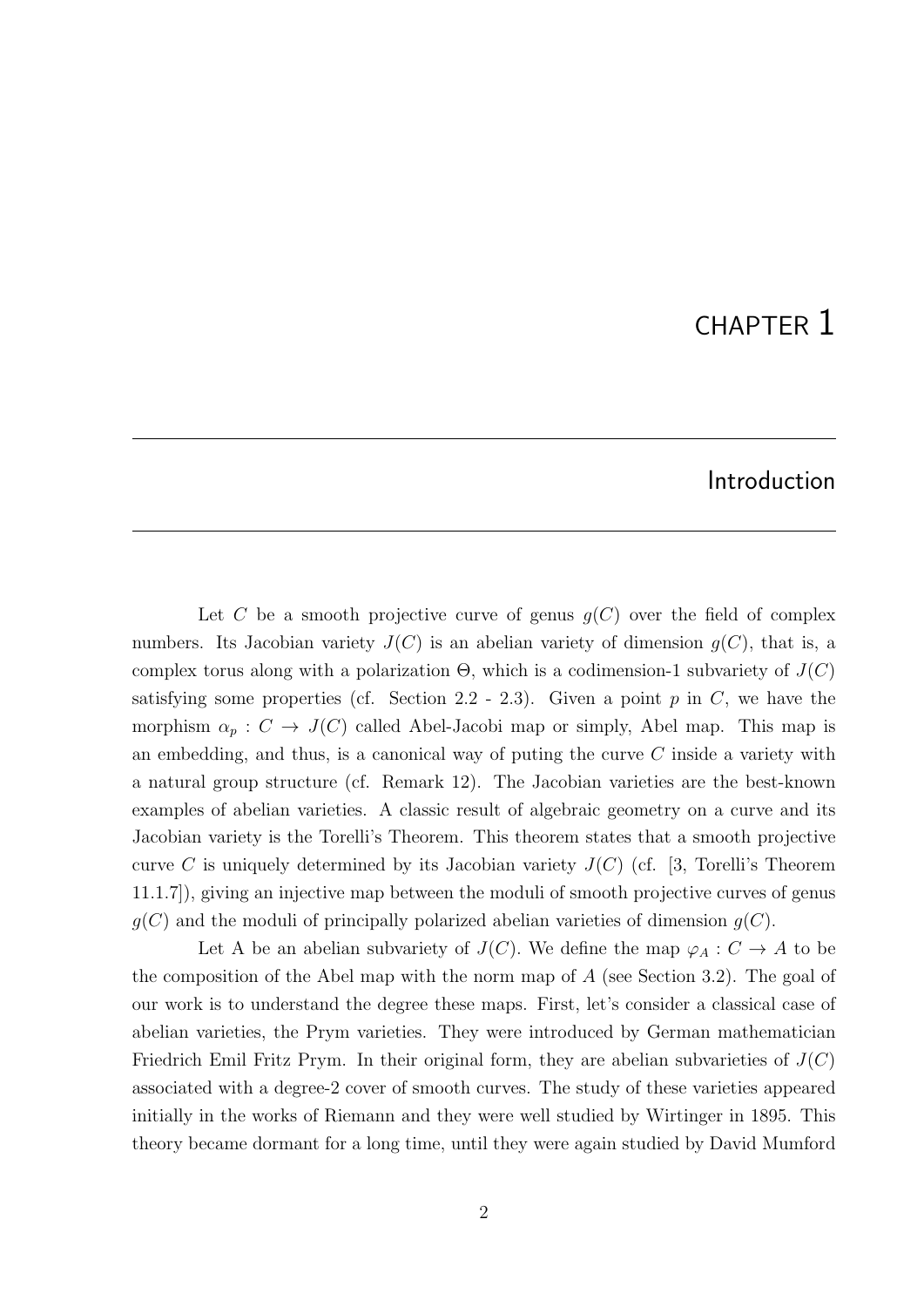# CHAPTER 1

## Introduction

Let $C$ be a smooth projective curve of genus $g(C)$ over the field of complex numbers. Its Jacobian variety $J(C)$ is an abelian variety of dimension $g(C)$, that is, a complex torus along with a polarization $\Theta$, which is a codimension-1 subvariety of $J(C)$ satisfying some properties (cf. Section 2.2 - 2.3). Given a point $p$ in $C$, we have the morphism $\alpha_p : C \to J(C)$ called Abel-Jacobi map or simply, Abel map. This map is an embedding, and thus, is a canonical way of puting the curve $C$ inside a variety with a natural group structure (cf. Remark 12). The Jacobian varieties are the best-known examples of abelian varieties. A classic result of algebraic geometry on a curve and its Jacobian variety is the Torelli's Theorem. This theorem states that a smooth projective curve $C$ is uniquely determined by its Jacobian variety $J(C)$ (cf. [3, Torelli's Theorem 11.1.7]), giving an injective map between the moduli of smooth projective curves of genus $g(C)$ and the moduli of principally polarized abelian varieties of dimension $g(C)$.

Let A be an abelian subvariety of $J(C)$. We define the map $\varphi_A : C \to A$ to be the composition of the Abel map with the norm map of $A$ (see Section 3.2). The goal of our work is to understand the degree these maps. First, let's consider a classical case of abelian varieties, the Prym varieties. They were introduced by German mathematician Friedrich Emil Fritz Prym. In their original form, they are abelian subvarieties of $J(C)$ associated with a degree-2 cover of smooth curves. The study of these varieties appeared initially in the works of Riemann and they were well studied by Wirtinger in 1895. This theory became dormant for a long time, until they were again studied by David Mumford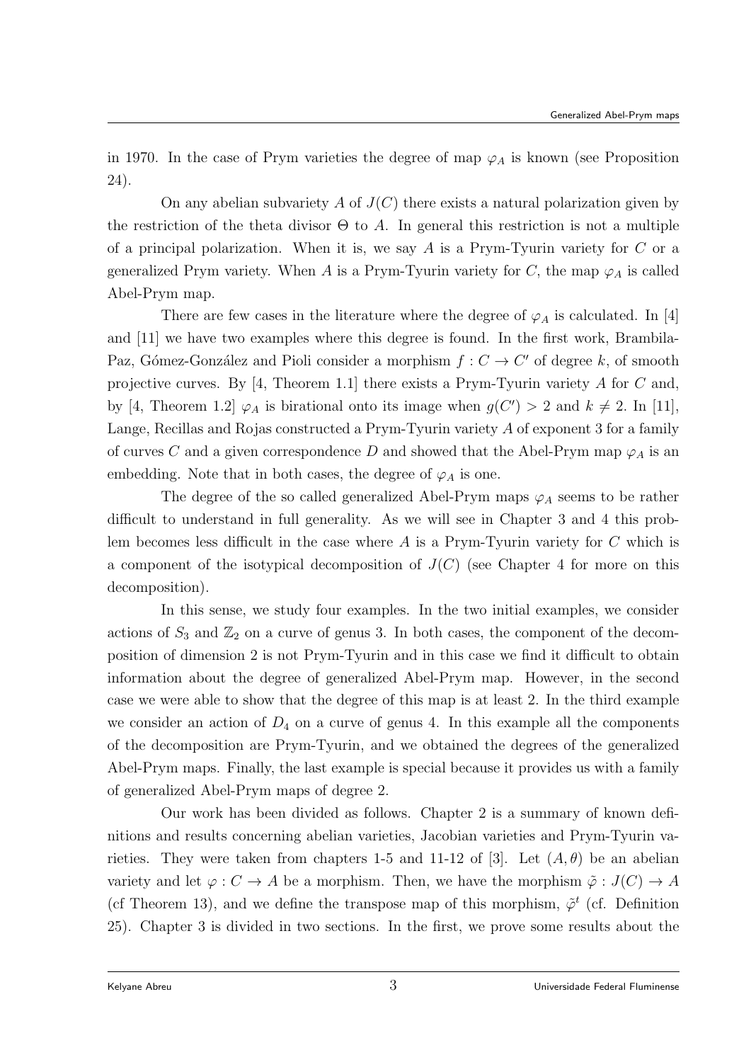in 1970. In the case of Prym varieties the degree of map $\varphi_A$ is known (see Proposition 24).

On any abelian subvariety $A$ of $J(C)$ there exists a natural polarization given by the restriction of the theta divisor $\Theta$ to $A$. In general this restriction is not a multiple of a principal polarization. When it is, we say $A$ is a Prym-Tyurin variety for $C$ or a generalized Prym variety. When $A$ is a Prym-Tyurin variety for $C$, the map $\varphi_A$ is called Abel-Prym map.

There are few cases in the literature where the degree of $\varphi_A$ is calculated. In [4] and [11] we have two examples where this degree is found. In the first work, Brambila-Paz, Gómez-González and Pioli consider a morphism $f : C \to C'$ of degree $k$, of smooth projective curves. By [4, Theorem 1.1] there exists a Prym-Tyurin variety $A$ for $C$ and, by [4, Theorem 1.2] $\varphi_A$ is birational onto its image when $g(C') > 2$ and $k \neq 2$. In [11], Lange, Recillas and Rojas constructed a Prym-Tyurin variety $A$ of exponent 3 for a family of curves $C$ and a given correspondence $D$ and showed that the Abel-Prym map $\varphi_A$ is an embedding. Note that in both cases, the degree of $\varphi_A$ is one.

The degree of the so called generalized Abel-Prym maps $\varphi_A$ seems to be rather difficult to understand in full generality. As we will see in Chapter 3 and 4 this problem becomes less difficult in the case where $A$ is a Prym-Tyurin variety for $C$ which is a component of the isotypical decomposition of $J(C)$ (see Chapter 4 for more on this decomposition).

In this sense, we study four examples. In the two initial examples, we consider actions of $S_3$ and $\mathbb{Z}_2$ on a curve of genus 3. In both cases, the component of the decomposition of dimension 2 is not Prym-Tyurin and in this case we find it difficult to obtain information about the degree of generalized Abel-Prym map. However, in the second case we were able to show that the degree of this map is at least 2. In the third example we consider an action of $D_4$ on a curve of genus 4. In this example all the components of the decomposition are Prym-Tyurin, and we obtained the degrees of the generalized Abel-Prym maps. Finally, the last example is special because it provides us with a family of generalized Abel-Prym maps of degree 2.

Our work has been divided as follows. Chapter 2 is a summary of known definitions and results concerning abelian varieties, Jacobian varieties and Prym-Tyurin varieties. They were taken from chapters 1-5 and 11-12 of [3]. Let $(A, \theta)$ be an abelian variety and let $\varphi : C \to A$ be a morphism. Then, we have the morphism $\tilde{\varphi} : J(C) \to A$ (cf Theorem 13), and we define the transpose map of this morphism, $\tilde{\varphi}^t$ (cf. Definition 25). Chapter 3 is divided in two sections. In the first, we prove some results about the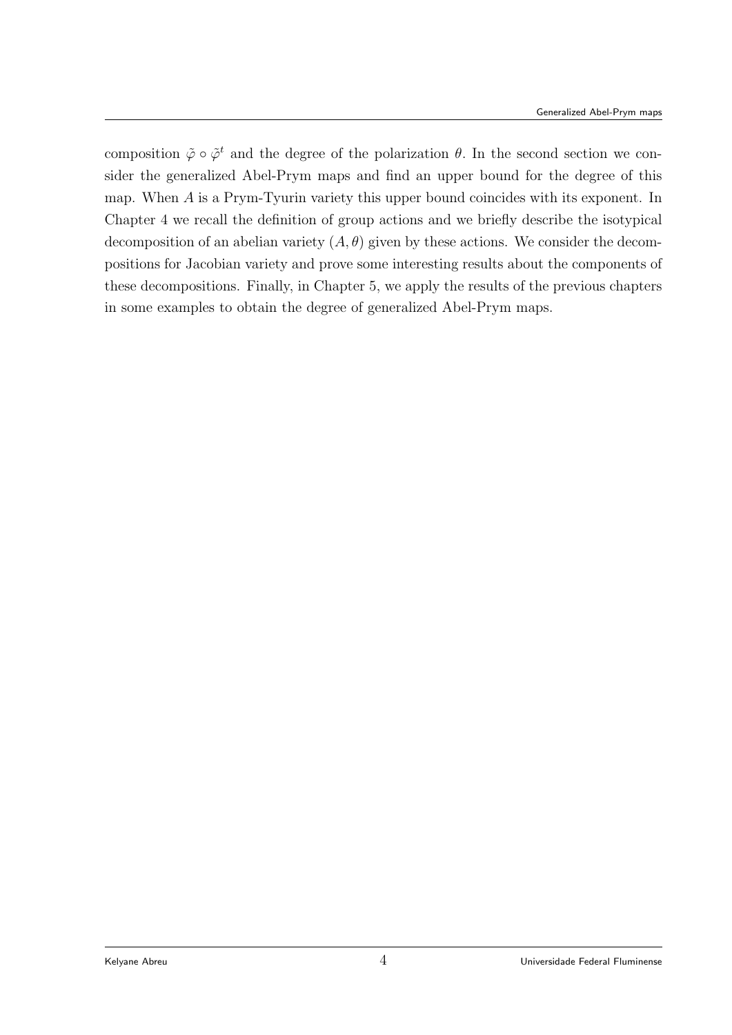composition $\tilde{\varphi} \circ \tilde{\varphi}^t$ and the degree of the polarization $\theta$. In the second section we consider the generalized Abel-Prym maps and find an upper bound for the degree of this map. When $A$ is a Prym-Tyurin variety this upper bound coincides with its exponent. In Chapter 4 we recall the definition of group actions and we briefly describe the isotypical decomposition of an abelian variety $(A, \theta)$ given by these actions. We consider the decompositions for Jacobian variety and prove some interesting results about the components of these decompositions. Finally, in Chapter 5, we apply the results of the previous chapters in some examples to obtain the degree of generalized Abel-Prym maps.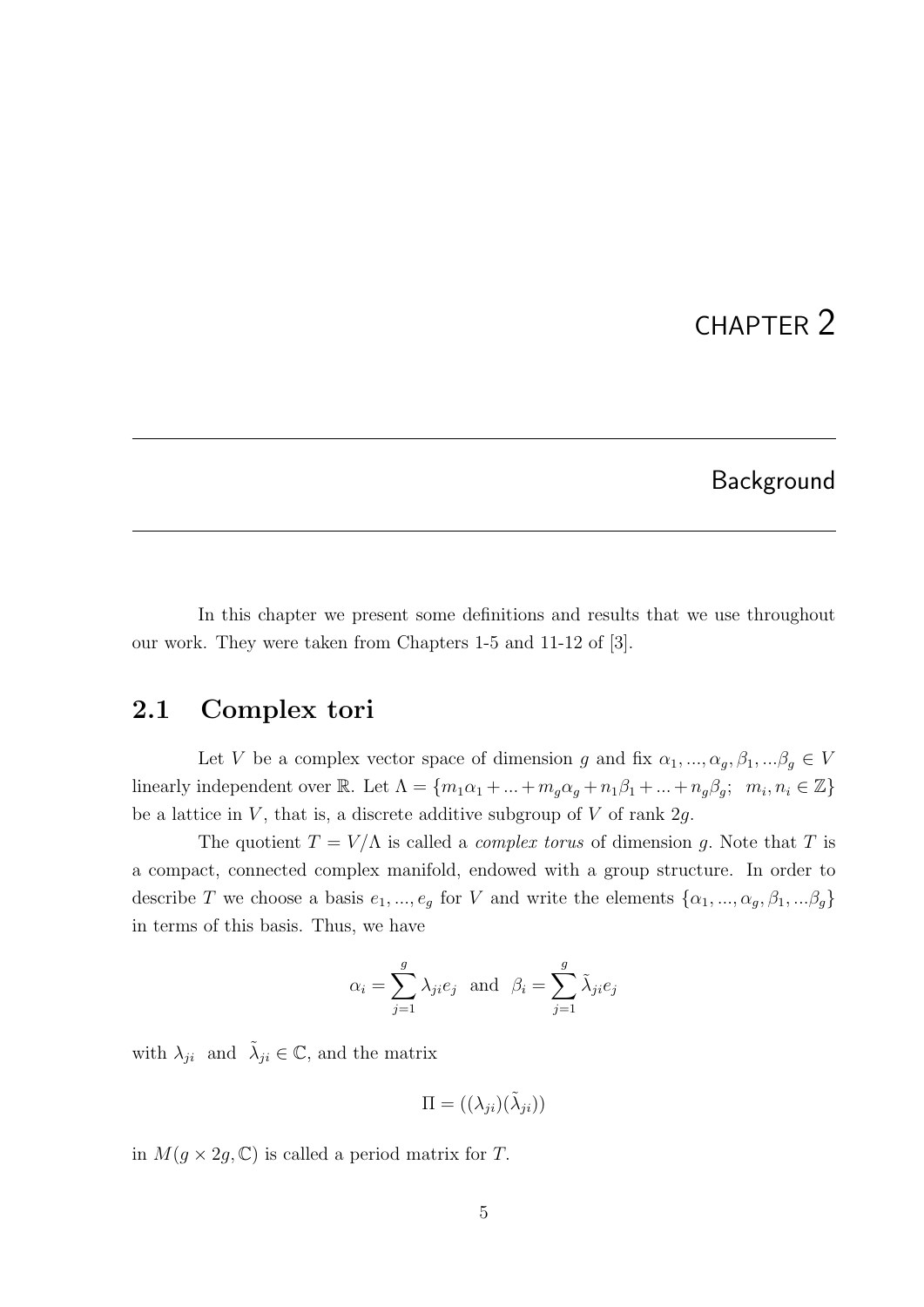// CHAPTER 2

# Background

In this chapter we present some definitions and results that we use throughout our work. They were taken from Chapters 1-5 and 11-12 of [3].

## 2.1 Complex tori

Let $V$ be a complex vector space of dimension $g$ and fix $\alpha_1, ..., \alpha_g, \beta_1, ...\beta_g \in V$ linearly independent over $\mathbb{R}$. Let $\Lambda = \{m_1\alpha_1 + ... + m_g\alpha_g + n_1\beta_1 + ... + n_g\beta_g; \;\; m_i, n_i \in \mathbb{Z}\}$ be a lattice in $V$, that is, a discrete additive subgroup of $V$ of rank $2g$.

The quotient $T = V/\Lambda$ is called a *complex torus* of dimension $g$. Note that $T$ is a compact, connected complex manifold, endowed with a group structure. In order to describe $T$ we choose a basis $e_1, ..., e_g$ for $V$ and write the elements $\{\alpha_1, ..., \alpha_g, \beta_1, ...\beta_g\}$ in terms of this basis. Thus, we have

$$\alpha_i = \sum_{j=1}^{g} \lambda_{ji} e_j \;\; \text{and} \;\; \beta_i = \sum_{j=1}^{g} \tilde{\lambda}_{ji} e_j$$

with $\lambda_{ji}$ and $\tilde{\lambda}_{ji} \in \mathbb{C}$, and the matrix

$$\Pi = ((\lambda_{ji})(\tilde{\lambda}_{ji}))$$

in $M(g \times 2g, \mathbb{C})$ is called a period matrix for $T$.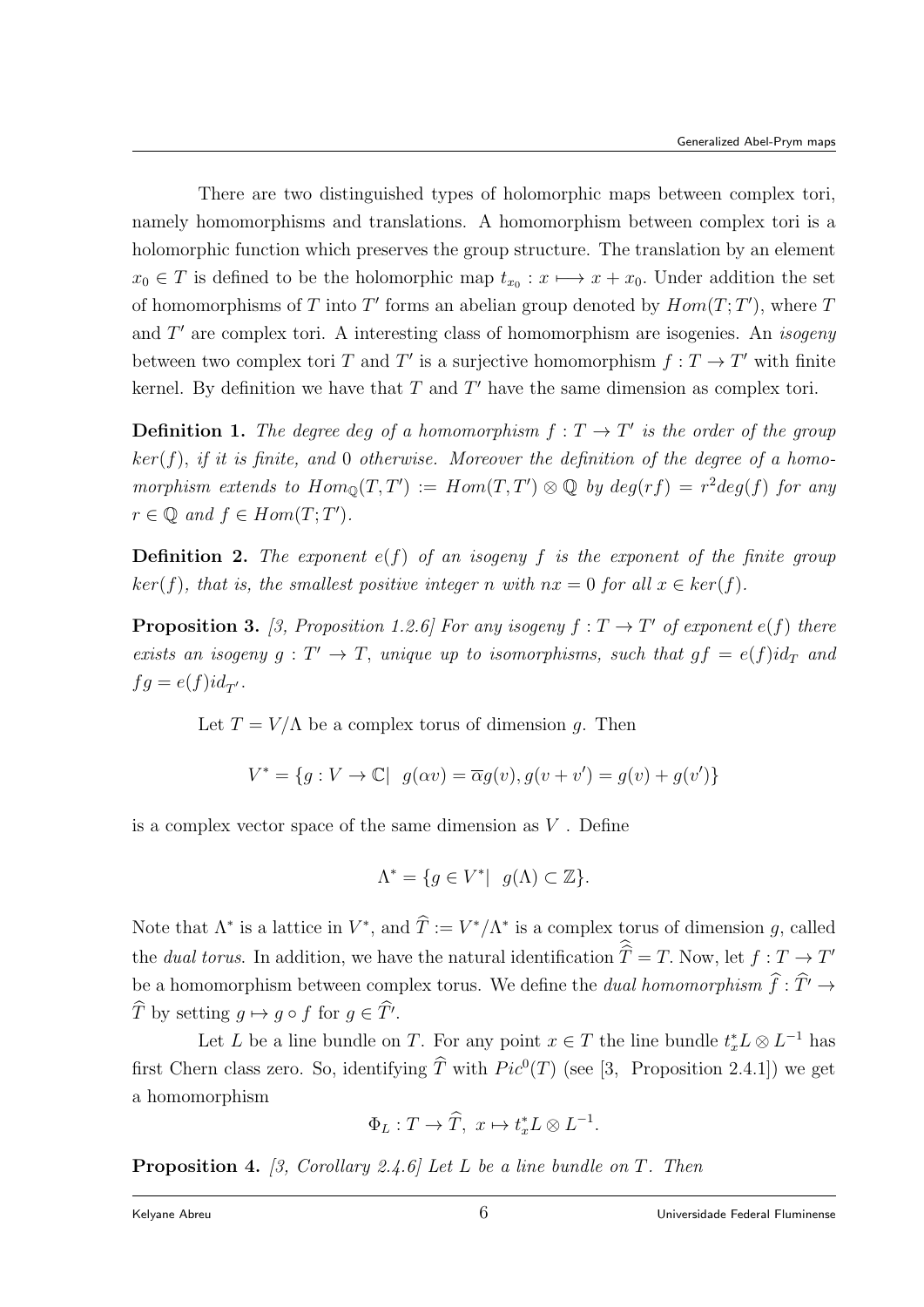There are two distinguished types of holomorphic maps between complex tori, namely homomorphisms and translations. A homomorphism between complex tori is a holomorphic function which preserves the group structure. The translation by an element $x_0 \in T$ is defined to be the holomorphic map $t_{x_0} : x \longmapsto x + x_0$. Under addition the set of homomorphisms of $T$ into $T'$ forms an abelian group denoted by $Hom(T;T')$, where $T$ and $T'$ are complex tori. A interesting class of homomorphism are isogenies. An *isogeny* between two complex tori $T$ and $T'$ is a surjective homomorphism $f : T \to T'$ with finite kernel. By definition we have that $T$ and $T'$ have the same dimension as complex tori.

**Definition 1.** *The degree deg of a homomorphism $f : T \to T'$ is the order of the group $ker(f)$, if it is finite, and 0 otherwise. Moreover the definition of the degree of a homomorphism extends to $Hom_{\mathbb{Q}}(T, T') := Hom(T, T') \otimes \mathbb{Q}$ by $deg(rf) = r^2 deg(f)$ for any $r \in \mathbb{Q}$ and $f \in Hom(T;T')$.*

**Definition 2.** *The exponent $e(f)$ of an isogeny $f$ is the exponent of the finite group $ker(f)$, that is, the smallest positive integer $n$ with $nx = 0$ for all $x \in ker(f)$.*

**Proposition 3.** *[3, Proposition 1.2.6] For any isogeny $f : T \to T'$ of exponent $e(f)$ there exists an isogeny $g : T' \to T$, unique up to isomorphisms, such that $gf = e(f)id_T$ and $fg = e(f)id_{T'}$.*

Let $T = V/\Lambda$ be a complex torus of dimension $g$. Then

$$V^* = \{g : V \to \mathbb{C} | \ \ g(\alpha v) = \overline{\alpha} g(v), g(v + v') = g(v) + g(v')\}$$

is a complex vector space of the same dimension as $V$ . Define

$$\Lambda^* = \{g \in V^* | \ \ g(\Lambda) \subset \mathbb{Z}\}.$$

Note that $\Lambda^*$ is a lattice in $V^*$, and $\widehat{T} := V^*/\Lambda^*$ is a complex torus of dimension $g$, called the *dual torus*. In addition, we have the natural identification $\widehat{\widehat{T}} = T$. Now, let $f : T \to T'$ be a homomorphism between complex torus. We define the *dual homomorphism* $\widehat{f} : \widehat{T'} \to \widehat{T}$ by setting $g \mapsto g \circ f$ for $g \in \widehat{T'}$.

Let $L$ be a line bundle on $T$. For any point $x \in T$ the line bundle $t_x^* L \otimes L^{-1}$ has first Chern class zero. So, identifying $\widehat{T}$ with $Pic^0(T)$ (see [3, Proposition 2.4.1]) we get a homomorphism

$$\Phi_L : T \to \widehat{T}, \ x \mapsto t_x^* L \otimes L^{-1}.$$

**Proposition 4.** *[3, Corollary 2.4.6] Let $L$ be a line bundle on $T$. Then*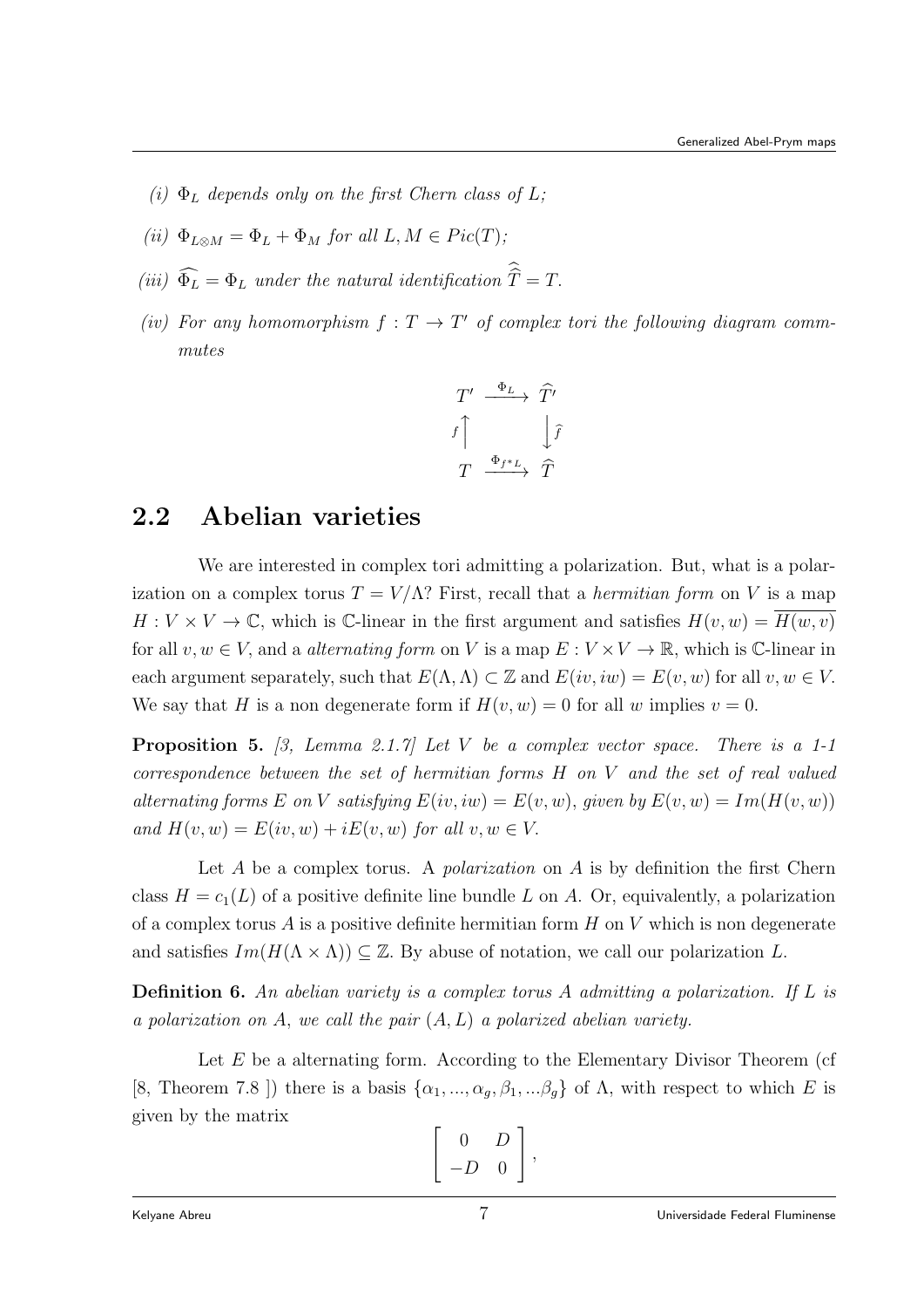*(i)* $\Phi_L$ *depends only on the first Chern class of* $L$*;*

*(ii)* $\Phi_{L\otimes M} = \Phi_L + \Phi_M$ *for all* $L, M \in Pic(T)$*;*

*(iii)* $\widehat{\Phi_L} = \Phi_L$ *under the natural identification* $\widehat{\widehat{T}} = T$*.*

*(iv) For any homomorphism* $f : T \to T'$ *of complex tori the following diagram commmutes*

$$\begin{array}{ccc} T' & \xrightarrow{\Phi_L} & \widehat{T'} \\ {\scriptstyle f}\uparrow & & \downarrow{\scriptstyle \widehat{f}} \\ T & \xrightarrow{\Phi_{f^*L}} & \widehat{T} \end{array}$$

## 2.2 Abelian varieties

We are interested in complex tori admitting a polarization. But, what is a polarization on a complex torus $T = V/\Lambda$? First, recall that a *hermitian form* on $V$ is a map $H : V \times V \to \mathbb{C}$, which is $\mathbb{C}$-linear in the first argument and satisfies $H(v, w) = \overline{H(w, v)}$ for all $v, w \in V$, and a *alternating form* on $V$ is a map $E : V \times V \to \mathbb{R}$, which is $\mathbb{C}$-linear in each argument separately, such that $E(\Lambda, \Lambda) \subset \mathbb{Z}$ and $E(iv, iw) = E(v, w)$ for all $v, w \in V$. We say that $H$ is a non degenerate form if $H(v, w) = 0$ for all $w$ implies $v = 0$.

**Proposition 5.** *[3, Lemma 2.1.7] Let* $V$ *be a complex vector space. There is a 1-1 correspondence between the set of hermitian forms* $H$ *on* $V$ *and the set of real valued alternating forms* $E$ *on* $V$ *satisfying* $E(iv, iw) = E(v, w)$*, given by* $E(v, w) = Im(H(v, w))$ *and* $H(v, w) = E(iv, w) + iE(v, w)$ *for all* $v, w \in V$*.*

Let $A$ be a complex torus. A *polarization* on $A$ is by definition the first Chern class $H = c_1(L)$ of a positive definite line bundle $L$ on $A$. Or, equivalently, a polarization of a complex torus $A$ is a positive definite hermitian form $H$ on $V$ which is non degenerate and satisfies $Im(H(\Lambda \times \Lambda)) \subseteq \mathbb{Z}$. By abuse of notation, we call our polarization $L$.

**Definition 6.** *An abelian variety is a complex torus* $A$ *admitting a polarization. If* $L$ *is a polarization on* $A$*, we call the pair* $(A, L)$ *a polarized abelian variety.*

Let $E$ be a alternating form. According to the Elementary Divisor Theorem (cf [8, Theorem 7.8 ]) there is a basis $\{\alpha_1, ..., \alpha_g, \beta_1, ...\beta_g\}$ of $\Lambda$, with respect to which $E$ is given by the matrix

$$\begin{bmatrix} 0 & D \\ -D & 0 \end{bmatrix},$$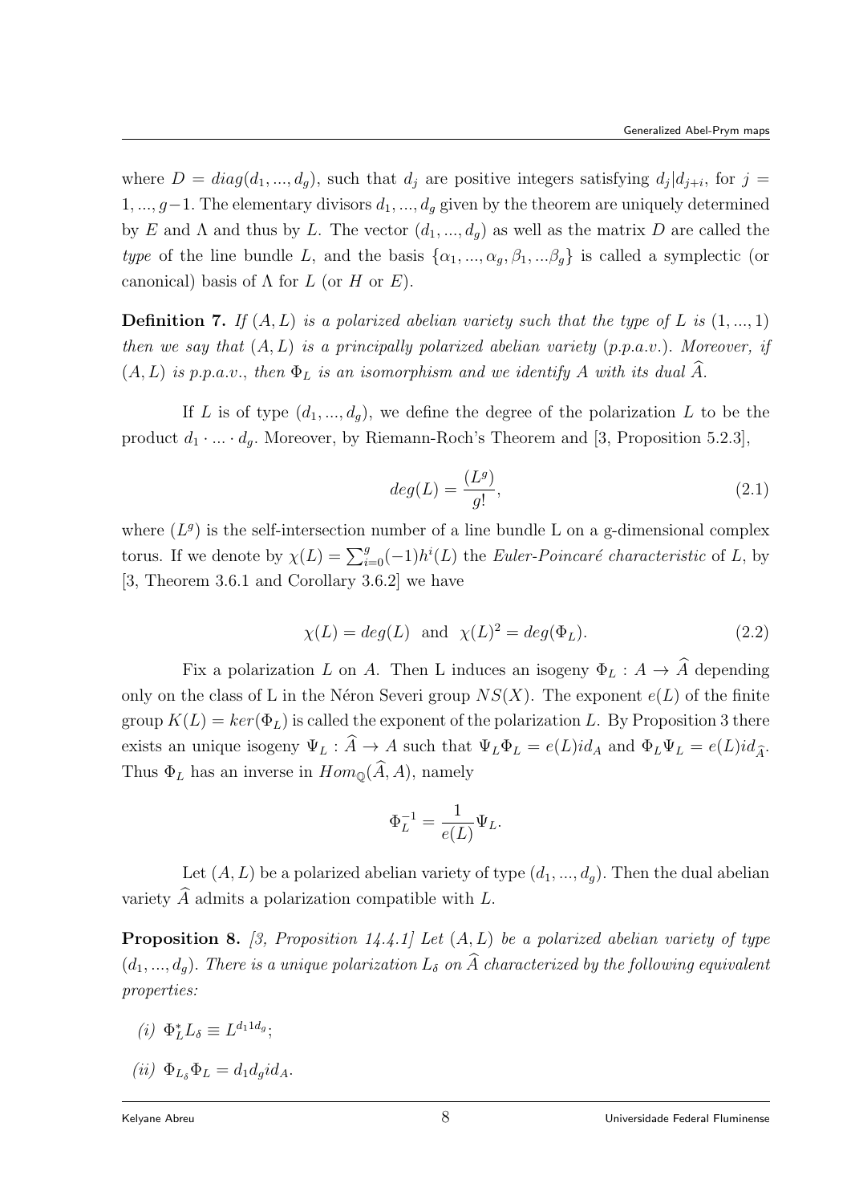where $D = diag(d_1, ..., d_g)$, such that $d_j$ are positive integers satisfying $d_j | d_{j+i}$, for $j = 1, ..., g-1$. The elementary divisors $d_1, ..., d_g$ given by the theorem are uniquely determined by $E$ and $\Lambda$ and thus by $L$. The vector $(d_1, ..., d_g)$ as well as the matrix $D$ are called the *type* of the line bundle $L$, and the basis $\{\alpha_1, ..., \alpha_g, \beta_1, ...\beta_g\}$ is called a symplectic (or canonical) basis of $\Lambda$ for $L$ (or $H$ or $E$).

**Definition 7.** *If $(A, L)$ is a polarized abelian variety such that the type of $L$ is $(1, ..., 1)$ then we say that $(A, L)$ is a principally polarized abelian variety (p.p.a.v.). Moreover, if $(A, L)$ is p.p.a.v., then $\Phi_L$ is an isomorphism and we identify $A$ with its dual $\widehat{A}$.*

If $L$ is of type $(d_1, ..., d_g)$, we define the degree of the polarization $L$ to be the product $d_1 \cdot ... \cdot d_g$. Moreover, by Riemann-Roch's Theorem and [3, Proposition 5.2.3],

$$deg(L) = \frac{(L^g)}{g!}, \tag{2.1}$$

where $(L^g)$ is the self-intersection number of a line bundle L on a g-dimensional complex torus. If we denote by $\chi(L) = \sum_{i=0}^{g}(-1)^i h^i(L)$ the *Euler-Poincaré characteristic* of $L$, by [3, Theorem 3.6.1 and Corollary 3.6.2] we have

$$\chi(L) = deg(L) \text{ and } \chi(L)^2 = deg(\Phi_L). \tag{2.2}$$

Fix a polarization $L$ on $A$. Then L induces an isogeny $\Phi_L : A \to \widehat{A}$ depending only on the class of L in the Néron Severi group $NS(X)$. The exponent $e(L)$ of the finite group $K(L) = ker(\Phi_L)$ is called the exponent of the polarization $L$. By Proposition 3 there exists an unique isogeny $\Psi_L : \widehat{A} \to A$ such that $\Psi_L \Phi_L = e(L) id_A$ and $\Phi_L \Psi_L = e(L) id_{\widehat{A}}$. Thus $\Phi_L$ has an inverse in $Hom_{\mathbb{Q}}(\widehat{A}, A)$, namely

$$\Phi_L^{-1} = \frac{1}{e(L)} \Psi_L.$$

Let $(A, L)$ be a polarized abelian variety of type $(d_1, ..., d_g)$. Then the dual abelian variety $\widehat{A}$ admits a polarization compatible with $L$.

**Proposition 8.** *[3, Proposition 14.4.1] Let $(A, L)$ be a polarized abelian variety of type $(d_1, ..., d_g)$. There is a unique polarization $L_\delta$ on $\widehat{A}$ characterized by the following equivalent properties:*

*(i)* $\Phi_L^* L_\delta \equiv L^{d_1 1 d_g}$;

*(ii)* $\Phi_{L_\delta} \Phi_L = d_1 d_g id_A$.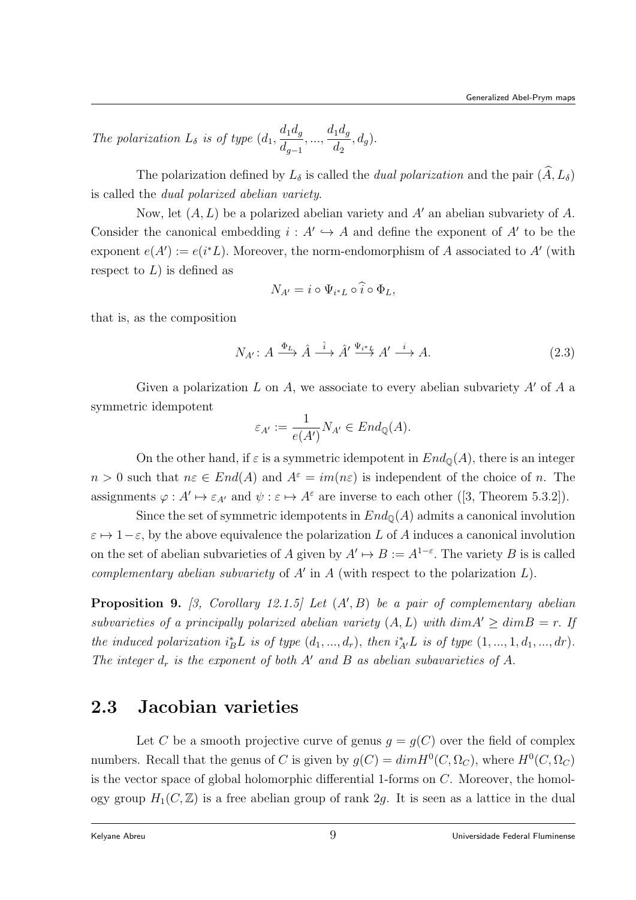*The polarization $L_\delta$ is of type $(d_1, \dfrac{d_1 d_g}{d_{g-1}}, ..., \dfrac{d_1 d_g}{d_2}, d_g)$.*

The polarization defined by $L_\delta$ is called the *dual polarization* and the pair $(\widehat{A}, L_\delta)$ is called the *dual polarized abelian variety*.

Now, let $(A, L)$ be a polarized abelian variety and $A'$ an abelian subvariety of $A$. Consider the canonical embedding $i : A' \hookrightarrow A$ and define the exponent of $A'$ to be the exponent $e(A') := e(i^*L)$. Moreover, the norm-endomorphism of $A$ associated to $A'$ (with respect to $L$) is defined as

$$N_{A'} = i \circ \Psi_{i^*L} \circ \widehat{i} \circ \Phi_L,$$

that is, as the composition

$$N_{A'} \colon A \xrightarrow{\Phi_L} \hat{A} \xrightarrow{\hat{i}} \hat{A}' \xrightarrow{\Psi_{i^*L}} A' \xrightarrow{i} A. \tag{2.3}$$

Given a polarization $L$ on $A$, we associate to every abelian subvariety $A'$ of $A$ a symmetric idempotent

$$\varepsilon_{A'} := \frac{1}{e(A')} N_{A'} \in End_{\mathbb{Q}}(A).$$

On the other hand, if $\varepsilon$ is a symmetric idempotent in $End_{\mathbb{Q}}(A)$, there is an integer $n > 0$ such that $n\varepsilon \in End(A)$ and $A^\varepsilon = im(n\varepsilon)$ is independent of the choice of $n$. The assignments $\varphi : A' \mapsto \varepsilon_{A'}$ and $\psi : \varepsilon \mapsto A^\varepsilon$ are inverse to each other ([3, Theorem 5.3.2]).

Since the set of symmetric idempotents in $End_{\mathbb{Q}}(A)$ admits a canonical involution $\varepsilon \mapsto 1-\varepsilon$, by the above equivalence the polarization $L$ of $A$ induces a canonical involution on the set of abelian subvarieties of $A$ given by $A' \mapsto B := A^{1-\varepsilon}$. The variety $B$ is is called *complementary abelian subvariety* of $A'$ in $A$ (with respect to the polarization $L$).

**Proposition 9.** *[3, Corollary 12.1.5] Let $(A', B)$ be a pair of complementary abelian subvarieties of a principally polarized abelian variety $(A, L)$ with $dim A' \geq dim B = r$. If the induced polarization $i_B^* L$ is of type $(d_1, ..., d_r)$, then $i_{A'}^* L$ is of type $(1, ..., 1, d_1, ..., dr)$. The integer $d_r$ is the exponent of both $A'$ and $B$ as abelian subavarieties of $A$.*

## 2.3 Jacobian varieties

Let $C$ be a smooth projective curve of genus $g = g(C)$ over the field of complex numbers. Recall that the genus of $C$ is given by $g(C) = dim H^0(C, \Omega_C)$, where $H^0(C, \Omega_C)$ is the vector space of global holomorphic differential 1-forms on $C$. Moreover, the homology group $H_1(C, \mathbb{Z})$ is a free abelian group of rank $2g$. It is seen as a lattice in the dual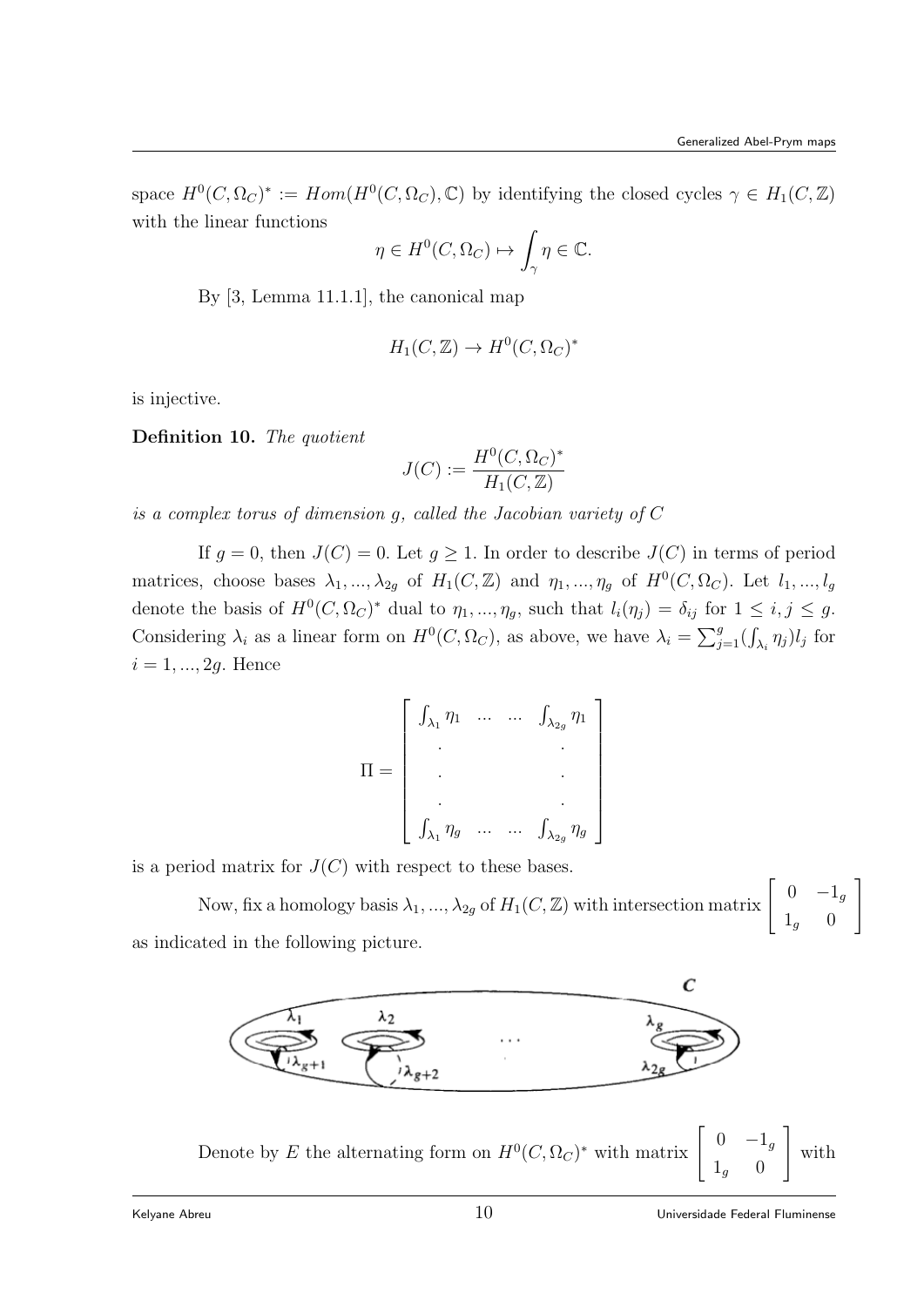space $H^0(C, \Omega_C)^* := Hom(H^0(C, \Omega_C), \mathbb{C})$ by identifying the closed cycles $\gamma \in H_1(C, \mathbb{Z})$ with the linear functions

$$\eta \in H^0(C, \Omega_C) \mapsto \int_\gamma \eta \in \mathbb{C}.$$

By [3, Lemma 11.1.1], the canonical map

$$H_1(C, \mathbb{Z}) \to H^0(C, \Omega_C)^*$$

is injective.

**Definition 10.** *The quotient*

$$J(C) := \frac{H^0(C, \Omega_C)^*}{H_1(C, \mathbb{Z})}$$

*is a complex torus of dimension $g$, called the Jacobian variety of $C$*

If $g = 0$, then $J(C) = 0$. Let $g \geq 1$. In order to describe $J(C)$ in terms of period matrices, choose bases $\lambda_1, ..., \lambda_{2g}$ of $H_1(C, \mathbb{Z})$ and $\eta_1, ..., \eta_g$ of $H^0(C, \Omega_C)$. Let $l_1, ..., l_g$ denote the basis of $H^0(C, \Omega_C)^*$ dual to $\eta_1, ..., \eta_g$, such that $l_i(\eta_j) = \delta_{ij}$ for $1 \leq i, j \leq g$. Considering $\lambda_i$ as a linear form on $H^0(C, \Omega_C)$, as above, we have $\lambda_i = \sum_{j=1}^{g} (\int_{\lambda_i} \eta_j) l_j$ for $i = 1, ..., 2g$. Hence

$$\Pi = \begin{bmatrix} \int_{\lambda_1} \eta_1 & ... & ... & \int_{\lambda_{2g}} \eta_1 \\ . & & & . \\ . & & & . \\ . & & & . \\ \int_{\lambda_1} \eta_g & ... & ... & \int_{\lambda_{2g}} \eta_g \end{bmatrix}$$

is a period matrix for $J(C)$ with respect to these bases.

Now, fix a homology basis $\lambda_1, ..., \lambda_{2g}$ of $H_1(C, \mathbb{Z})$ with intersection matrix $\begin{bmatrix} 0 & -1_g \\ 1_g & 0 \end{bmatrix}$ as indicated in the following picture.

Denote by $E$ the alternating form on $H^0(C, \Omega_C)^*$ with matrix $\begin{bmatrix} 0 & -1_g \\ 1_g & 0 \end{bmatrix}$ with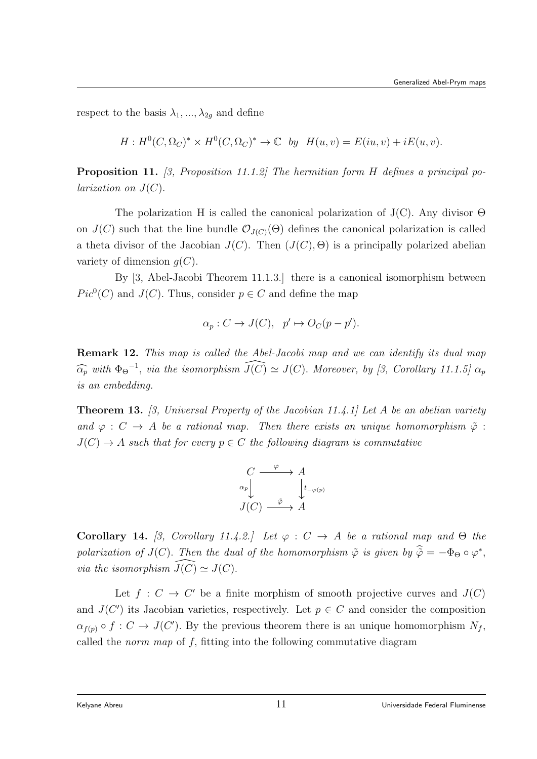respect to the basis $\lambda_1, ..., \lambda_{2g}$ and define

$$H : H^0(C, \Omega_C)^* \times H^0(C, \Omega_C)^* \to \mathbb{C} \ \ by \ \ H(u, v) = E(iu, v) + iE(u, v).$$

**Proposition 11.** *[3, Proposition 11.1.2] The hermitian form $H$ defines a principal polarization on $J(C)$.*

The polarization H is called the canonical polarization of J(C). Any divisor $\Theta$ on $J(C)$ such that the line bundle $\mathcal{O}_{J(C)}(\Theta)$ defines the canonical polarization is called a theta divisor of the Jacobian $J(C)$. Then $(J(C), \Theta)$ is a principally polarized abelian variety of dimension $g(C)$.

By [3, Abel-Jacobi Theorem 11.1.3.] there is a canonical isomorphism between $Pic^0(C)$ and $J(C)$. Thus, consider $p \in C$ and define the map

$$\alpha_p : C \to J(C), \ \ p' \mapsto O_C(p - p').$$

**Remark 12.** *This map is called the Abel-Jacobi map and we can identify its dual map $\widehat{\alpha_p}$ with ${\Phi_\Theta}^{-1}$, via the isomorphism $\widehat{J(C)} \simeq J(C)$. Moreover, by [3, Corollary 11.1.5] $\alpha_p$ is an embedding.*

**Theorem 13.** *[3, Universal Property of the Jacobian 11.4.1] Let $A$ be an abelian variety and $\varphi : C \to A$ be a rational map. Then there exists an unique homomorphism $\tilde{\varphi} : J(C) \to A$ such that for every $p \in C$ the following diagram is commutative*

$$\begin{array}{ccc} C & \xrightarrow{\varphi} & A \\ {\scriptstyle \alpha_p}\downarrow & & \downarrow{\scriptstyle t_{-\varphi(p)}} \\ J(C) & \xrightarrow{\tilde{\varphi}} & A \end{array}$$

**Corollary 14.** *[3, Corollary 11.4.2.] Let $\varphi : C \to A$ be a rational map and $\Theta$ the polarization of $J(C)$. Then the dual of the homomorphism $\tilde{\varphi}$ is given by $\widehat{\tilde{\varphi}} = -\Phi_\Theta \circ \varphi^*$, via the isomorphism $\widehat{J(C)} \simeq J(C)$.*

Let $f : C \to C'$ be a finite morphism of smooth projective curves and $J(C)$ and $J(C')$ its Jacobian varieties, respectively. Let $p \in C$ and consider the composition $\alpha_{f(p)} \circ f : C \to J(C')$. By the previous theorem there is an unique homomorphism $N_f$, called the *norm map* of $f$, fitting into the following commutative diagram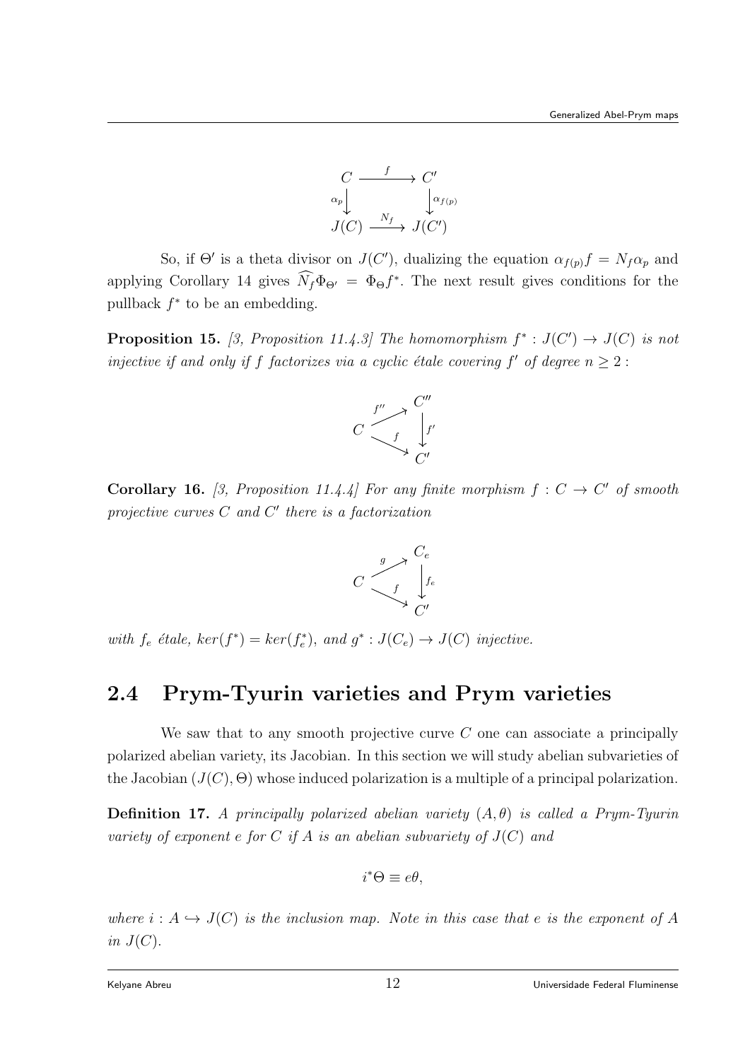$$\begin{array}{ccc} C & \xrightarrow{f} & C' \\ {\scriptstyle \alpha_p}\downarrow & & \downarrow{\scriptstyle \alpha_{f(p)}} \\ J(C) & \xrightarrow{N_f} & J(C') \end{array}$$

So, if $\Theta'$ is a theta divisor on $J(C')$, dualizing the equation $\alpha_{f(p)} f = N_f \alpha_p$ and applying Corollary 14 gives $\widehat{N_f}\Phi_{\Theta'} = \Phi_\Theta f^*$. The next result gives conditions for the pullback $f^*$ to be an embedding.

**Proposition 15.** *[3, Proposition 11.4.3] The homomorphism $f^* : J(C') \to J(C)$ is not injective if and only if $f$ factorizes via a cyclic étale covering $f'$ of degree $n \geq 2$ :*

$$\begin{array}{ccc} & & C'' \\ & \overset{f''}{\nearrow} & \\ C & & \downarrow{\scriptstyle f'} \\ & \underset{f}{\searrow} & \\ & & C' \end{array}$$

**Corollary 16.** *[3, Proposition 11.4.4] For any finite morphism $f : C \to C'$ of smooth projective curves $C$ and $C'$ there is a factorization*

$$\begin{array}{ccc} & & C_e \\ & \overset{g}{\nearrow} & \\ C & & \downarrow{\scriptstyle f_e} \\ & \underset{f}{\searrow} & \\ & & C' \end{array}$$

*with $f_e$ étale, $ker(f^*) = ker(f_e^*)$, and $g^* : J(C_e) \to J(C)$ injective.*

## 2.4 Prym-Tyurin varieties and Prym varieties

We saw that to any smooth projective curve $C$ one can associate a principally polarized abelian variety, its Jacobian. In this section we will study abelian subvarieties of the Jacobian $(J(C), \Theta)$ whose induced polarization is a multiple of a principal polarization.

**Definition 17.** *A principally polarized abelian variety $(A, \theta)$ is called a Prym-Tyurin variety of exponent $e$ for $C$ if $A$ is an abelian subvariety of $J(C)$ and*

$$i^*\Theta \equiv e\theta,$$

*where $i : A \hookrightarrow J(C)$ is the inclusion map. Note in this case that $e$ is the exponent of $A$ in $J(C)$.*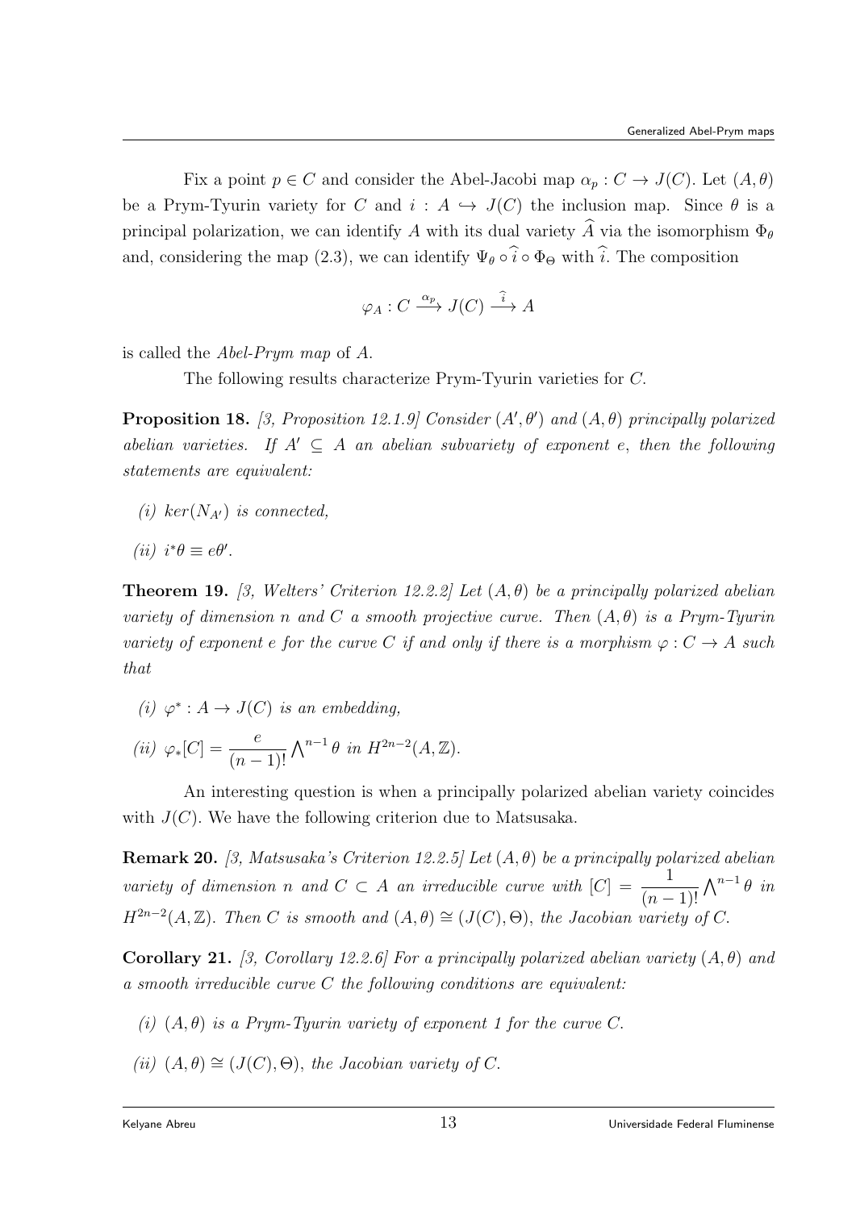Fix a point $p \in C$ and consider the Abel-Jacobi map $\alpha_p : C \to J(C)$. Let $(A, \theta)$ be a Prym-Tyurin variety for $C$ and $i : A \hookrightarrow J(C)$ the inclusion map. Since $\theta$ is a principal polarization, we can identify $A$ with its dual variety $\widehat{A}$ via the isomorphism $\Phi_\theta$ and, considering the map (2.3), we can identify $\Psi_\theta \circ \widehat{i} \circ \Phi_\Theta$ with $\widehat{i}$. The composition

$$\varphi_A : C \xrightarrow{\alpha_p} J(C) \xrightarrow{\widehat{i}} A$$

is called the *Abel-Prym map* of $A$.

The following results characterize Prym-Tyurin varieties for $C$.

**Proposition 18.** *[3, Proposition 12.1.9] Consider $(A', \theta')$ and $(A, \theta)$ principally polarized abelian varieties. If $A' \subseteq A$ an abelian subvariety of exponent $e$, then the following statements are equivalent:*

*(i) $ker(N_{A'})$ is connected,*

*(ii) $i^*\theta \equiv e\theta'$.*

**Theorem 19.** *[3, Welters' Criterion 12.2.2] Let $(A, \theta)$ be a principally polarized abelian variety of dimension $n$ and $C$ a smooth projective curve. Then $(A, \theta)$ is a Prym-Tyurin variety of exponent $e$ for the curve $C$ if and only if there is a morphism $\varphi : C \to A$ such that*

*(i) $\varphi^* : A \to J(C)$ is an embedding,*

*(ii) $\varphi_*[C] = \dfrac{e}{(n-1)!} \bigwedge^{n-1} \theta$ in $H^{2n-2}(A, \mathbb{Z})$.*

An interesting question is when a principally polarized abelian variety coincides with $J(C)$. We have the following criterion due to Matsusaka.

**Remark 20.** *[3, Matsusaka's Criterion 12.2.5] Let $(A, \theta)$ be a principally polarized abelian variety of dimension $n$ and $C \subset A$ an irreducible curve with $[C] = \dfrac{1}{(n-1)!} \bigwedge^{n-1} \theta$ in $H^{2n-2}(A, \mathbb{Z})$. Then $C$ is smooth and $(A, \theta) \cong (J(C), \Theta)$, the Jacobian variety of $C$.*

**Corollary 21.** *[3, Corollary 12.2.6] For a principally polarized abelian variety $(A, \theta)$ and a smooth irreducible curve $C$ the following conditions are equivalent:*

*(i) $(A, \theta)$ is a Prym-Tyurin variety of exponent 1 for the curve $C$.*

*(ii) $(A, \theta) \cong (J(C), \Theta)$, the Jacobian variety of $C$.*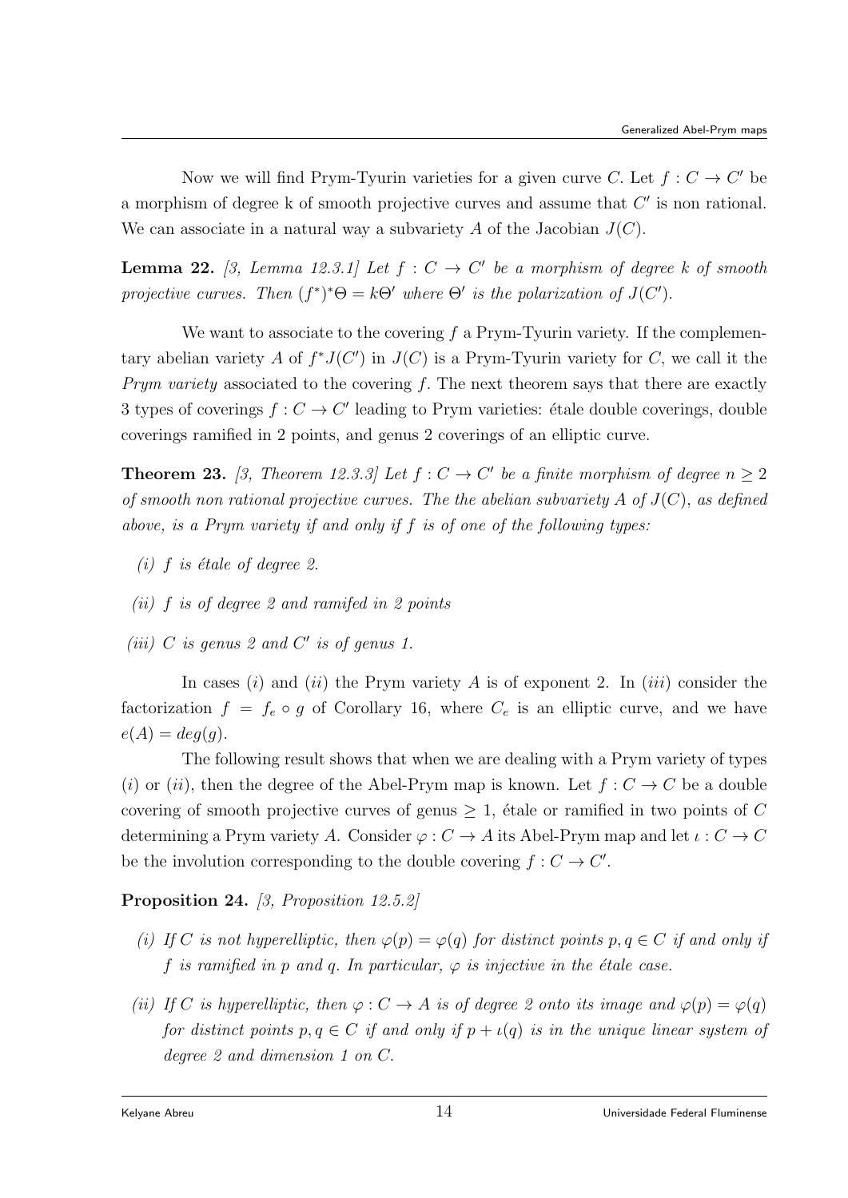Now we will find Prym-Tyurin varieties for a given curve $C$. Let $f : C \to C'$ be a morphism of degree k of smooth projective curves and assume that $C'$ is non rational. We can associate in a natural way a subvariety $A$ of the Jacobian $J(C)$.

**Lemma 22.** *[3, Lemma 12.3.1] Let $f : C \to C'$ be a morphism of degree $k$ of smooth projective curves. Then $(f^*)^*\Theta = k\Theta'$ where $\Theta'$ is the polarization of $J(C')$.*

We want to associate to the covering $f$ a Prym-Tyurin variety. If the complementary abelian variety $A$ of $f^*J(C')$ in $J(C)$ is a Prym-Tyurin variety for $C$, we call it the *Prym variety* associated to the covering $f$. The next theorem says that there are exactly 3 types of coverings $f : C \to C'$ leading to Prym varieties: étale double coverings, double coverings ramified in 2 points, and genus 2 coverings of an elliptic curve.

**Theorem 23.** *[3, Theorem 12.3.3] Let $f : C \to C'$ be a finite morphism of degree $n \geq 2$ of smooth non rational projective curves. The the abelian subvariety $A$ of $J(C)$, as defined above, is a Prym variety if and only if $f$ is of one of the following types:*

*(i) $f$ is étale of degree 2.*

*(ii) $f$ is of degree 2 and ramifed in 2 points*

*(iii) $C$ is genus 2 and $C'$ is of genus 1.*

In cases $(i)$ and $(ii)$ the Prym variety $A$ is of exponent 2. In $(iii)$ consider the factorization $f = f_e \circ g$ of Corollary 16, where $C_e$ is an elliptic curve, and we have $e(A) = deg(g)$.

The following result shows that when we are dealing with a Prym variety of types $(i)$ or $(ii)$, then the degree of the Abel-Prym map is known. Let $f : C \to C$ be a double covering of smooth projective curves of genus $\geq 1$, étale or ramified in two points of $C$ determining a Prym variety $A$. Consider $\varphi : C \to A$ its Abel-Prym map and let $\iota : C \to C$ be the involution corresponding to the double covering $f : C \to C'$.

**Proposition 24.** *[3, Proposition 12.5.2]*

*(i) If $C$ is not hyperelliptic, then $\varphi(p) = \varphi(q)$ for distinct points $p, q \in C$ if and only if $f$ is ramified in $p$ and $q$. In particular, $\varphi$ is injective in the étale case.*

*(ii) If $C$ is hyperelliptic, then $\varphi : C \to A$ is of degree 2 onto its image and $\varphi(p) = \varphi(q)$ for distinct points $p, q \in C$ if and only if $p + \iota(q)$ is in the unique linear system of degree 2 and dimension 1 on $C$.*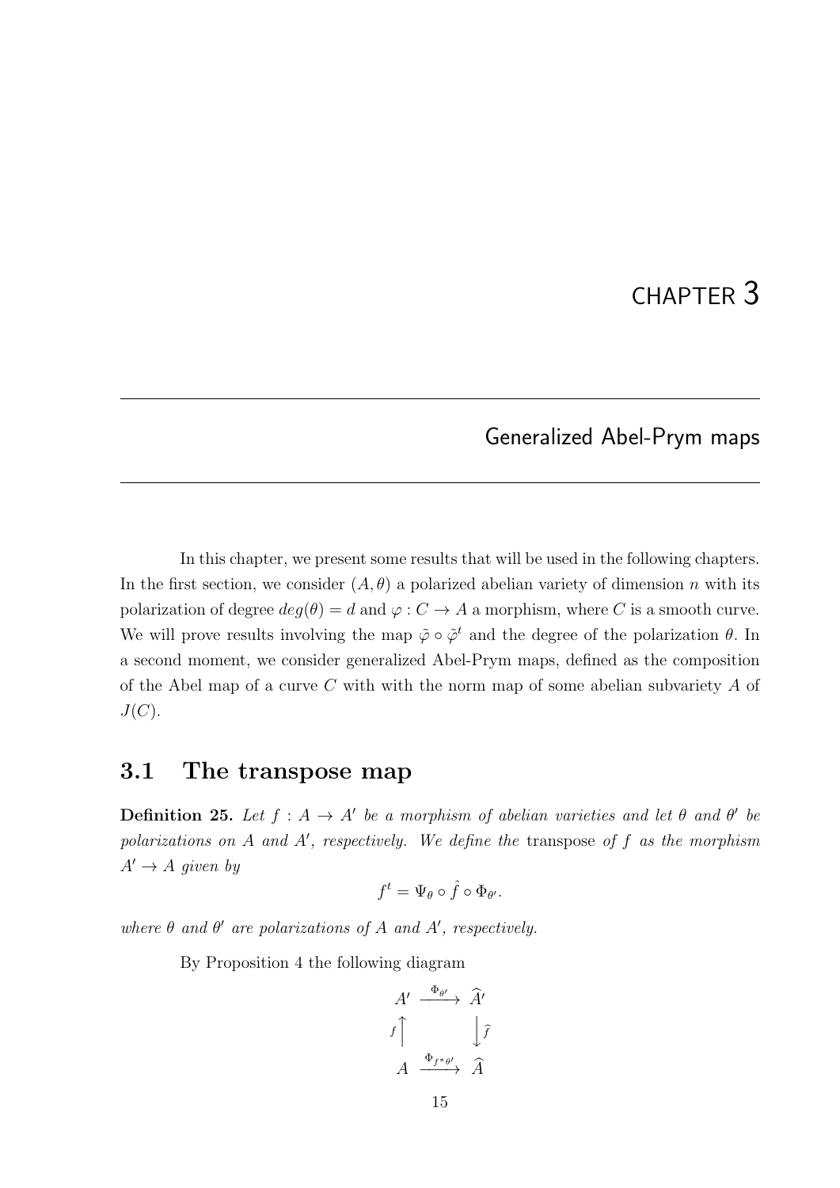# CHAPTER 3

## Generalized Abel-Prym maps

In this chapter, we present some results that will be used in the following chapters. In the first section, we consider $(A, \theta)$ a polarized abelian variety of dimension $n$ with its polarization of degree $deg(\theta) = d$ and $\varphi : C \to A$ a morphism, where $C$ is a smooth curve. We will prove results involving the map $\tilde{\varphi} \circ \tilde{\varphi}^t$ and the degree of the polarization $\theta$. In a second moment, we consider generalized Abel-Prym maps, defined as the composition of the Abel map of a curve $C$ with with the norm map of some abelian subvariety $A$ of $J(C)$.

### 3.1 The transpose map

**Definition 25.** *Let $f : A \to A'$ be a morphism of abelian varieties and let $\theta$ and $\theta'$ be polarizations on $A$ and $A'$, respectively. We define the* transpose *of $f$ as the morphism $A' \to A$ given by*

$$f^t = \Psi_\theta \circ \hat{f} \circ \Phi_{\theta'}.$$

*where $\theta$ and $\theta'$ are polarizations of $A$ and $A'$, respectively.*

By Proposition 4 the following diagram

$$\begin{array}{ccc} A' & \xrightarrow{\Phi_{\theta'}} & \widehat{A'} \\ {\scriptstyle f}\uparrow & & \downarrow{\scriptstyle \hat{f}} \\ A & \xrightarrow{\Phi_{f^*\theta'}} & \widehat{A} \end{array}$$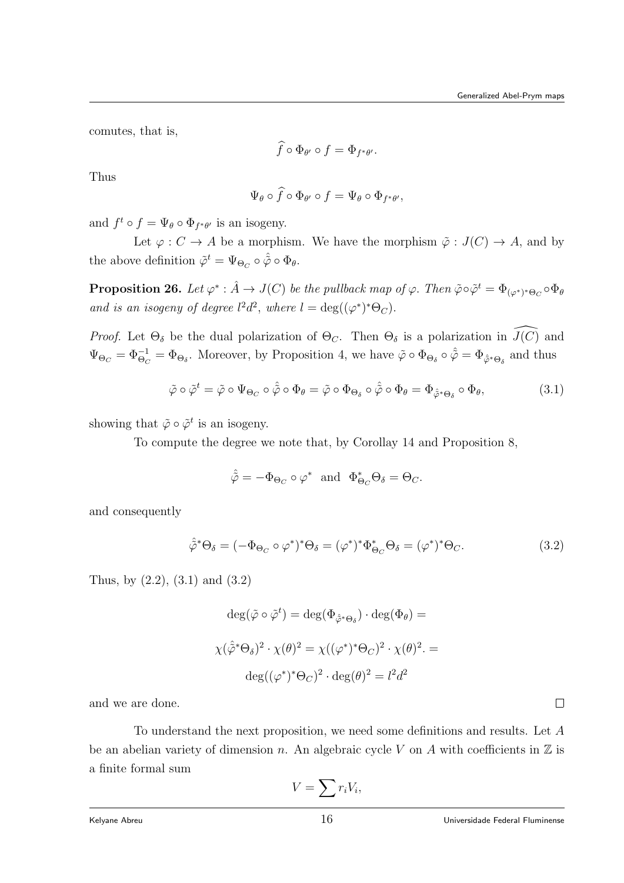comutes, that is,

$$\widehat{f} \circ \Phi_{\theta'} \circ f = \Phi_{f^*\theta'}.$$

Thus

$$\Psi_\theta \circ \widehat{f} \circ \Phi_{\theta'} \circ f = \Psi_\theta \circ \Phi_{f^*\theta'},$$

and $f^t \circ f = \Psi_\theta \circ \Phi_{f^*\theta'}$ is an isogeny.

Let $\varphi : C \to A$ be a morphism. We have the morphism $\tilde{\varphi} : J(C) \to A$, and by the above definition $\tilde{\varphi}^t = \Psi_{\Theta_C} \circ \hat{\tilde{\varphi}} \circ \Phi_\theta$.

**Proposition 26.** *Let $\varphi^* : \hat{A} \to J(C)$ be the pullback map of $\varphi$. Then $\tilde{\varphi} \circ \tilde{\varphi}^t = \Phi_{(\varphi^*)^*\Theta_C} \circ \Phi_\theta$ and is an isogeny of degree $l^2d^2$, where $l = \deg((\varphi^*)^*\Theta_C)$.*

*Proof.* Let $\Theta_\delta$ be the dual polarization of $\Theta_C$. Then $\Theta_\delta$ is a polarization in $\widehat{J(C)}$ and $\Psi_{\Theta_C} = \Phi_{\Theta_C}^{-1} = \Phi_{\Theta_\delta}$. Moreover, by Proposition 4, we have $\tilde{\varphi} \circ \Phi_{\Theta_\delta} \circ \hat{\tilde{\varphi}} = \Phi_{\hat{\tilde{\varphi}}^*\Theta_\delta}$ and thus

$$\tilde{\varphi} \circ \tilde{\varphi}^t = \tilde{\varphi} \circ \Psi_{\Theta_C} \circ \hat{\tilde{\varphi}} \circ \Phi_\theta = \tilde{\varphi} \circ \Phi_{\Theta_\delta} \circ \hat{\tilde{\varphi}} \circ \Phi_\theta = \Phi_{\hat{\tilde{\varphi}}^*\Theta_\delta} \circ \Phi_\theta, \tag{3.1}$$

showing that $\tilde{\varphi} \circ \tilde{\varphi}^t$ is an isogeny.

To compute the degree we note that, by Corollay 14 and Proposition 8,

$$\hat{\tilde{\varphi}} = -\Phi_{\Theta_C} \circ \varphi^* \text{ and } \Phi_{\Theta_C}^*\Theta_\delta = \Theta_C.$$

and consequently

$$\hat{\tilde{\varphi}}^*\Theta_\delta = (-\Phi_{\Theta_C} \circ \varphi^*)^*\Theta_\delta = (\varphi^*)^*\Phi_{\Theta_C}^*\Theta_\delta = (\varphi^*)^*\Theta_C. \tag{3.2}$$

Thus, by (2.2), (3.1) and (3.2)

$$\deg(\tilde{\varphi} \circ \tilde{\varphi}^t) = \deg(\Phi_{\hat{\tilde{\varphi}}^*\Theta_\delta}) \cdot \deg(\Phi_\theta) =$$

$$\chi(\hat{\tilde{\varphi}}^*\Theta_\delta)^2 \cdot \chi(\theta)^2 = \chi((\varphi^*)^*\Theta_C)^2 \cdot \chi(\theta)^2. =$$

$$\deg((\varphi^*)^*\Theta_C)^2 \cdot \deg(\theta)^2 = l^2d^2$$

and we are done. $\square$

To understand the next proposition, we need some definitions and results. Let $A$ be an abelian variety of dimension $n$. An algebraic cycle $V$ on $A$ with coefficients in $\mathbb{Z}$ is a finite formal sum

$$V = \sum r_i V_i,$$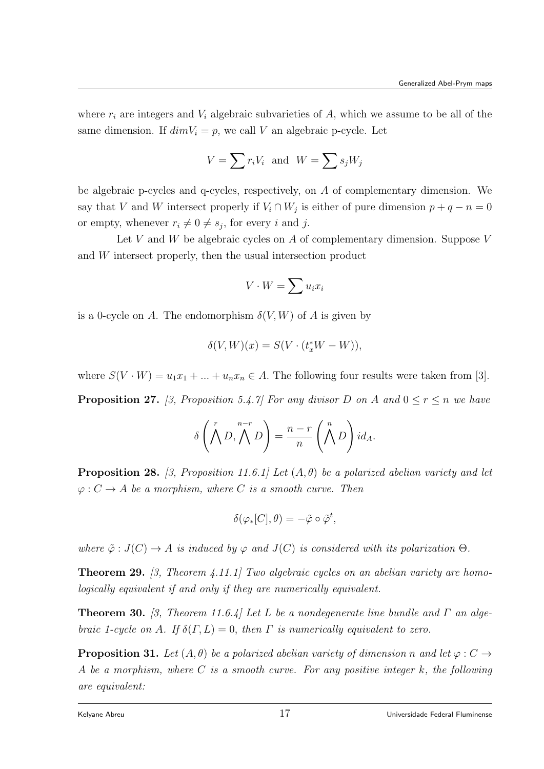where $r_i$ are integers and $V_i$ algebraic subvarieties of $A$, which we assume to be all of the same dimension. If $dimV_i = p$, we call $V$ an algebraic p-cycle. Let

$$V = \sum r_i V_i \text{ and } W = \sum s_j W_j$$

be algebraic p-cycles and q-cycles, respectively, on $A$ of complementary dimension. We say that $V$ and $W$ intersect properly if $V_i \cap W_j$ is either of pure dimension $p + q - n = 0$ or empty, whenever $r_i \neq 0 \neq s_j$, for every $i$ and $j$.

Let $V$ and $W$ be algebraic cycles on $A$ of complementary dimension. Suppose $V$ and $W$ intersect properly, then the usual intersection product

$$V \cdot W = \sum u_i x_i$$

is a 0-cycle on $A$. The endomorphism $\delta(V, W)$ of $A$ is given by

$$\delta(V, W)(x) = S(V \cdot (t_x^* W - W)),$$

where $S(V \cdot W) = u_1 x_1 + ... + u_n x_n \in A$. The following four results were taken from [3].

**Proposition 27.** *[3, Proposition 5.4.7] For any divisor $D$ on $A$ and $0 \leq r \leq n$ we have*

$$\delta\left(\bigwedge^r D, \bigwedge^{n-r} D\right) = \frac{n-r}{n}\left(\bigwedge^n D\right) id_A.$$

**Proposition 28.** *[3, Proposition 11.6.1] Let $(A, \theta)$ be a polarized abelian variety and let $\varphi : C \to A$ be a morphism, where $C$ is a smooth curve. Then*

$$\delta(\varphi_*[C], \theta) = -\tilde{\varphi} \circ \tilde{\varphi}^t,$$

*where $\tilde{\varphi} : J(C) \to A$ is induced by $\varphi$ and $J(C)$ is considered with its polarization $\Theta$.*

**Theorem 29.** *[3, Theorem 4.11.1] Two algebraic cycles on an abelian variety are homologically equivalent if and only if they are numerically equivalent.*

**Theorem 30.** *[3, Theorem 11.6.4] Let $L$ be a nondegenerate line bundle and $\Gamma$ an algebraic 1-cycle on $A$. If $\delta(\Gamma, L) = 0$, then $\Gamma$ is numerically equivalent to zero.*

**Proposition 31.** *Let $(A, \theta)$ be a polarized abelian variety of dimension $n$ and let $\varphi : C \to A$ be a morphism, where $C$ is a smooth curve. For any positive integer $k$, the following are equivalent:*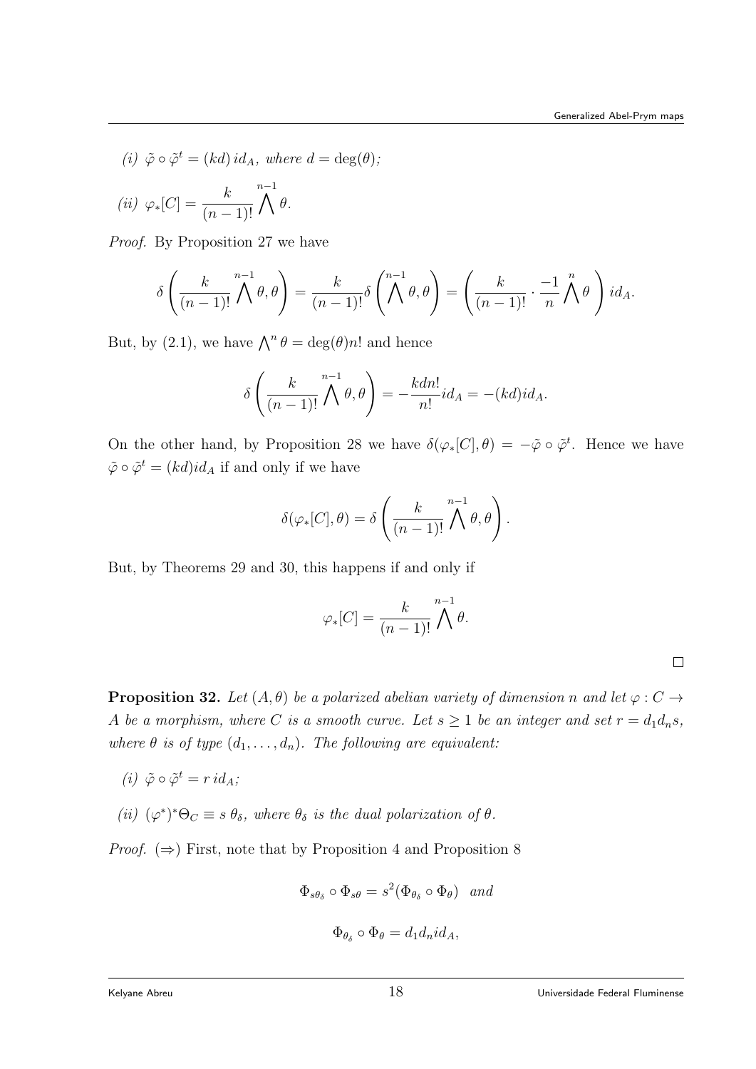(i) $\tilde{\varphi} \circ \tilde{\varphi}^t = (kd)\, id_A$, *where* $d = \deg(\theta)$*;*

(ii) $\varphi_*[C] = \dfrac{k}{(n-1)!} \bigwedge^{n-1} \theta$.

*Proof.* By Proposition 27 we have

$$\delta\left(\frac{k}{(n-1)!}\bigwedge^{n-1}\theta, \theta\right) = \frac{k}{(n-1)!}\delta\left(\bigwedge^{n-1}\theta, \theta\right) = \left(\frac{k}{(n-1)!}\cdot\frac{-1}{n}\bigwedge^{n}\theta\right) id_A.$$

But, by (2.1), we have $\bigwedge^n \theta = \deg(\theta) n!$ and hence

$$\delta\left(\frac{k}{(n-1)!}\bigwedge^{n-1}\theta, \theta\right) = -\frac{kdn!}{n!} id_A = -(kd) id_A.$$

On the other hand, by Proposition 28 we have $\delta(\varphi_*[C], \theta) = -\tilde{\varphi} \circ \tilde{\varphi}^t$. Hence we have $\tilde{\varphi} \circ \tilde{\varphi}^t = (kd) id_A$ if and only if we have

$$\delta(\varphi_*[C], \theta) = \delta\left(\frac{k}{(n-1)!}\bigwedge^{n-1}\theta, \theta\right).$$

But, by Theorems 29 and 30, this happens if and only if

$$\varphi_*[C] = \frac{k}{(n-1)!}\bigwedge^{n-1}\theta.$$

∎

**Proposition 32.** *Let* $(A, \theta)$ *be a polarized abelian variety of dimension* $n$ *and let* $\varphi : C \to A$ *be a morphism, where* $C$ *is a smooth curve. Let* $s \geq 1$ *be an integer and set* $r = d_1 d_n s$*, where* $\theta$ *is of type* $(d_1, \ldots, d_n)$*. The following are equivalent:*

(i) $\tilde{\varphi} \circ \tilde{\varphi}^t = r\, id_A$*;*

(ii) $(\varphi^*)^*\Theta_C \equiv s\, \theta_\delta$*, where* $\theta_\delta$ *is the dual polarization of* $\theta$*.*

*Proof.* ($\Rightarrow$) First, note that by Proposition 4 and Proposition 8

$$\Phi_{s\theta_\delta} \circ \Phi_{s\theta} = s^2(\Phi_{\theta_\delta} \circ \Phi_\theta) \quad \textit{and}$$

$$\Phi_{\theta_\delta} \circ \Phi_\theta = d_1 d_n id_A,$$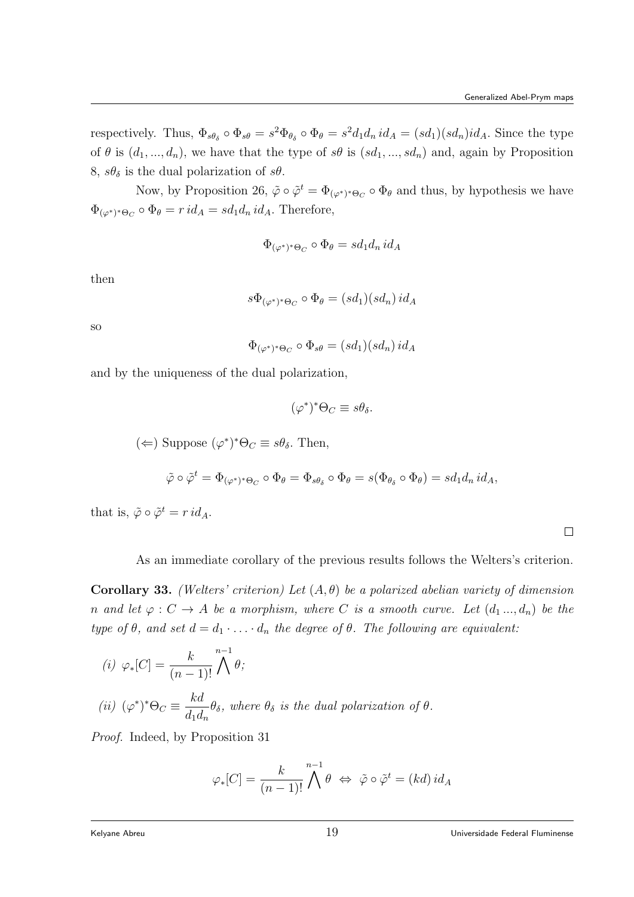respectively. Thus, $\Phi_{s\theta_\delta} \circ \Phi_{s\theta} = s^2 \Phi_{\theta_\delta} \circ \Phi_\theta = s^2 d_1 d_n \, id_A = (sd_1)(sd_n) id_A$. Since the type of $\theta$ is $(d_1, ..., d_n)$, we have that the type of $s\theta$ is $(sd_1, ..., sd_n)$ and, again by Proposition 8, $s\theta_\delta$ is the dual polarization of $s\theta$.

Now, by Proposition 26, $\tilde{\varphi} \circ \tilde{\varphi}^t = \Phi_{(\varphi^*)^*\Theta_C} \circ \Phi_\theta$ and thus, by hypothesis we have $\Phi_{(\varphi^*)^*\Theta_C} \circ \Phi_\theta = r \, id_A = sd_1 d_n \, id_A$. Therefore,

$$\Phi_{(\varphi^*)^*\Theta_C} \circ \Phi_\theta = sd_1 d_n \, id_A$$

then

$$s\Phi_{(\varphi^*)^*\Theta_C} \circ \Phi_\theta = (sd_1)(sd_n) \, id_A$$

so

$$\Phi_{(\varphi^*)^*\Theta_C} \circ \Phi_{s\theta} = (sd_1)(sd_n) \, id_A$$

and by the uniqueness of the dual polarization,

$$(\varphi^*)^*\Theta_C \equiv s\theta_\delta.$$

($\Leftarrow$) Suppose $(\varphi^*)^*\Theta_C \equiv s\theta_\delta$. Then,

$$\tilde{\varphi} \circ \tilde{\varphi}^t = \Phi_{(\varphi^*)^*\Theta_C} \circ \Phi_\theta = \Phi_{s\theta_\delta} \circ \Phi_\theta = s(\Phi_{\theta_\delta} \circ \Phi_\theta) = sd_1 d_n \, id_A,$$

that is, $\tilde{\varphi} \circ \tilde{\varphi}^t = r \, id_A$.

$\square$

As an immediate corollary of the previous results follows the Welters's criterion.

**Corollary 33.** *(Welters' criterion) Let $(A, \theta)$ be a polarized abelian variety of dimension $n$ and let $\varphi : C \to A$ be a morphism, where $C$ is a smooth curve. Let $(d_1 ..., d_n)$ be the type of $\theta$, and set $d = d_1 \cdot \ldots \cdot d_n$ the degree of $\theta$. The following are equivalent:*

*(i)* $\varphi_*[C] = \dfrac{k}{(n-1)!} \bigwedge^{n-1} \theta$;

*(ii)* $(\varphi^*)^*\Theta_C \equiv \dfrac{kd}{d_1 d_n} \theta_\delta$, *where $\theta_\delta$ is the dual polarization of $\theta$.*

*Proof.* Indeed, by Proposition 31

$$\varphi_*[C] = \frac{k}{(n-1)!} \bigwedge^{n-1} \theta \;\Leftrightarrow\; \tilde{\varphi} \circ \tilde{\varphi}^t = (kd) \, id_A$$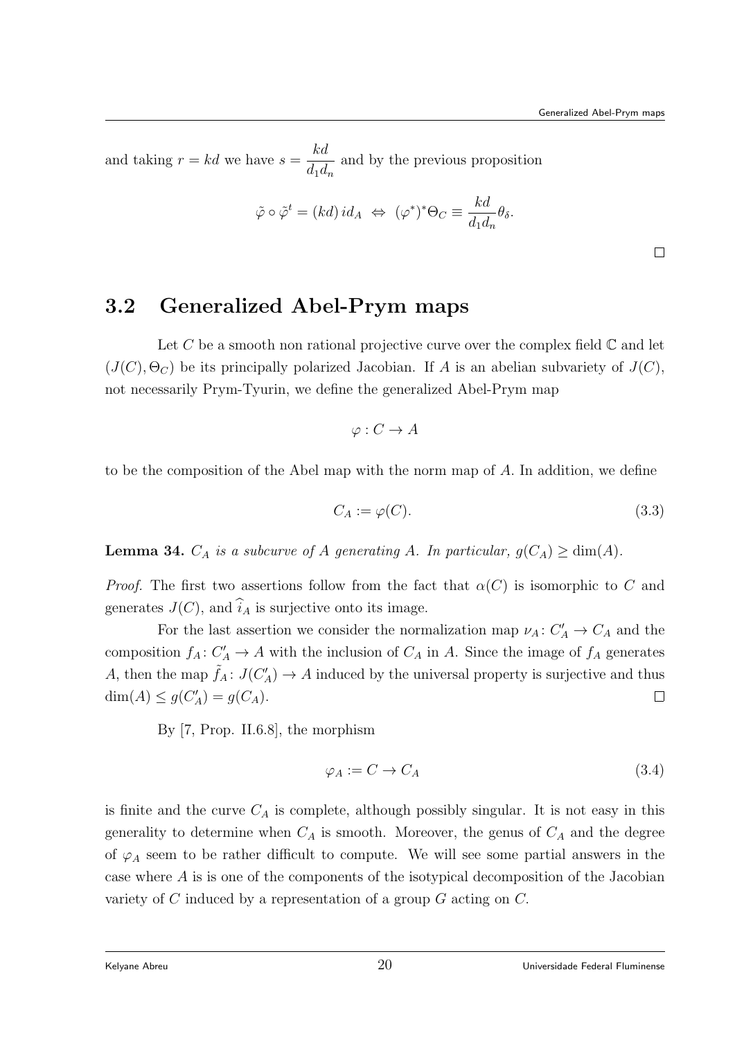and taking $r = kd$ we have $s = \dfrac{kd}{d_1 d_n}$ and by the previous proposition

$$\tilde{\varphi} \circ \tilde{\varphi}^t = (kd)\, id_A \;\Leftrightarrow\; (\varphi^*)^* \Theta_C \equiv \frac{kd}{d_1 d_n} \theta_\delta.$$

□

## 3.2 Generalized Abel-Prym maps

Let $C$ be a smooth non rational projective curve over the complex field $\mathbb{C}$ and let $(J(C), \Theta_C)$ be its principally polarized Jacobian. If $A$ is an abelian subvariety of $J(C)$, not necessarily Prym-Tyurin, we define the generalized Abel-Prym map

$$\varphi : C \to A$$

to be the composition of the Abel map with the norm map of $A$. In addition, we define

$$C_A := \varphi(C). \tag{3.3}$$

**Lemma 34.** *$C_A$ is a subcurve of $A$ generating $A$. In particular, $g(C_A) \geq \dim(A)$.*

*Proof.* The first two assertions follow from the fact that $\alpha(C)$ is isomorphic to $C$ and generates $J(C)$, and $\widehat{i}_A$ is surjective onto its image.

For the last assertion we consider the normalization map $\nu_A \colon C'_A \to C_A$ and the composition $f_A \colon C'_A \to A$ with the inclusion of $C_A$ in $A$. Since the image of $f_A$ generates $A$, then the map $\tilde{f}_A \colon J(C'_A) \to A$ induced by the universal property is surjective and thus $\dim(A) \leq g(C'_A) = g(C_A)$. □

By [7, Prop. II.6.8], the morphism

$$\varphi_A := C \to C_A \tag{3.4}$$

is finite and the curve $C_A$ is complete, although possibly singular. It is not easy in this generality to determine when $C_A$ is smooth. Moreover, the genus of $C_A$ and the degree of $\varphi_A$ seem to be rather difficult to compute. We will see some partial answers in the case where $A$ is is one of the components of the isotypical decomposition of the Jacobian variety of $C$ induced by a representation of a group $G$ acting on $C$.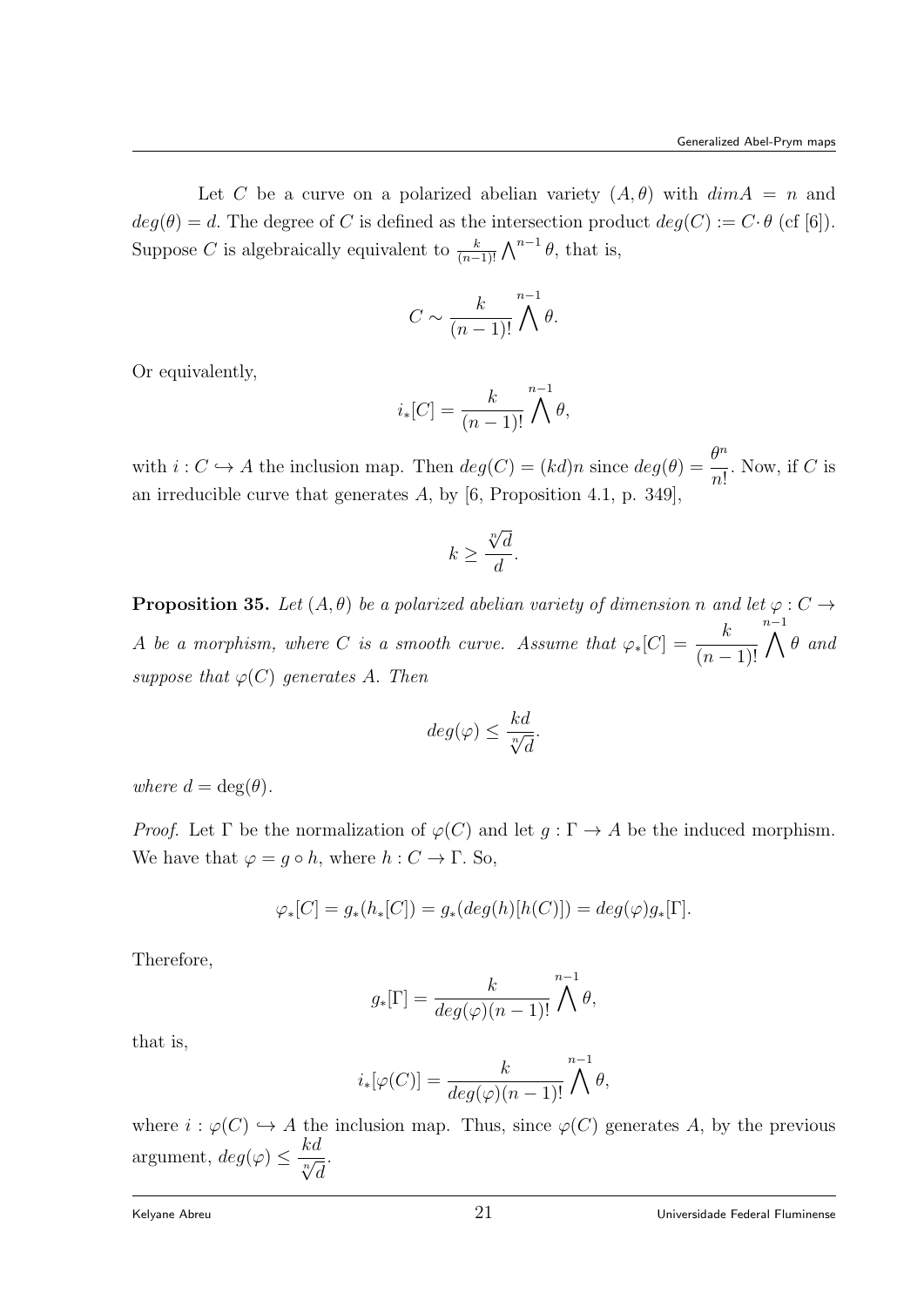Let $C$ be a curve on a polarized abelian variety $(A, \theta)$ with $dim A = n$ and $deg(\theta) = d$. The degree of $C$ is defined as the intersection product $deg(C) := C \cdot \theta$ (cf [6]). Suppose $C$ is algebraically equivalent to $\frac{k}{(n-1)!} \bigwedge^{n-1} \theta$, that is,

$$C \sim \frac{k}{(n-1)!} \bigwedge^{n-1} \theta.$$

Or equivalently,

$$i_*[C] = \frac{k}{(n-1)!} \bigwedge^{n-1} \theta,$$

with $i : C \hookrightarrow A$ the inclusion map. Then $deg(C) = (kd)n$ since $deg(\theta) = \dfrac{\theta^n}{n!}$. Now, if $C$ is an irreducible curve that generates $A$, by [6, Proposition 4.1, p. 349],

$$k \geq \frac{\sqrt[n]{d}}{d}.$$

**Proposition 35.** *Let $(A, \theta)$ be a polarized abelian variety of dimension n and let $\varphi : C \to A$ be a morphism, where $C$ is a smooth curve. Assume that $\varphi_*[C] = \dfrac{k}{(n-1)!} \bigwedge^{n-1} \theta$ and suppose that $\varphi(C)$ generates $A$. Then*

$$deg(\varphi) \leq \frac{kd}{\sqrt[n]{d}}.$$

*where $d = \deg(\theta)$.*

*Proof.* Let $\Gamma$ be the normalization of $\varphi(C)$ and let $g : \Gamma \to A$ be the induced morphism. We have that $\varphi = g \circ h$, where $h : C \to \Gamma$. So,

$$\varphi_*[C] = g_*(h_*[C]) = g_*(deg(h)[h(C)]) = deg(\varphi) g_*[\Gamma].$$

Therefore,

$$g_*[\Gamma] = \frac{k}{deg(\varphi)(n-1)!} \bigwedge^{n-1} \theta,$$

that is,

$$i_*[\varphi(C)] = \frac{k}{deg(\varphi)(n-1)!} \bigwedge^{n-1} \theta,$$

where $i : \varphi(C) \hookrightarrow A$ the inclusion map. Thus, since $\varphi(C)$ generates $A$, by the previous argument, $deg(\varphi) \leq \dfrac{kd}{\sqrt[n]{d}}$.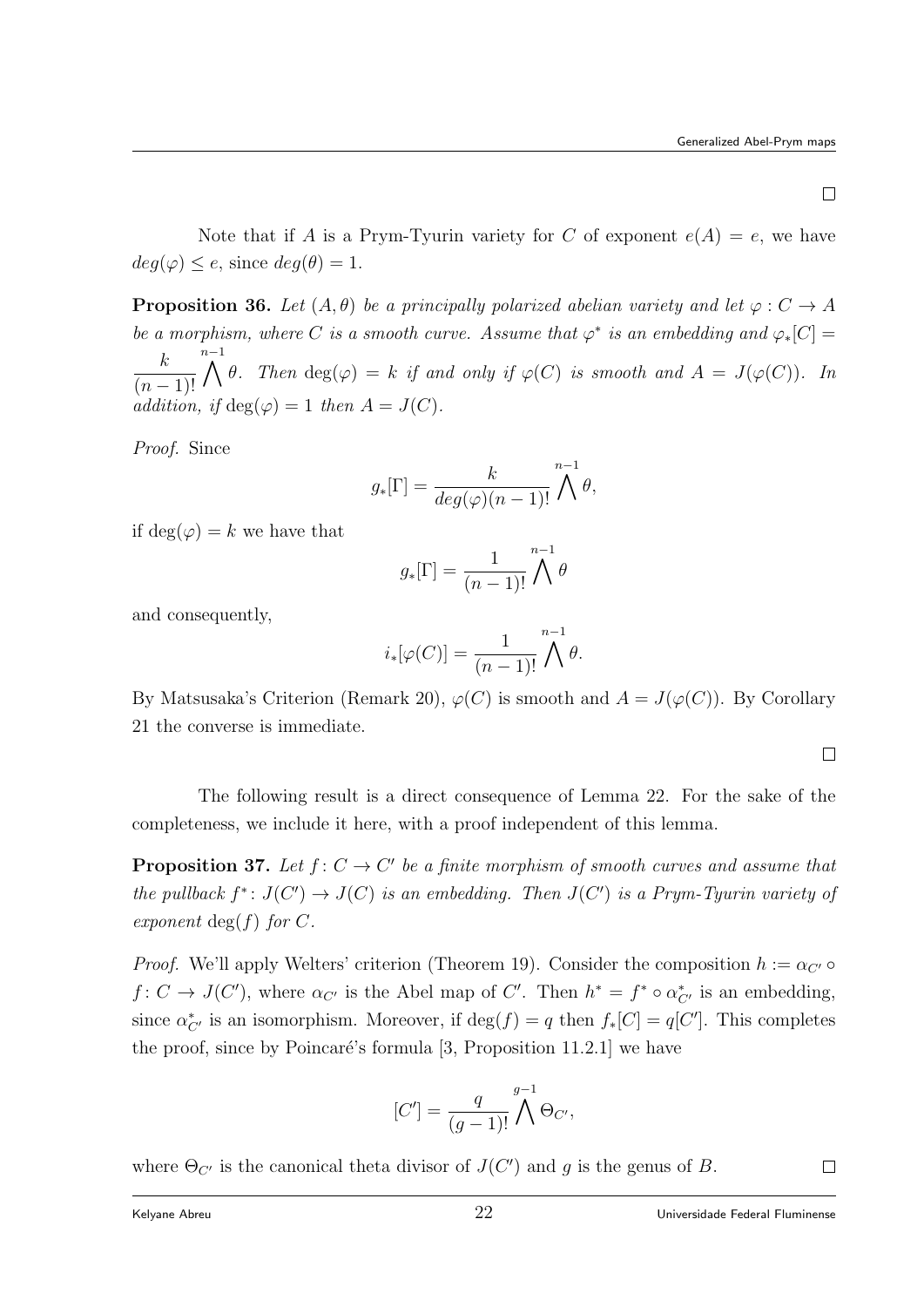□

Note that if $A$ is a Prym-Tyurin variety for $C$ of exponent $e(A) = e$, we have $deg(\varphi) \leq e$, since $deg(\theta) = 1$.

**Proposition 36.** *Let $(A, \theta)$ be a principally polarized abelian variety and let $\varphi : C \to A$ be a morphism, where $C$ is a smooth curve. Assume that $\varphi^*$ is an embedding and $\varphi_*[C] = \dfrac{k}{(n-1)!} \bigwedge^{n-1} \theta$. Then $\deg(\varphi) = k$ if and only if $\varphi(C)$ is smooth and $A = J(\varphi(C))$. In addition, if $\deg(\varphi) = 1$ then $A = J(C)$.*

*Proof.* Since

$$g_*[\Gamma] = \frac{k}{deg(\varphi)(n-1)!} \bigwedge^{n-1} \theta,$$

if $\deg(\varphi) = k$ we have that

$$g_*[\Gamma] = \frac{1}{(n-1)!} \bigwedge^{n-1} \theta$$

and consequently,

$$i_*[\varphi(C)] = \frac{1}{(n-1)!} \bigwedge^{n-1} \theta.$$

By Matsusaka's Criterion (Remark 20), $\varphi(C)$ is smooth and $A = J(\varphi(C))$. By Corollary 21 the converse is immediate.

□

The following result is a direct consequence of Lemma 22. For the sake of the completeness, we include it here, with a proof independent of this lemma.

**Proposition 37.** *Let $f : C \to C'$ be a finite morphism of smooth curves and assume that the pullback $f^* : J(C') \to J(C)$ is an embedding. Then $J(C')$ is a Prym-Tyurin variety of exponent $\deg(f)$ for $C$.*

*Proof.* We'll apply Welters' criterion (Theorem 19). Consider the composition $h := \alpha_{C'} \circ f : C \to J(C')$, where $\alpha_{C'}$ is the Abel map of $C'$. Then $h^* = f^* \circ \alpha^*_{C'}$ is an embedding, since $\alpha^*_{C'}$ is an isomorphism. Moreover, if $\deg(f) = q$ then $f_*[C] = q[C']$. This completes the proof, since by Poincaré's formula [3, Proposition 11.2.1] we have

$$[C'] = \frac{q}{(g-1)!} \bigwedge^{g-1} \Theta_{C'},$$

where $\Theta_{C'}$ is the canonical theta divisor of $J(C')$ and $g$ is the genus of $B$.

□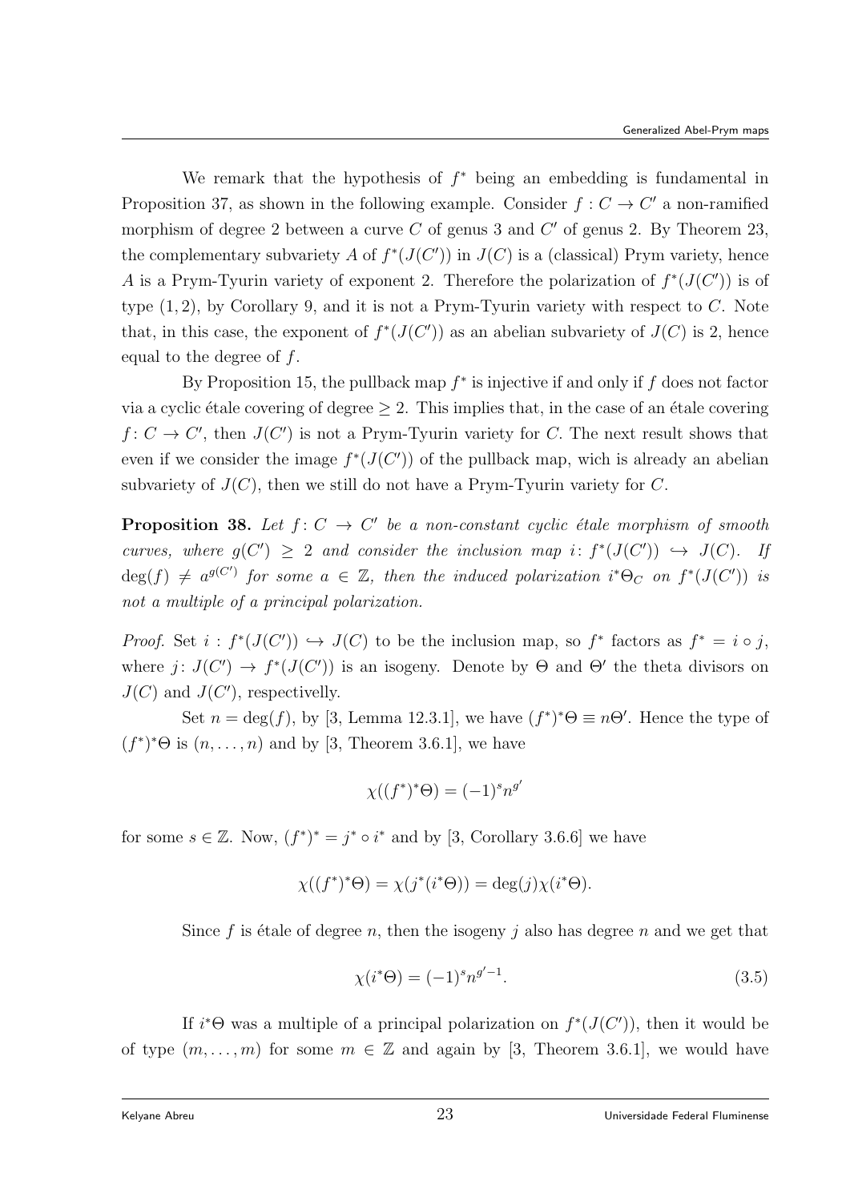We remark that the hypothesis of $f^*$ being an embedding is fundamental in Proposition 37, as shown in the following example. Consider $f: C \to C'$ a non-ramified morphism of degree 2 between a curve $C$ of genus 3 and $C'$ of genus 2. By Theorem 23, the complementary subvariety $A$ of $f^*(J(C'))$ in $J(C)$ is a (classical) Prym variety, hence $A$ is a Prym-Tyurin variety of exponent 2. Therefore the polarization of $f^*(J(C'))$ is of type $(1,2)$, by Corollary 9, and it is not a Prym-Tyurin variety with respect to $C$. Note that, in this case, the exponent of $f^*(J(C'))$ as an abelian subvariety of $J(C)$ is 2, hence equal to the degree of $f$.

By Proposition 15, the pullback map $f^*$ is injective if and only if $f$ does not factor via a cyclic étale covering of degree $\geq 2$. This implies that, in the case of an étale covering $f\colon C \to C'$, then $J(C')$ is not a Prym-Tyurin variety for $C$. The next result shows that even if we consider the image $f^*(J(C'))$ of the pullback map, wich is already an abelian subvariety of $J(C)$, then we still do not have a Prym-Tyurin variety for $C$.

**Proposition 38.** *Let $f\colon C \to C'$ be a non-constant cyclic étale morphism of smooth curves, where $g(C') \geq 2$ and consider the inclusion map $i\colon f^*(J(C')) \hookrightarrow J(C)$. If $\deg(f) \neq a^{g(C')}$ for some $a \in \mathbb{Z}$, then the induced polarization $i^*\Theta_C$ on $f^*(J(C'))$ is not a multiple of a principal polarization.*

*Proof.* Set $i: f^*(J(C')) \hookrightarrow J(C)$ to be the inclusion map, so $f^*$ factors as $f^* = i \circ j$, where $j\colon J(C') \to f^*(J(C'))$ is an isogeny. Denote by $\Theta$ and $\Theta'$ the theta divisors on $J(C)$ and $J(C')$, respectivelly.

Set $n = \deg(f)$, by [3, Lemma 12.3.1], we have $(f^*)^*\Theta \equiv n\Theta'$. Hence the type of $(f^*)^*\Theta$ is $(n, \ldots, n)$ and by [3, Theorem 3.6.1], we have

$$\chi((f^*)^*\Theta) = (-1)^s n^{g'}$$

for some $s \in \mathbb{Z}$. Now, $(f^*)^* = j^* \circ i^*$ and by [3, Corollary 3.6.6] we have

$$\chi((f^*)^*\Theta) = \chi(j^*(i^*\Theta)) = \deg(j)\chi(i^*\Theta).$$

Since $f$ is étale of degree $n$, then the isogeny $j$ also has degree $n$ and we get that

$$\chi(i^*\Theta) = (-1)^s n^{g'-1}. \tag{3.5}$$

If $i^*\Theta$ was a multiple of a principal polarization on $f^*(J(C'))$, then it would be of type $(m, \ldots, m)$ for some $m \in \mathbb{Z}$ and again by [3, Theorem 3.6.1], we would have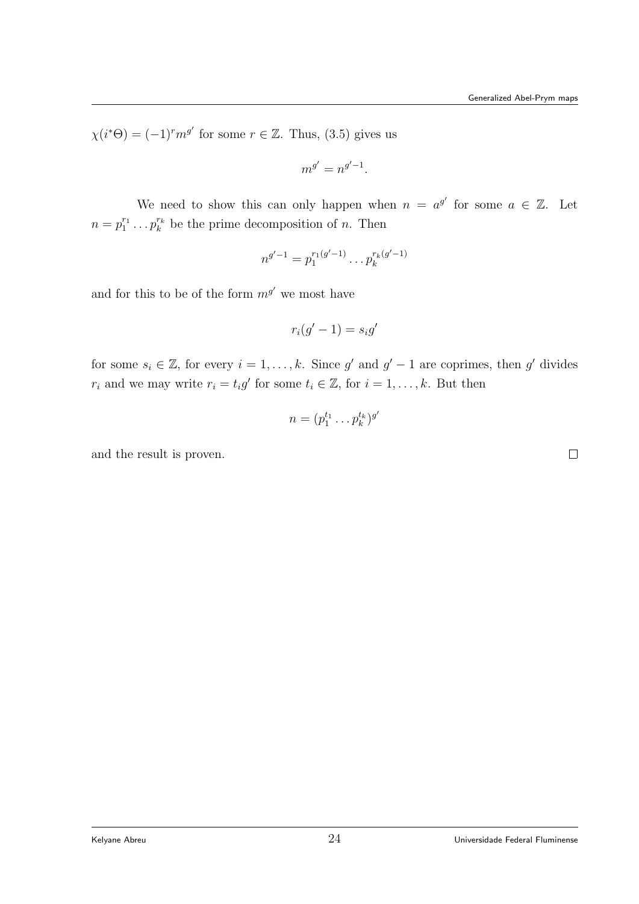$\chi(i^*\Theta) = (-1)^r m^{g'}$ for some $r \in \mathbb{Z}$. Thus, (3.5) gives us

$$m^{g'} = n^{g'-1}.$$

We need to show this can only happen when $n = a^{g'}$ for some $a \in \mathbb{Z}$. Let $n = p_1^{r_1} \dots p_k^{r_k}$ be the prime decomposition of $n$. Then

$$n^{g'-1} = p_1^{r_1(g'-1)} \dots p_k^{r_k(g'-1)}$$

and for this to be of the form $m^{g'}$ we most have

$$r_i(g'-1) = s_i g'$$

for some $s_i \in \mathbb{Z}$, for every $i = 1, \dots, k$. Since $g'$ and $g'-1$ are coprimes, then $g'$ divides $r_i$ and we may write $r_i = t_i g'$ for some $t_i \in \mathbb{Z}$, for $i = 1, \dots, k$. But then

$$n = (p_1^{t_1} \dots p_k^{t_k})^{g'}$$

and the result is proven. $\square$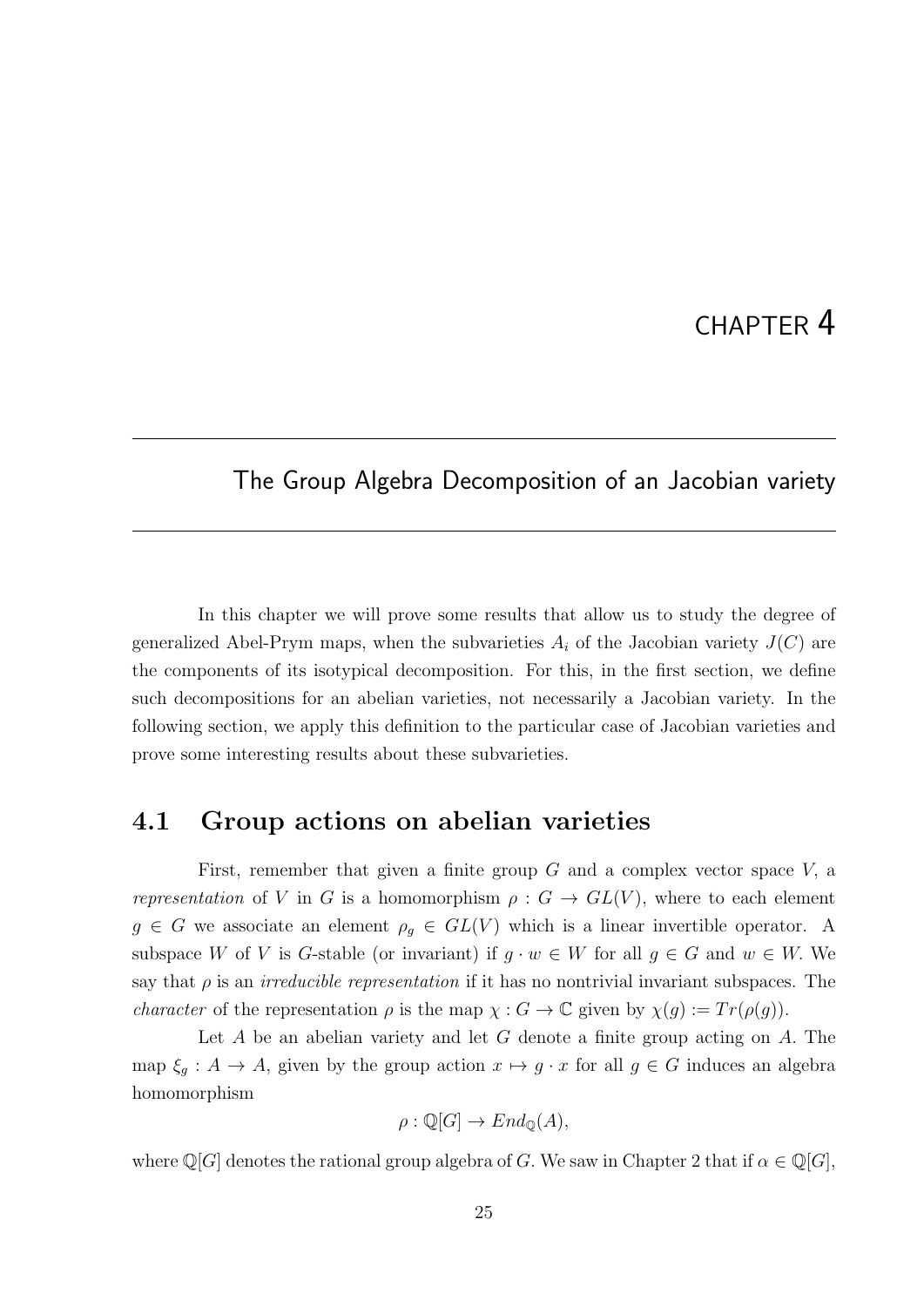# CHAPTER 4

## The Group Algebra Decomposition of an Jacobian variety

In this chapter we will prove some results that allow us to study the degree of generalized Abel-Prym maps, when the subvarieties $A_i$ of the Jacobian variety $J(C)$ are the components of its isotypical decomposition. For this, in the first section, we define such decompositions for an abelian varieties, not necessarily a Jacobian variety. In the following section, we apply this definition to the particular case of Jacobian varieties and prove some interesting results about these subvarieties.

## 4.1 Group actions on abelian varieties

First, remember that given a finite group $G$ and a complex vector space $V$, a *representation* of $V$ in $G$ is a homomorphism $\rho : G \to GL(V)$, where to each element $g \in G$ we associate an element $\rho_g \in GL(V)$ which is a linear invertible operator. A subspace $W$ of $V$ is $G$-stable (or invariant) if $g \cdot w \in W$ for all $g \in G$ and $w \in W$. We say that $\rho$ is an *irreducible representation* if it has no nontrivial invariant subspaces. The *character* of the representation $\rho$ is the map $\chi : G \to \mathbb{C}$ given by $\chi(g) := Tr(\rho(g))$.

Let $A$ be an abelian variety and let $G$ denote a finite group acting on $A$. The map $\xi_g : A \to A$, given by the group action $x \mapsto g \cdot x$ for all $g \in G$ induces an algebra homomorphism

$$\rho : \mathbb{Q}[G] \to End_{\mathbb{Q}}(A),$$

where $\mathbb{Q}[G]$ denotes the rational group algebra of $G$. We saw in Chapter 2 that if $\alpha \in \mathbb{Q}[G]$,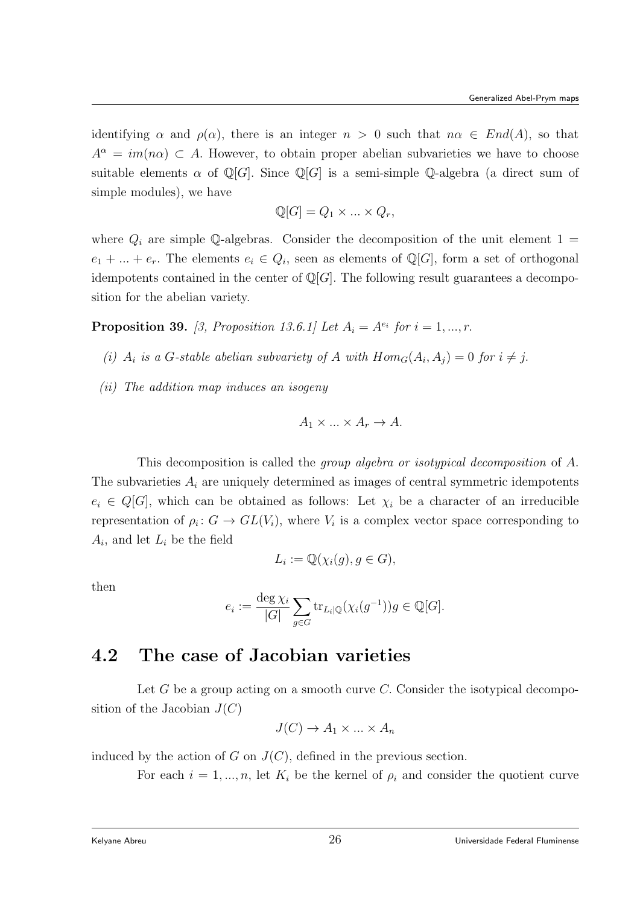identifying $\alpha$ and $\rho(\alpha)$, there is an integer $n > 0$ such that $n\alpha \in End(A)$, so that $A^\alpha = im(n\alpha) \subset A$. However, to obtain proper abelian subvarieties we have to choose suitable elements $\alpha$ of $\mathbb{Q}[G]$. Since $\mathbb{Q}[G]$ is a semi-simple $\mathbb{Q}$-algebra (a direct sum of simple modules), we have

$$\mathbb{Q}[G] = Q_1 \times ... \times Q_r,$$

where $Q_i$ are simple $\mathbb{Q}$-algebras. Consider the decomposition of the unit element $1 = e_1 + ... + e_r$. The elements $e_i \in Q_i$, seen as elements of $\mathbb{Q}[G]$, form a set of orthogonal idempotents contained in the center of $\mathbb{Q}[G]$. The following result guarantees a decomposition for the abelian variety.

**Proposition 39.** *[3, Proposition 13.6.1] Let $A_i = A^{e_i}$ for $i = 1, ..., r$.*

*(i) $A_i$ is a $G$-stable abelian subvariety of $A$ with $Hom_G(A_i, A_j) = 0$ for $i \neq j$.*

*(ii) The addition map induces an isogeny*

$$A_1 \times ... \times A_r \to A.$$

This decomposition is called the *group algebra or isotypical decomposition* of $A$. The subvarieties $A_i$ are uniquely determined as images of central symmetric idempotents $e_i \in Q[G]$, which can be obtained as follows: Let $\chi_i$ be a character of an irreducible representation of $\rho_i \colon G \to GL(V_i)$, where $V_i$ is a complex vector space corresponding to $A_i$, and let $L_i$ be the field

$$L_i := \mathbb{Q}(\chi_i(g), g \in G),$$

then

$$e_i := \frac{\deg \chi_i}{|G|} \sum_{g \in G} \mathrm{tr}_{L_i|\mathbb{Q}}(\chi_i(g^{-1}))g \in \mathbb{Q}[G].$$

## 4.2 The case of Jacobian varieties

Let $G$ be a group acting on a smooth curve $C$. Consider the isotypical decomposition of the Jacobian $J(C)$

$$J(C) \to A_1 \times ... \times A_n$$

induced by the action of $G$ on $J(C)$, defined in the previous section.

For each $i = 1, ..., n$, let $K_i$ be the kernel of $\rho_i$ and consider the quotient curve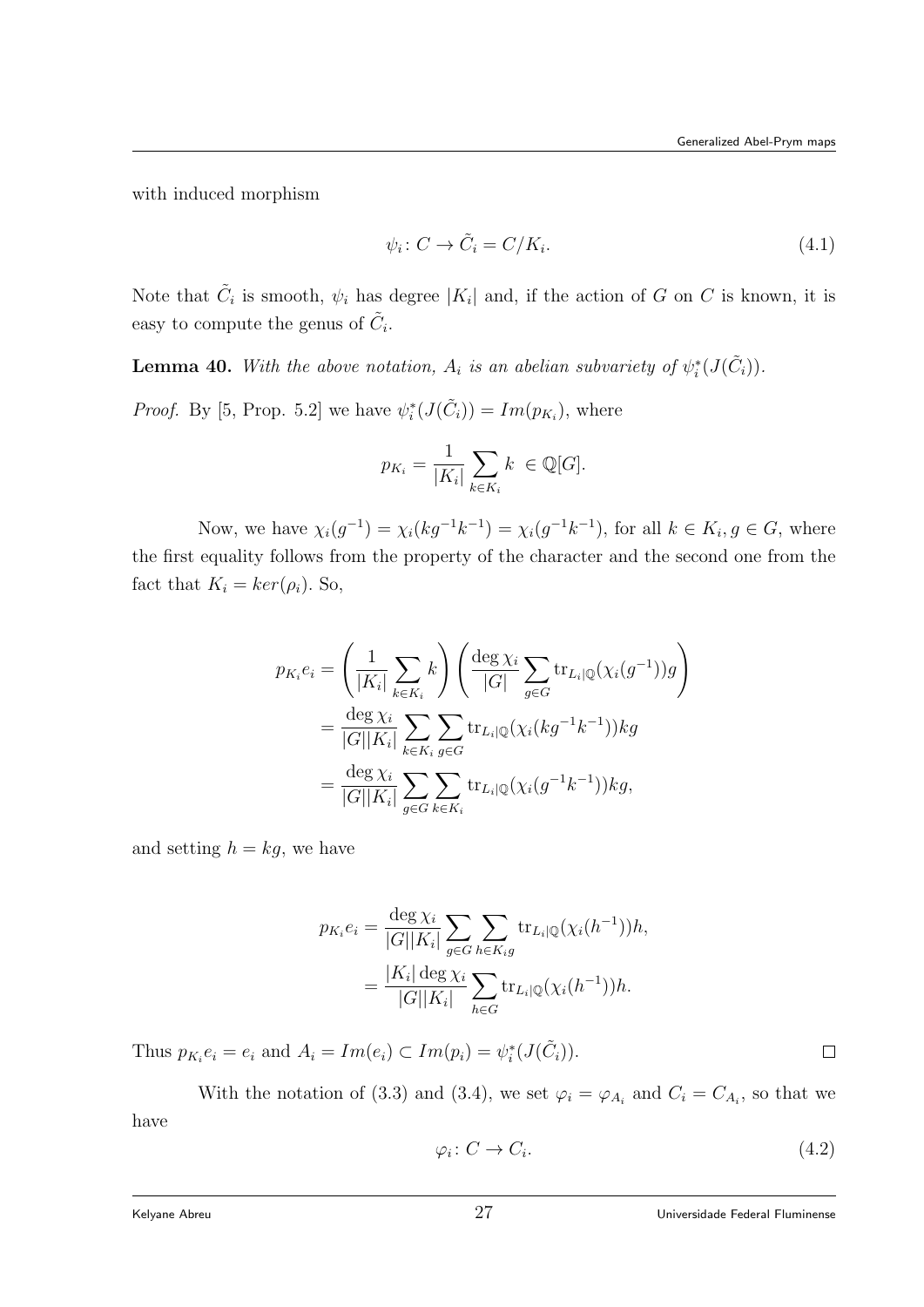with induced morphism

$$\psi_i \colon C \to \tilde{C}_i = C/K_i. \tag{4.1}$$

Note that $\tilde{C}_i$ is smooth, $\psi_i$ has degree $|K_i|$ and, if the action of $G$ on $C$ is known, it is easy to compute the genus of $\tilde{C}_i$.

**Lemma 40.** *With the above notation, $A_i$ is an abelian subvariety of $\psi_i^*(J(\tilde{C}_i))$.*

*Proof.* By [5, Prop. 5.2] we have $\psi_i^*(J(\tilde{C}_i)) = Im(p_{K_i})$, where

$$p_{K_i} = \frac{1}{|K_i|} \sum_{k \in K_i} k \ \in \mathbb{Q}[G].$$

Now, we have $\chi_i(g^{-1}) = \chi_i(kg^{-1}k^{-1}) = \chi_i(g^{-1}k^{-1})$, for all $k \in K_i, g \in G$, where the first equality follows from the property of the character and the second one from the fact that $K_i = ker(\rho_i)$. So,

$$\begin{aligned}
p_{K_i} e_i &= \left( \frac{1}{|K_i|} \sum_{k \in K_i} k \right) \left( \frac{\deg \chi_i}{|G|} \sum_{g \in G} \operatorname{tr}_{L_i|\mathbb{Q}}(\chi_i(g^{-1}))g \right) \\
&= \frac{\deg \chi_i}{|G||K_i|} \sum_{k \in K_i} \sum_{g \in G} \operatorname{tr}_{L_i|\mathbb{Q}}(\chi_i(kg^{-1}k^{-1}))kg \\
&= \frac{\deg \chi_i}{|G||K_i|} \sum_{g \in G} \sum_{k \in K_i} \operatorname{tr}_{L_i|\mathbb{Q}}(\chi_i(g^{-1}k^{-1}))kg,
\end{aligned}$$

and setting $h = kg$, we have

$$\begin{aligned}
p_{K_i} e_i &= \frac{\deg \chi_i}{|G||K_i|} \sum_{g \in G} \sum_{h \in K_i g} \operatorname{tr}_{L_i|\mathbb{Q}}(\chi_i(h^{-1}))h, \\
&= \frac{|K_i| \deg \chi_i}{|G||K_i|} \sum_{h \in G} \operatorname{tr}_{L_i|\mathbb{Q}}(\chi_i(h^{-1}))h.
\end{aligned}$$

Thus $p_{K_i} e_i = e_i$ and $A_i = Im(e_i) \subset Im(p_i) = \psi_i^*(J(\tilde{C}_i))$. $\square$

With the notation of (3.3) and (3.4), we set $\varphi_i = \varphi_{A_i}$ and $C_i = C_{A_i}$, so that we have

$$\varphi_i \colon C \to C_i. \tag{4.2}$$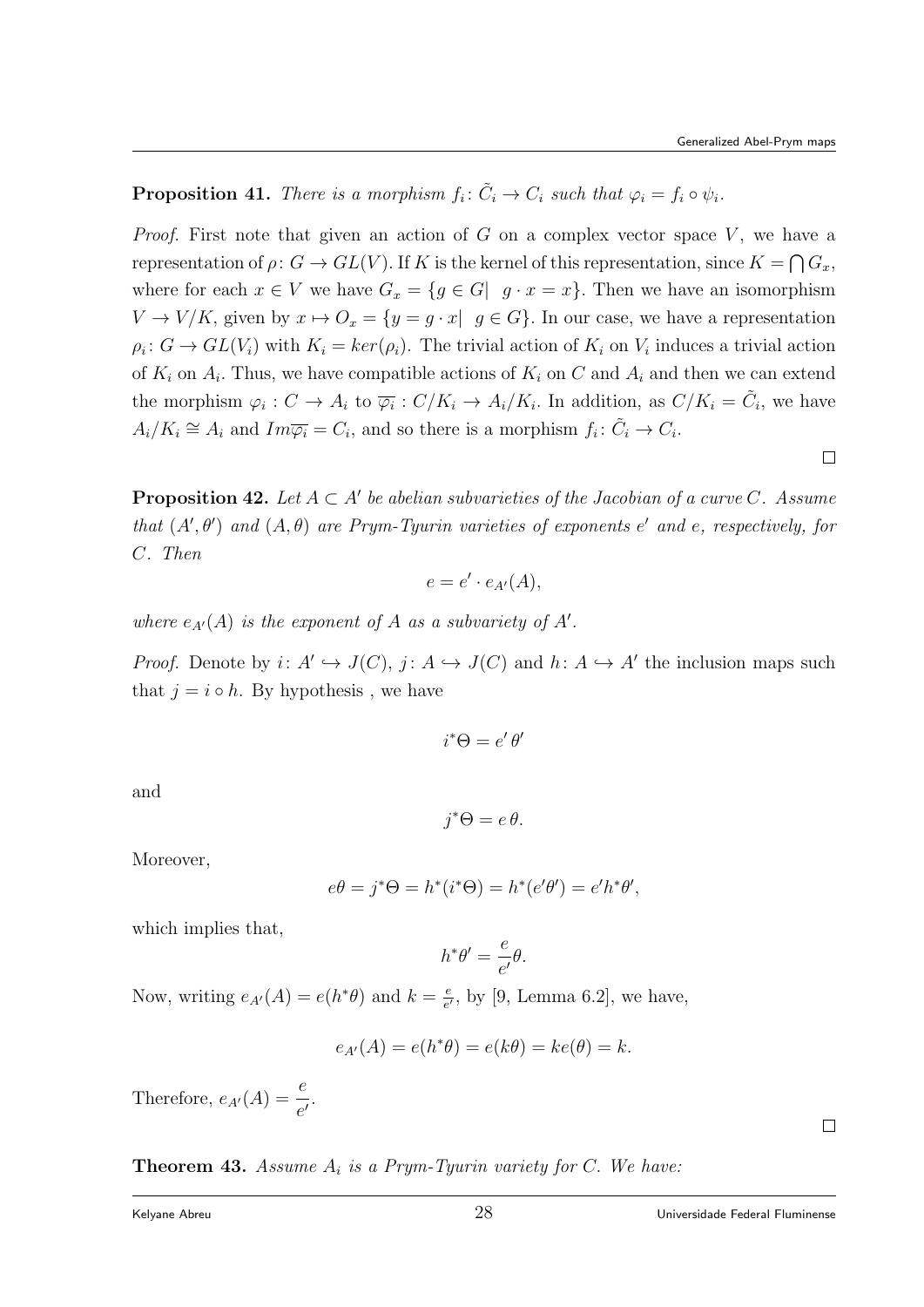**Proposition 41.** *There is a morphism $f_i\colon \tilde{C}_i \to C_i$ such that $\varphi_i = f_i \circ \psi_i$.*

*Proof.* First note that given an action of $G$ on a complex vector space $V$, we have a representation of $\rho\colon G \to GL(V)$. If $K$ is the kernel of this representation, since $K = \bigcap G_x$, where for each $x \in V$ we have $G_x = \{g \in G| \ \ g \cdot x = x\}$. Then we have an isomorphism $V \to V/K$, given by $x \mapsto O_x = \{y = g \cdot x| \ \ g \in G\}$. In our case, we have a representation $\rho_i\colon G \to GL(V_i)$ with $K_i = ker(\rho_i)$. The trivial action of $K_i$ on $V_i$ induces a trivial action of $K_i$ on $A_i$. Thus, we have compatible actions of $K_i$ on $C$ and $A_i$ and then we can extend the morphism $\varphi_i : C \to A_i$ to $\overline{\varphi_i} : C/K_i \to A_i/K_i$. In addition, as $C/K_i = \tilde{C}_i$, we have $A_i/K_i \cong A_i$ and $Im\overline{\varphi_i} = C_i$, and so there is a morphism $f_i\colon \tilde{C}_i \to C_i$. □

**Proposition 42.** *Let $A \subset A'$ be abelian subvarieties of the Jacobian of a curve $C$. Assume that $(A', \theta')$ and $(A, \theta)$ are Prym-Tyurin varieties of exponents $e'$ and $e$, respectively, for $C$. Then*

$$e = e' \cdot e_{A'}(A),$$

*where $e_{A'}(A)$ is the exponent of $A$ as a subvariety of $A'$.*

*Proof.* Denote by $i\colon A' \hookrightarrow J(C)$, $j\colon A \hookrightarrow J(C)$ and $h\colon A \hookrightarrow A'$ the inclusion maps such that $j = i \circ h$. By hypothesis , we have

$$i^*\Theta = e'\,\theta'$$

and

$$j^*\Theta = e\,\theta.$$

Moreover,

$$e\theta = j^*\Theta = h^*(i^*\Theta) = h^*(e'\theta') = e'h^*\theta',$$

which implies that,

$$h^*\theta' = \frac{e}{e'}\theta.$$

Now, writing $e_{A'}(A) = e(h^*\theta)$ and $k = \frac{e}{e'}$, by [9, Lemma 6.2], we have,

$$e_{A'}(A) = e(h^*\theta) = e(k\theta) = ke(\theta) = k.$$

Therefore, $e_{A'}(A) = \dfrac{e}{e'}$. □

**Theorem 43.** *Assume $A_i$ is a Prym-Tyurin variety for $C$. We have:*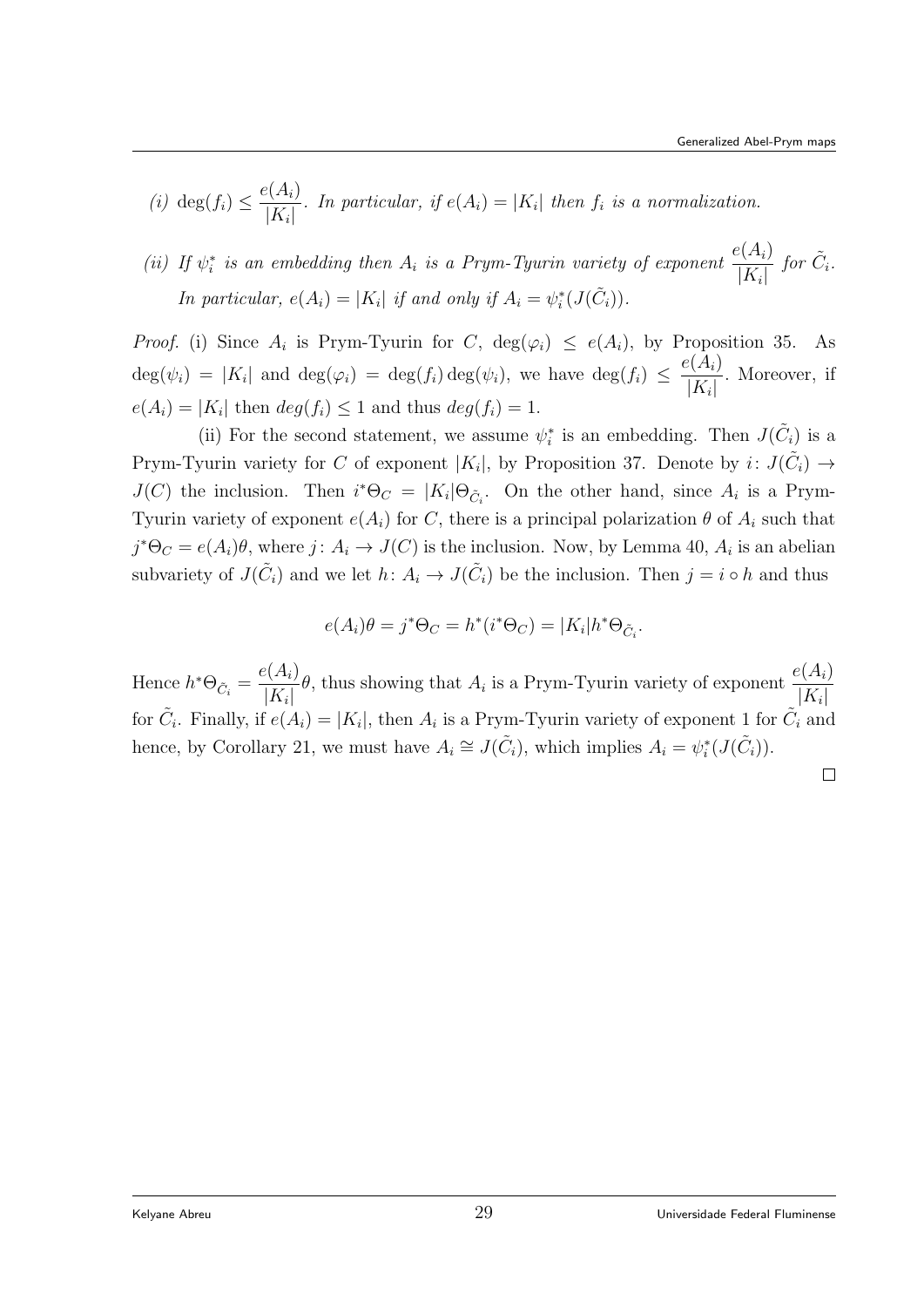*(i)* $\deg(f_i) \leq \dfrac{e(A_i)}{|K_i|}$. *In particular, if* $e(A_i) = |K_i|$ *then* $f_i$ *is a normalization.*

*(ii) If* $\psi_i^*$ *is an embedding then* $A_i$ *is a Prym-Tyurin variety of exponent* $\dfrac{e(A_i)}{|K_i|}$ *for* $\tilde{C}_i$. *In particular,* $e(A_i) = |K_i|$ *if and only if* $A_i = \psi_i^*(J(\tilde{C}_i))$.

*Proof.* (i) Since $A_i$ is Prym-Tyurin for $C$, $\deg(\varphi_i) \leq e(A_i)$, by Proposition 35. As $\deg(\psi_i) = |K_i|$ and $\deg(\varphi_i) = \deg(f_i)\deg(\psi_i)$, we have $\deg(f_i) \leq \dfrac{e(A_i)}{|K_i|}$. Moreover, if $e(A_i) = |K_i|$ then $deg(f_i) \leq 1$ and thus $deg(f_i) = 1$.

(ii) For the second statement, we assume $\psi_i^*$ is an embedding. Then $J(\tilde{C}_i)$ is a Prym-Tyurin variety for $C$ of exponent $|K_i|$, by Proposition 37. Denote by $i\colon J(\tilde{C}_i) \to J(C)$ the inclusion. Then $i^*\Theta_C = |K_i|\Theta_{\tilde{C}_i}$. On the other hand, since $A_i$ is a Prym-Tyurin variety of exponent $e(A_i)$ for $C$, there is a principal polarization $\theta$ of $A_i$ such that $j^*\Theta_C = e(A_i)\theta$, where $j\colon A_i \to J(C)$ is the inclusion. Now, by Lemma 40, $A_i$ is an abelian subvariety of $J(\tilde{C}_i)$ and we let $h\colon A_i \to J(\tilde{C}_i)$ be the inclusion. Then $j = i \circ h$ and thus

$$e(A_i)\theta = j^*\Theta_C = h^*(i^*\Theta_C) = |K_i|h^*\Theta_{\tilde{C}_i}.$$

Hence $h^*\Theta_{\tilde{C}_i} = \dfrac{e(A_i)}{|K_i|}\theta$, thus showing that $A_i$ is a Prym-Tyurin variety of exponent $\dfrac{e(A_i)}{|K_i|}$ for $\tilde{C}_i$. Finally, if $e(A_i) = |K_i|$, then $A_i$ is a Prym-Tyurin variety of exponent 1 for $\tilde{C}_i$ and hence, by Corollary 21, we must have $A_i \cong J(\tilde{C}_i)$, which implies $A_i = \psi_i^*(J(\tilde{C}_i))$.

□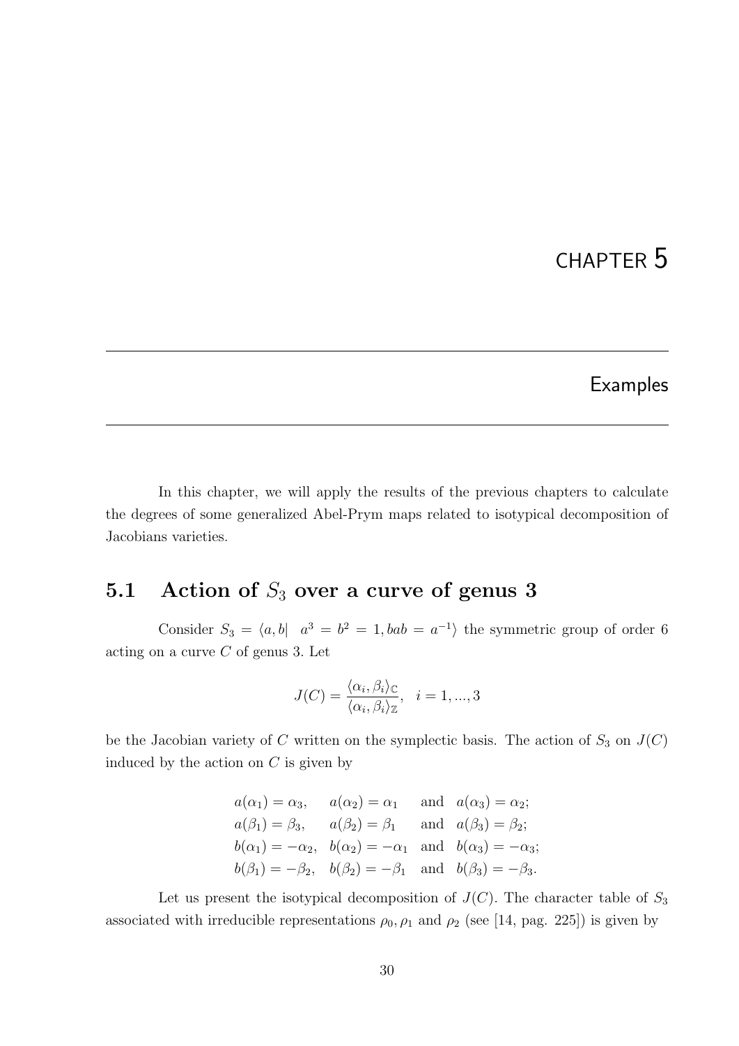# CHAPTER 5

## Examples

In this chapter, we will apply the results of the previous chapters to calculate the degrees of some generalized Abel-Prym maps related to isotypical decomposition of Jacobians varieties.

### 5.1 Action of $S_3$ over a curve of genus 3

Consider $S_3 = \langle a, b | \ \ a^3 = b^2 = 1, bab = a^{-1} \rangle$ the symmetric group of order 6 acting on a curve $C$ of genus 3. Let

$$J(C) = \frac{\langle \alpha_i, \beta_i \rangle_{\mathbb{C}}}{\langle \alpha_i, \beta_i \rangle_{\mathbb{Z}}}, \quad i = 1, ..., 3$$

be the Jacobian variety of $C$ written on the symplectic basis. The action of $S_3$ on $J(C)$ induced by the action on $C$ is given by

$$\begin{array}{llll}
a(\alpha_1) = \alpha_3, & a(\alpha_2) = \alpha_1 & \text{and} & a(\alpha_3) = \alpha_2; \\
a(\beta_1) = \beta_3, & a(\beta_2) = \beta_1 & \text{and} & a(\beta_3) = \beta_2; \\
b(\alpha_1) = -\alpha_2, & b(\alpha_2) = -\alpha_1 & \text{and} & b(\alpha_3) = -\alpha_3; \\
b(\beta_1) = -\beta_2, & b(\beta_2) = -\beta_1 & \text{and} & b(\beta_3) = -\beta_3.
\end{array}$$

Let us present the isotypical decomposition of $J(C)$. The character table of $S_3$ associated with irreducible representations $\rho_0, \rho_1$ and $\rho_2$ (see [14, pag. 225]) is given by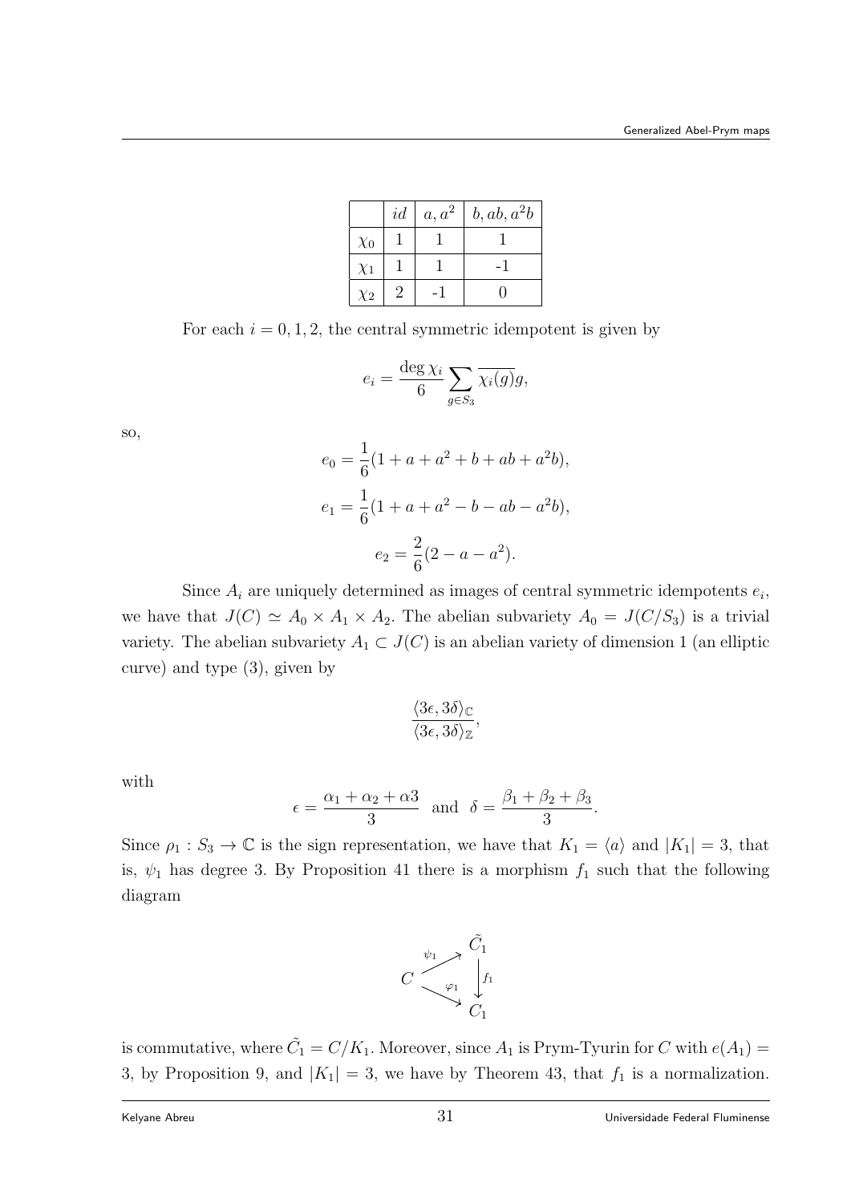|  | $id$ | $a, a^2$ | $b, ab, a^2b$ |
|---|---|---|---|
| $\chi_0$ | 1 | 1 | 1 |
| $\chi_1$ | 1 | 1 | -1 |
| $\chi_2$ | 2 | -1 | 0 |

For each $i = 0, 1, 2$, the central symmetric idempotent is given by

$$e_i = \frac{\deg \chi_i}{6} \sum_{g \in S_3} \overline{\chi_i(g)} g,$$

so,

$$e_0 = \frac{1}{6}(1 + a + a^2 + b + ab + a^2b),$$

$$e_1 = \frac{1}{6}(1 + a + a^2 - b - ab - a^2b),$$

$$e_2 = \frac{2}{6}(2 - a - a^2).$$

Since $A_i$ are uniquely determined as images of central symmetric idempotents $e_i$, we have that $J(C) \simeq A_0 \times A_1 \times A_2$. The abelian subvariety $A_0 = J(C/S_3)$ is a trivial variety. The abelian subvariety $A_1 \subset J(C)$ is an abelian variety of dimension 1 (an elliptic curve) and type (3), given by

$$\frac{\langle 3\epsilon, 3\delta \rangle_{\mathbb{C}}}{\langle 3\epsilon, 3\delta \rangle_{\mathbb{Z}}},$$

with

$$\epsilon = \frac{\alpha_1 + \alpha_2 + \alpha 3}{3} \quad \text{and} \quad \delta = \frac{\beta_1 + \beta_2 + \beta_3}{3}.$$

Since $\rho_1 : S_3 \to \mathbb{C}$ is the sign representation, we have that $K_1 = \langle a \rangle$ and $|K_1| = 3$, that is, $\psi_1$ has degree 3. By Proposition 41 there is a morphism $f_1$ such that the following diagram

$$\begin{array}{ccc} & & \tilde{C}_1 \\ & \overset{\psi_1}{\nearrow} & \\ C & & \downarrow f_1 \\ & \underset{\varphi_1}{\searrow} & \\ & & C_1 \end{array}$$

is commutative, where $\tilde{C}_1 = C/K_1$. Moreover, since $A_1$ is Prym-Tyurin for $C$ with $e(A_1) = 3$, by Proposition 9, and $|K_1| = 3$, we have by Theorem 43, that $f_1$ is a normalization.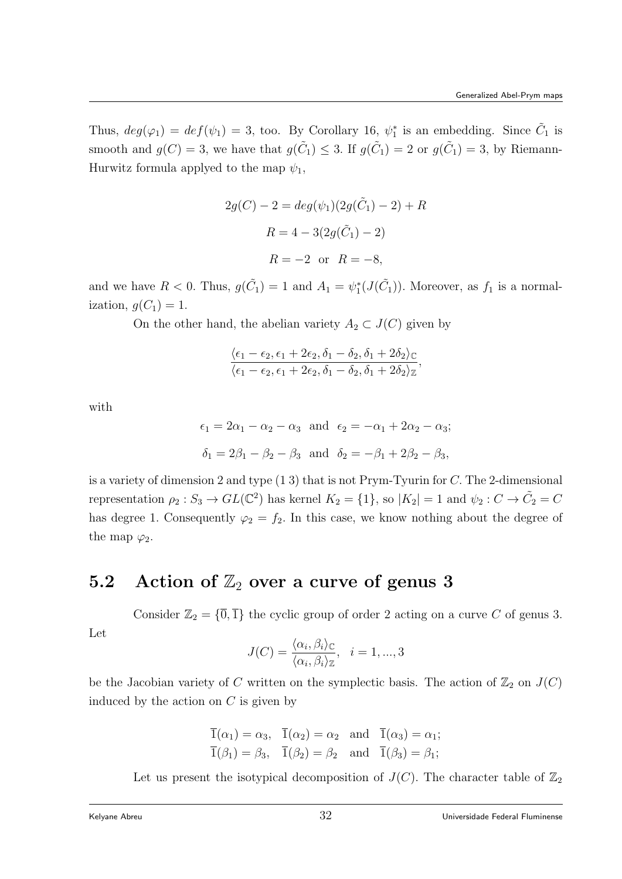Thus, $deg(\varphi_1) = def(\psi_1) = 3$, too. By Corollary 16, $\psi_1^*$ is an embedding. Since $\tilde{C}_1$ is smooth and $g(C) = 3$, we have that $g(\tilde{C}_1) \leq 3$. If $g(\tilde{C}_1) = 2$ or $g(\tilde{C}_1) = 3$, by Riemann-Hurwitz formula applyed to the map $\psi_1$,

$$2g(C) - 2 = deg(\psi_1)(2g(\tilde{C}_1) - 2) + R$$

$$R = 4 - 3(2g(\tilde{C}_1) - 2)$$

$$R = -2 \text{ or } R = -8,$$

and we have $R < 0$. Thus, $g(\tilde{C}_1) = 1$ and $A_1 = \psi_1^*(J(\tilde{C}_1))$. Moreover, as $f_1$ is a normalization, $g(C_1) = 1$.

On the other hand, the abelian variety $A_2 \subset J(C)$ given by

$$\frac{\langle \epsilon_1 - \epsilon_2, \epsilon_1 + 2\epsilon_2, \delta_1 - \delta_2, \delta_1 + 2\delta_2 \rangle_{\mathbb{C}}}{\langle \epsilon_1 - \epsilon_2, \epsilon_1 + 2\epsilon_2, \delta_1 - \delta_2, \delta_1 + 2\delta_2 \rangle_{\mathbb{Z}}},$$

with

$$\epsilon_1 = 2\alpha_1 - \alpha_2 - \alpha_3 \text{ and } \epsilon_2 = -\alpha_1 + 2\alpha_2 - \alpha_3;$$

$$\delta_1 = 2\beta_1 - \beta_2 - \beta_3 \text{ and } \delta_2 = -\beta_1 + 2\beta_2 - \beta_3,$$

is a variety of dimension 2 and type $(1\ 3)$ that is not Prym-Tyurin for $C$. The 2-dimensional representation $\rho_2 : S_3 \to GL(\mathbb{C}^2)$ has kernel $K_2 = \{1\}$, so $|K_2| = 1$ and $\psi_2 : C \to \tilde{C}_2 = C$ has degree 1. Consequently $\varphi_2 = f_2$. In this case, we know nothing about the degree of the map $\varphi_2$.

## 5.2 Action of $\mathbb{Z}_2$ over a curve of genus 3

Consider $\mathbb{Z}_2 = \{\overline{0}, \overline{1}\}$ the cyclic group of order 2 acting on a curve $C$ of genus 3. Let

$$J(C) = \frac{\langle \alpha_i, \beta_i \rangle_{\mathbb{C}}}{\langle \alpha_i, \beta_i \rangle_{\mathbb{Z}}}, \quad i = 1, ..., 3$$

be the Jacobian variety of $C$ written on the symplectic basis. The action of $\mathbb{Z}_2$ on $J(C)$ induced by the action on $C$ is given by

$$\overline{1}(\alpha_1) = \alpha_3, \quad \overline{1}(\alpha_2) = \alpha_2 \quad \text{and} \quad \overline{1}(\alpha_3) = \alpha_1;$$
$$\overline{1}(\beta_1) = \beta_3, \quad \overline{1}(\beta_2) = \beta_2 \quad \text{and} \quad \overline{1}(\beta_3) = \beta_1;$$

Let us present the isotypical decomposition of $J(C)$. The character table of $\mathbb{Z}_2$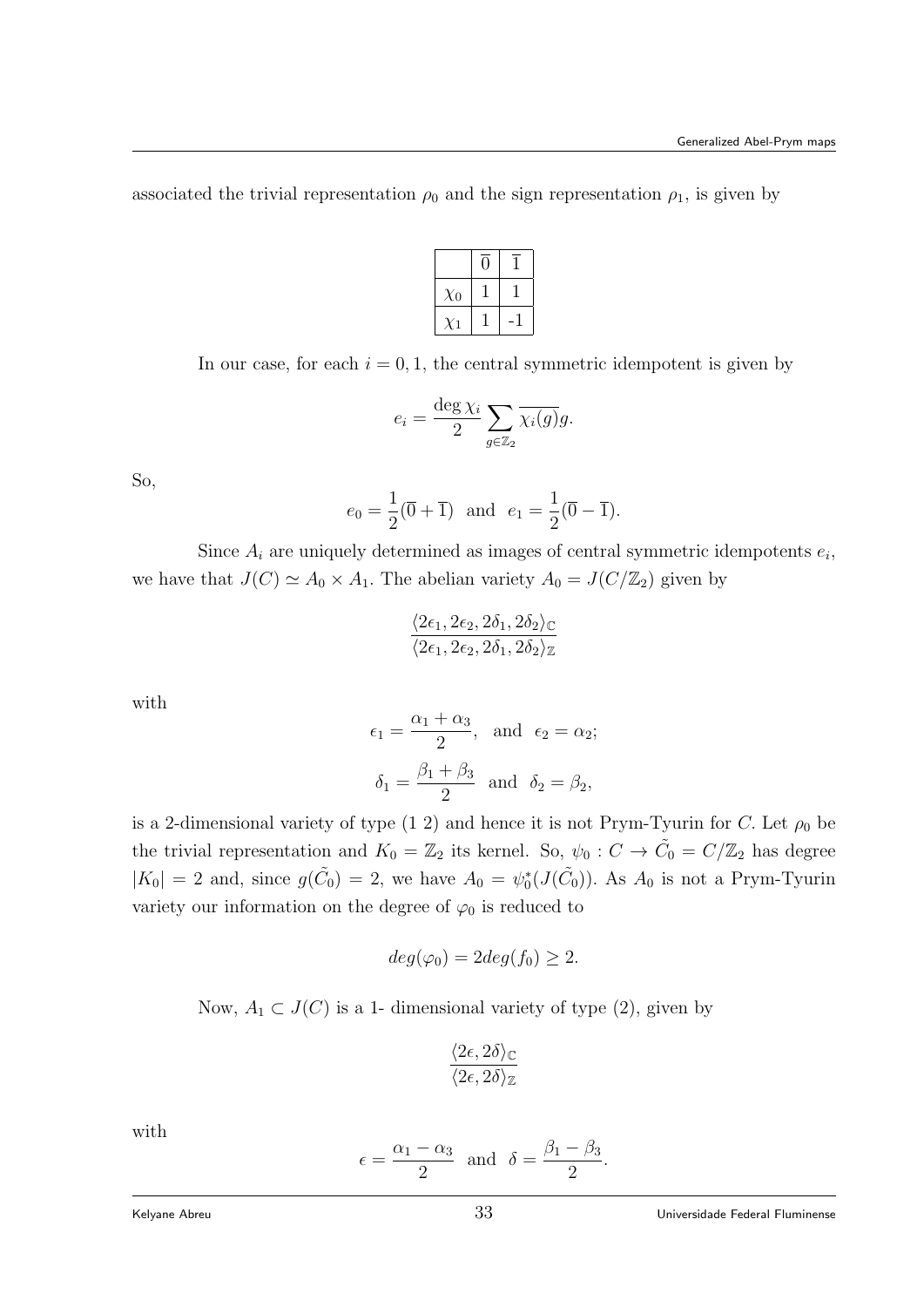associated the trivial representation $\rho_0$ and the sign representation $\rho_1$, is given by

| | $\overline{0}$ | $\overline{1}$ |
|---|---|---|
| $\chi_0$ | 1 | 1 |
| $\chi_1$ | 1 | -1 |

In our case, for each $i = 0, 1$, the central symmetric idempotent is given by

$$e_i = \frac{\deg \chi_i}{2} \sum_{g \in \mathbb{Z}_2} \overline{\chi_i(g)} g.$$

So,

$$e_0 = \frac{1}{2}(\overline{0} + \overline{1}) \text{ and } e_1 = \frac{1}{2}(\overline{0} - \overline{1}).$$

Since $A_i$ are uniquely determined as images of central symmetric idempotents $e_i$, we have that $J(C) \simeq A_0 \times A_1$. The abelian variety $A_0 = J(C/\mathbb{Z}_2)$ given by

$$\frac{\langle 2\epsilon_1, 2\epsilon_2, 2\delta_1, 2\delta_2 \rangle_{\mathbb{C}}}{\langle 2\epsilon_1, 2\epsilon_2, 2\delta_1, 2\delta_2 \rangle_{\mathbb{Z}}}$$

with

$$\epsilon_1 = \frac{\alpha_1 + \alpha_3}{2}, \text{ and } \epsilon_2 = \alpha_2;$$

$$\delta_1 = \frac{\beta_1 + \beta_3}{2} \text{ and } \delta_2 = \beta_2,$$

is a 2-dimensional variety of type (1 2) and hence it is not Prym-Tyurin for $C$. Let $\rho_0$ be the trivial representation and $K_0 = \mathbb{Z}_2$ its kernel. So, $\psi_0 : C \to \tilde{C}_0 = C/\mathbb{Z}_2$ has degree $|K_0| = 2$ and, since $g(\tilde{C}_0) = 2$, we have $A_0 = \psi_0^*(J(\tilde{C}_0))$. As $A_0$ is not a Prym-Tyurin variety our information on the degree of $\varphi_0$ is reduced to

$$deg(\varphi_0) = 2deg(f_0) \geq 2.$$

Now, $A_1 \subset J(C)$ is a 1- dimensional variety of type (2), given by

$$\frac{\langle 2\epsilon, 2\delta \rangle_{\mathbb{C}}}{\langle 2\epsilon, 2\delta \rangle_{\mathbb{Z}}}$$

with

$$\epsilon = \frac{\alpha_1 - \alpha_3}{2} \text{ and } \delta = \frac{\beta_1 - \beta_3}{2}.$$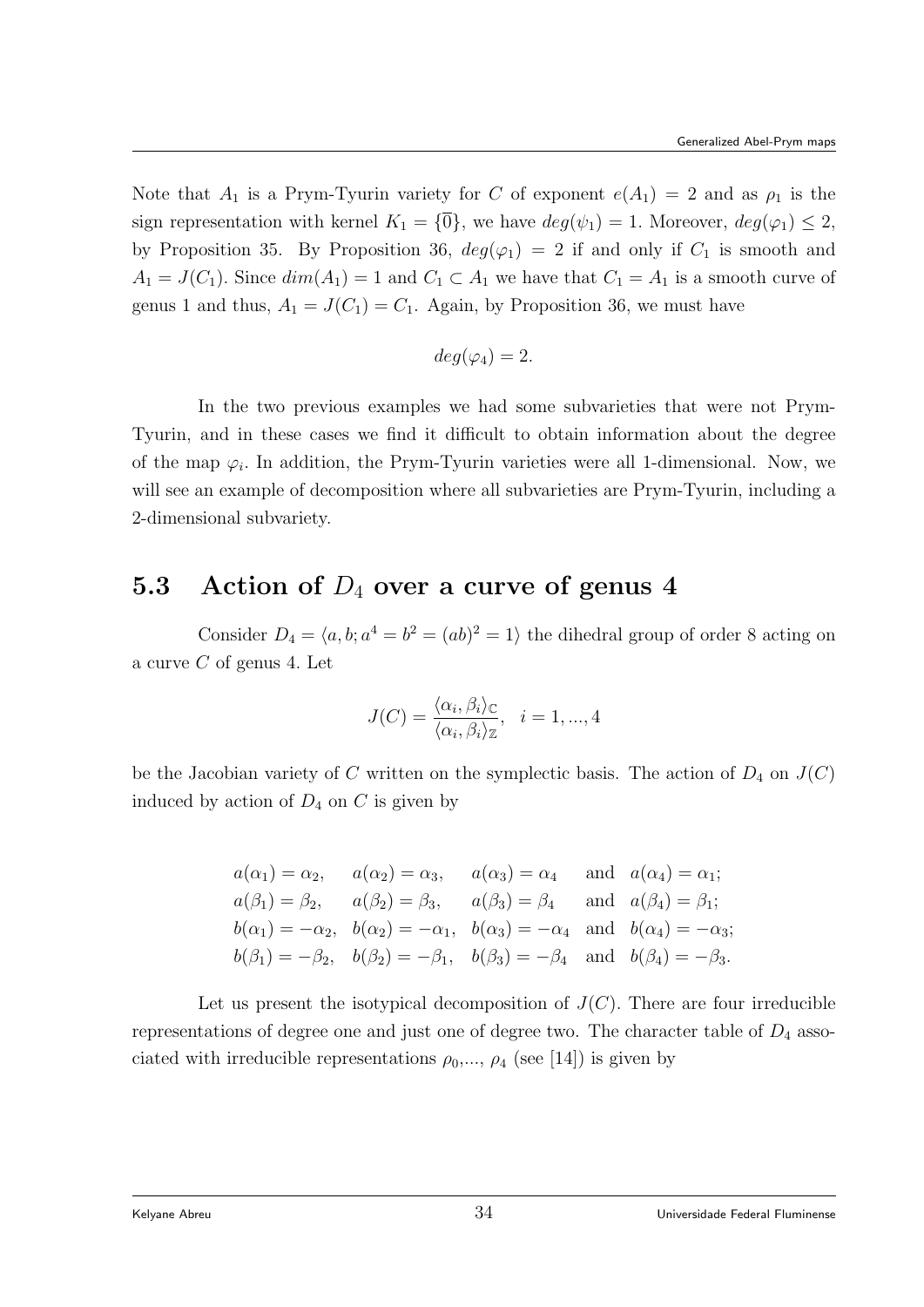Note that $A_1$ is a Prym-Tyurin variety for $C$ of exponent $e(A_1) = 2$ and as $\rho_1$ is the sign representation with kernel $K_1 = \{\overline{0}\}$, we have $deg(\psi_1) = 1$. Moreover, $deg(\varphi_1) \leq 2$, by Proposition 35. By Proposition 36, $deg(\varphi_1) = 2$ if and only if $C_1$ is smooth and $A_1 = J(C_1)$. Since $dim(A_1) = 1$ and $C_1 \subset A_1$ we have that $C_1 = A_1$ is a smooth curve of genus 1 and thus, $A_1 = J(C_1) = C_1$. Again, by Proposition 36, we must have

$$deg(\varphi_4) = 2.$$

In the two previous examples we had some subvarieties that were not Prym-Tyurin, and in these cases we find it difficult to obtain information about the degree of the map $\varphi_i$. In addition, the Prym-Tyurin varieties were all 1-dimensional. Now, we will see an example of decomposition where all subvarieties are Prym-Tyurin, including a 2-dimensional subvariety.

## 5.3 Action of $D_4$ over a curve of genus 4

Consider $D_4 = \langle a, b; a^4 = b^2 = (ab)^2 = 1 \rangle$ the dihedral group of order 8 acting on a curve $C$ of genus 4. Let

$$J(C) = \frac{\langle \alpha_i, \beta_i \rangle_{\mathbb{C}}}{\langle \alpha_i, \beta_i \rangle_{\mathbb{Z}}}, \quad i = 1, ..., 4$$

be the Jacobian variety of $C$ written on the symplectic basis. The action of $D_4$ on $J(C)$ induced by action of $D_4$ on $C$ is given by

$$\begin{array}{llll}
a(\alpha_1) = \alpha_2, & a(\alpha_2) = \alpha_3, & a(\alpha_3) = \alpha_4 & \text{and} \;\; a(\alpha_4) = \alpha_1; \\
a(\beta_1) = \beta_2, & a(\beta_2) = \beta_3, & a(\beta_3) = \beta_4 & \text{and} \;\; a(\beta_4) = \beta_1; \\
b(\alpha_1) = -\alpha_2, & b(\alpha_2) = -\alpha_1, & b(\alpha_3) = -\alpha_4 & \text{and} \;\; b(\alpha_4) = -\alpha_3; \\
b(\beta_1) = -\beta_2, & b(\beta_2) = -\beta_1, & b(\beta_3) = -\beta_4 & \text{and} \;\; b(\beta_4) = -\beta_3.
\end{array}$$

Let us present the isotypical decomposition of $J(C)$. There are four irreducible representations of degree one and just one of degree two. The character table of $D_4$ associated with irreducible representations $\rho_0$,..., $\rho_4$ (see [14]) is given by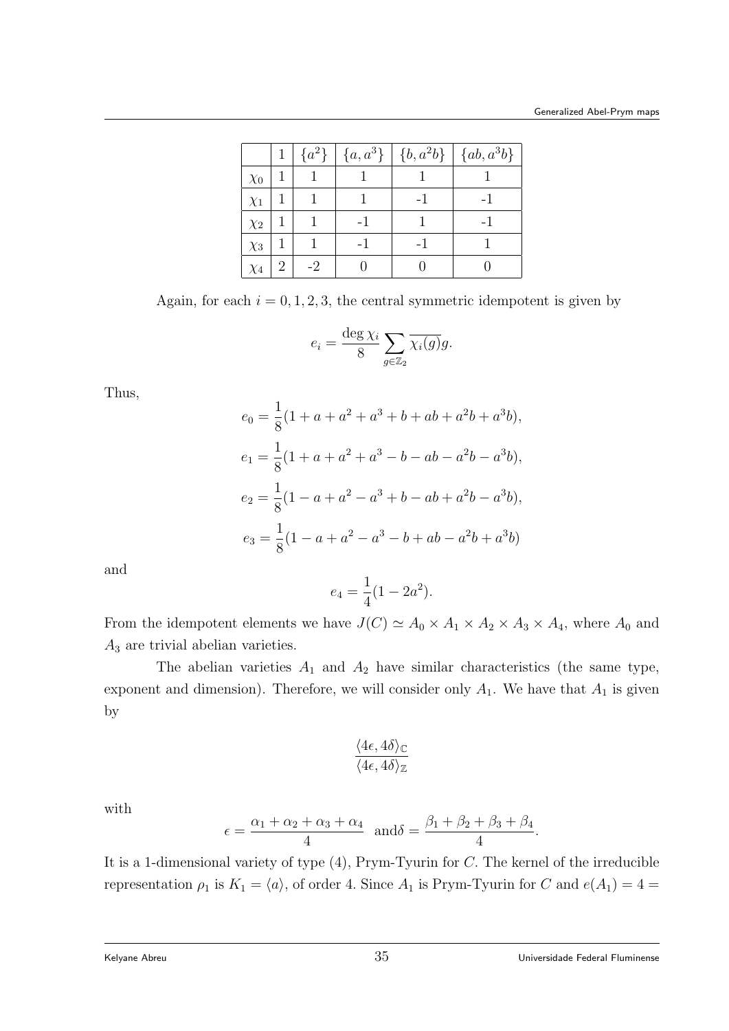|  | 1 | $\{a^2\}$ | $\{a, a^3\}$ | $\{b, a^2b\}$ | $\{ab, a^3b\}$ |
|---|---|---|---|---|---|
| $\chi_0$ | 1 | 1 | 1 | 1 | 1 |
| $\chi_1$ | 1 | 1 | 1 | -1 | -1 |
| $\chi_2$ | 1 | 1 | -1 | 1 | -1 |
| $\chi_3$ | 1 | 1 | -1 | -1 | 1 |
| $\chi_4$ | 2 | -2 | 0 | 0 | 0 |

Again, for each $i = 0, 1, 2, 3$, the central symmetric idempotent is given by

$$e_i = \frac{\deg \chi_i}{8} \sum_{g \in \mathbb{Z}_2} \overline{\chi_i(g)} g.$$

Thus,

$$e_0 = \frac{1}{8}(1 + a + a^2 + a^3 + b + ab + a^2b + a^3b),$$

$$e_1 = \frac{1}{8}(1 + a + a^2 + a^3 - b - ab - a^2b - a^3b),$$

$$e_2 = \frac{1}{8}(1 - a + a^2 - a^3 + b - ab + a^2b - a^3b),$$

$$e_3 = \frac{1}{8}(1 - a + a^2 - a^3 - b + ab - a^2b + a^3b)$$

and

$$e_4 = \frac{1}{4}(1 - 2a^2).$$

From the idempotent elements we have $J(C) \simeq A_0 \times A_1 \times A_2 \times A_3 \times A_4$, where $A_0$ and $A_3$ are trivial abelian varieties.

The abelian varieties $A_1$ and $A_2$ have similar characteristics (the same type, exponent and dimension). Therefore, we will consider only $A_1$. We have that $A_1$ is given by

$$\frac{\langle 4\epsilon, 4\delta \rangle_{\mathbb{C}}}{\langle 4\epsilon, 4\delta \rangle_{\mathbb{Z}}}$$

with

$$\epsilon = \frac{\alpha_1 + \alpha_2 + \alpha_3 + \alpha_4}{4} \quad \text{and} \delta = \frac{\beta_1 + \beta_2 + \beta_3 + \beta_4}{4}.$$

It is a 1-dimensional variety of type $(4)$, Prym-Tyurin for $C$. The kernel of the irreducible representation $\rho_1$ is $K_1 = \langle a \rangle$, of order 4. Since $A_1$ is Prym-Tyurin for $C$ and $e(A_1) = 4 =$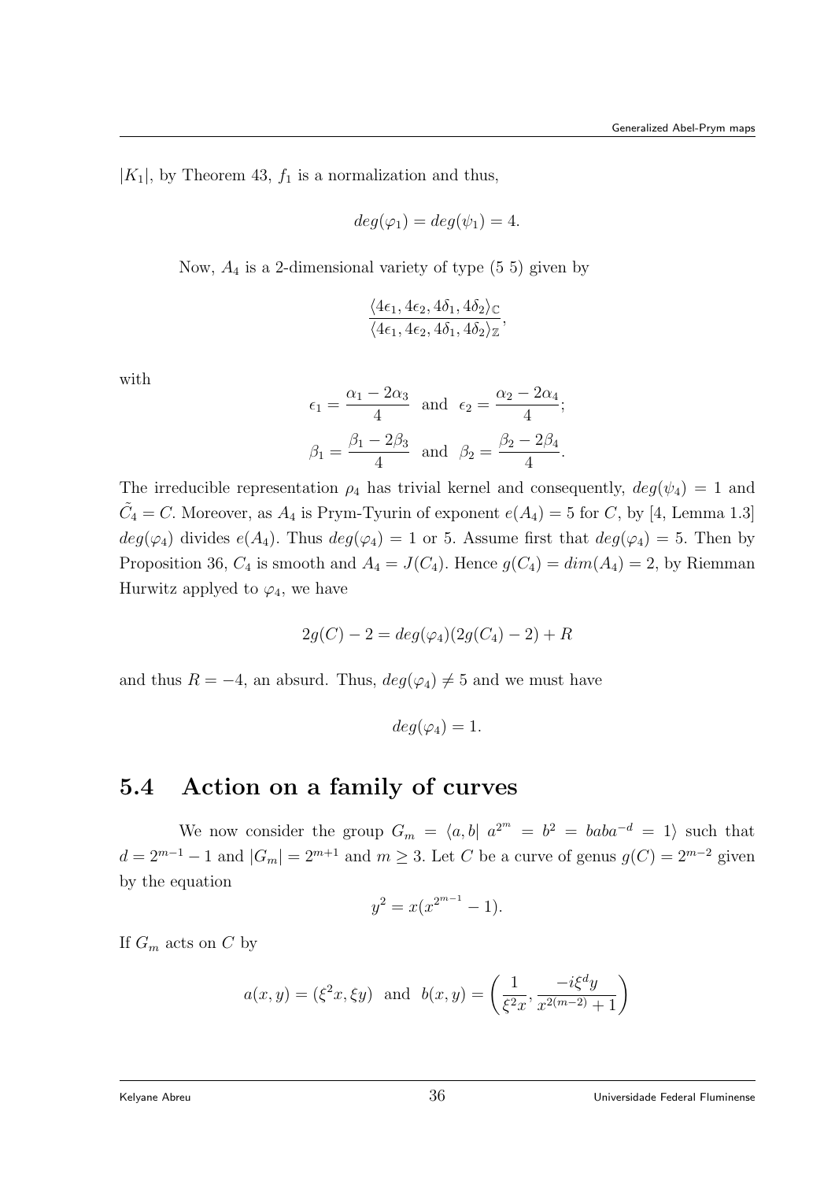$|K_1|$, by Theorem 43, $f_1$ is a normalization and thus,

$$deg(\varphi_1) = deg(\psi_1) = 4.$$

Now, $A_4$ is a 2-dimensional variety of type (5 5) given by

$$\frac{\langle 4\epsilon_1, 4\epsilon_2, 4\delta_1, 4\delta_2\rangle_{\mathbb{C}}}{\langle 4\epsilon_1, 4\epsilon_2, 4\delta_1, 4\delta_2\rangle_{\mathbb{Z}}},$$

with

$$\epsilon_1 = \frac{\alpha_1 - 2\alpha_3}{4} \quad \text{and} \quad \epsilon_2 = \frac{\alpha_2 - 2\alpha_4}{4};$$

$$\beta_1 = \frac{\beta_1 - 2\beta_3}{4} \quad \text{and} \quad \beta_2 = \frac{\beta_2 - 2\beta_4}{4}.$$

The irreducible representation $\rho_4$ has trivial kernel and consequently, $deg(\psi_4) = 1$ and $\tilde{C}_4 = C$. Moreover, as $A_4$ is Prym-Tyurin of exponent $e(A_4) = 5$ for $C$, by [4, Lemma 1.3] $deg(\varphi_4)$ divides $e(A_4)$. Thus $deg(\varphi_4) = 1$ or 5. Assume first that $deg(\varphi_4) = 5$. Then by Proposition 36, $C_4$ is smooth and $A_4 = J(C_4)$. Hence $g(C_4) = dim(A_4) = 2$, by Riemman Hurwitz applyed to $\varphi_4$, we have

$$2g(C) - 2 = deg(\varphi_4)(2g(C_4) - 2) + R$$

and thus $R = -4$, an absurd. Thus, $deg(\varphi_4) \neq 5$ and we must have

$$deg(\varphi_4) = 1.$$

## 5.4 Action on a family of curves

We now consider the group $G_m = \langle a, b|\ a^{2^m} = b^2 = baba^{-d} = 1\rangle$ such that $d = 2^{m-1} - 1$ and $|G_m| = 2^{m+1}$ and $m \geq 3$. Let $C$ be a curve of genus $g(C) = 2^{m-2}$ given by the equation

$$y^2 = x(x^{2^{m-1}} - 1).$$

If $G_m$ acts on $C$ by

$$a(x, y) = (\xi^2 x, \xi y) \quad \text{and} \quad b(x, y) = \left(\frac{1}{\xi^2 x}, \frac{-i\xi^d y}{x^{2(m-2)} + 1}\right)$$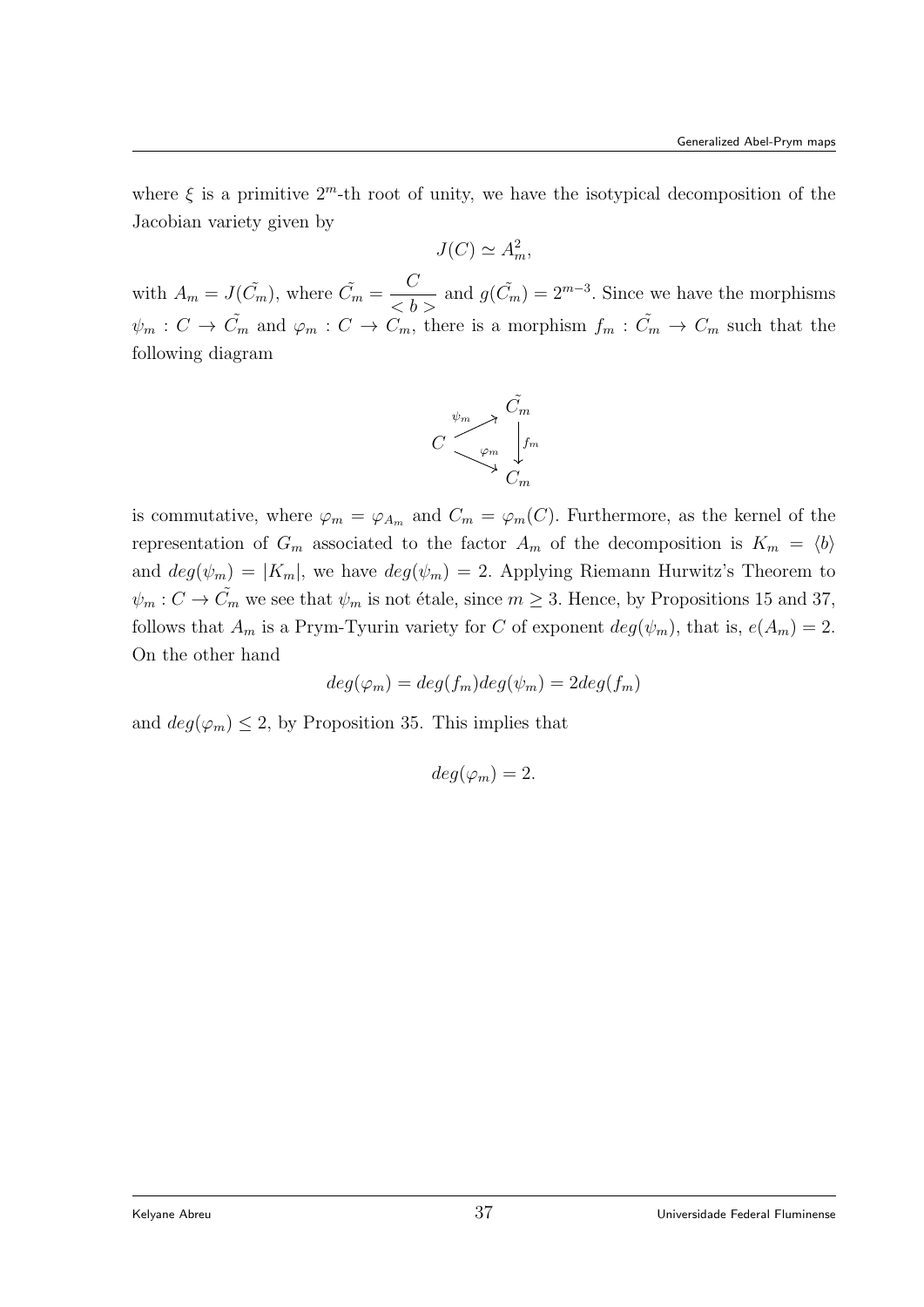where $\xi$ is a primitive $2^m$-th root of unity, we have the isotypical decomposition of the Jacobian variety given by

$$J(C) \simeq A_m^2,$$

with $A_m = J(\tilde{C_m})$, where $\tilde{C_m} = \dfrac{C}{<b>}$ and $g(\tilde{C_m}) = 2^{m-3}$. Since we have the morphisms $\psi_m : C \to \tilde{C_m}$ and $\varphi_m : C \to C_m$, there is a morphism $f_m : \tilde{C_m} \to C_m$ such that the following diagram

$$\begin{array}{ccc} & & \tilde{C_m} \\ & \overset{\psi_m}{\nearrow} & \\ C & & \Big\downarrow f_m \\ & \underset{\varphi_m}{\searrow} & \\ & & C_m \end{array}$$

is commutative, where $\varphi_m = \varphi_{A_m}$ and $C_m = \varphi_m(C)$. Furthermore, as the kernel of the representation of $G_m$ associated to the factor $A_m$ of the decomposition is $K_m = \langle b \rangle$ and $deg(\psi_m) = |K_m|$, we have $deg(\psi_m) = 2$. Applying Riemann Hurwitz's Theorem to $\psi_m : C \to \tilde{C_m}$ we see that $\psi_m$ is not étale, since $m \geq 3$. Hence, by Propositions 15 and 37, follows that $A_m$ is a Prym-Tyurin variety for $C$ of exponent $deg(\psi_m)$, that is, $e(A_m) = 2$. On the other hand

$$deg(\varphi_m) = deg(f_m)deg(\psi_m) = 2deg(f_m)$$

and $deg(\varphi_m) \leq 2$, by Proposition 35. This implies that

$$deg(\varphi_m) = 2.$$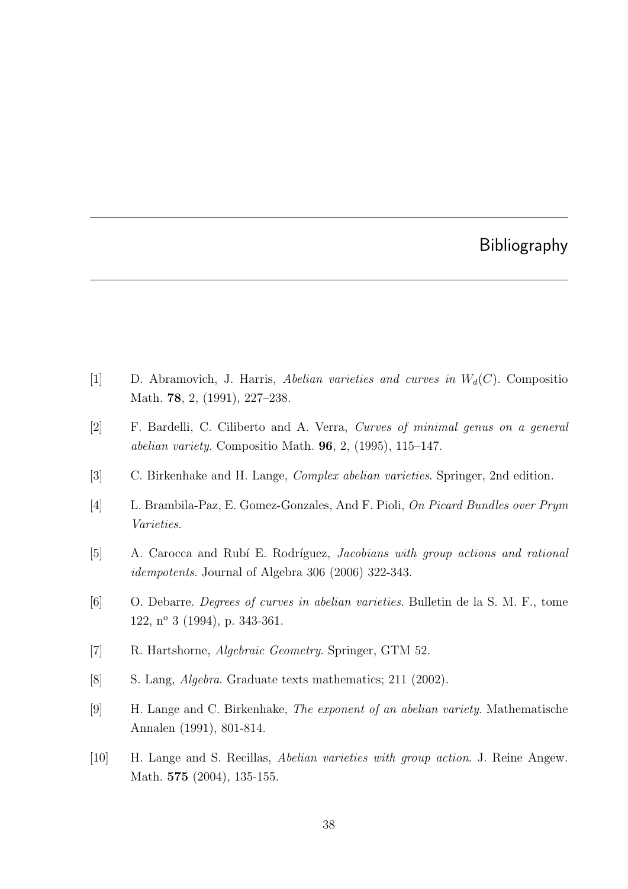# Bibliography

[1] D. Abramovich, J. Harris, *Abelian varieties and curves in $W_d(C)$*. Compositio Math. **78**, 2, (1991), 227–238.

[2] F. Bardelli, C. Ciliberto and A. Verra, *Curves of minimal genus on a general abelian variety*. Compositio Math. **96**, 2, (1995), 115–147.

[3] C. Birkenhake and H. Lange, *Complex abelian varieties*. Springer, 2nd edition.

[4] L. Brambila-Paz, E. Gomez-Gonzales, And F. Pioli, *On Picard Bundles over Prym Varieties*.

[5] A. Carocca and Rubí E. Rodríguez, *Jacobians with group actions and rational idempotents*. Journal of Algebra 306 (2006) 322-343.

[6] O. Debarre. *Degrees of curves in abelian varieties*. Bulletin de la S. M. F., tome 122, n$^o$ 3 (1994), p. 343-361.

[7] R. Hartshorne, *Algebraic Geometry*. Springer, GTM 52.

[8] S. Lang, *Algebra*. Graduate texts mathematics; 211 (2002).

[9] H. Lange and C. Birkenhake, *The exponent of an abelian variety*. Mathematische Annalen (1991), 801-814.

[10] H. Lange and S. Recillas, *Abelian varieties with group action*. J. Reine Angew. Math. **575** (2004), 135-155.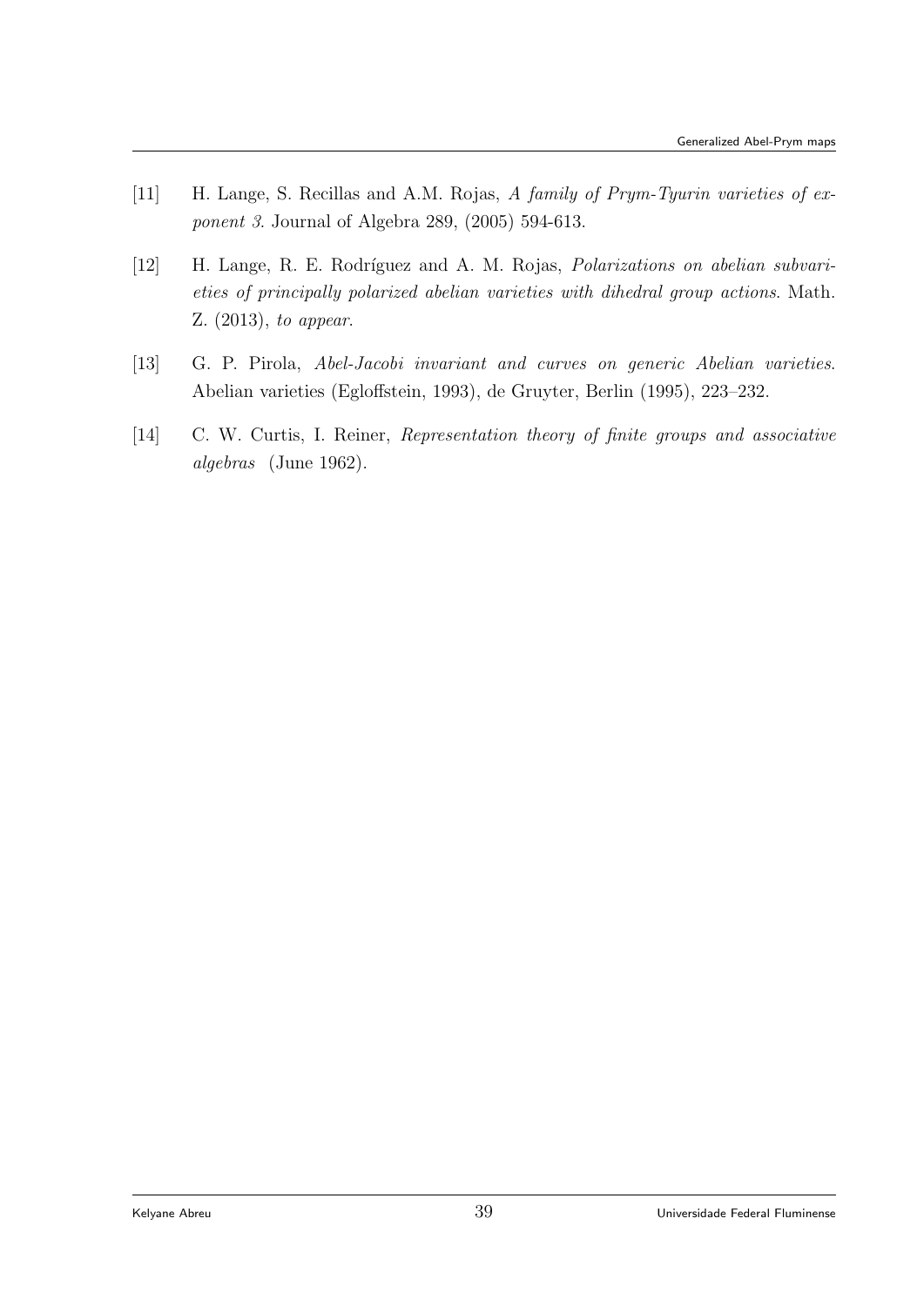[11] H. Lange, S. Recillas and A.M. Rojas, *A family of Prym-Tyurin varieties of exponent 3*. Journal of Algebra 289, (2005) 594-613.

[12] H. Lange, R. E. Rodríguez and A. M. Rojas, *Polarizations on abelian subvarieties of principally polarized abelian varieties with dihedral group actions*. Math. Z. (2013), *to appear*.

[13] G. P. Pirola, *Abel-Jacobi invariant and curves on generic Abelian varieties*. Abelian varieties (Egloffstein, 1993), de Gruyter, Berlin (1995), 223–232.

[14] C. W. Curtis, I. Reiner, *Representation theory of finite groups and associative algebras* (June 1962).